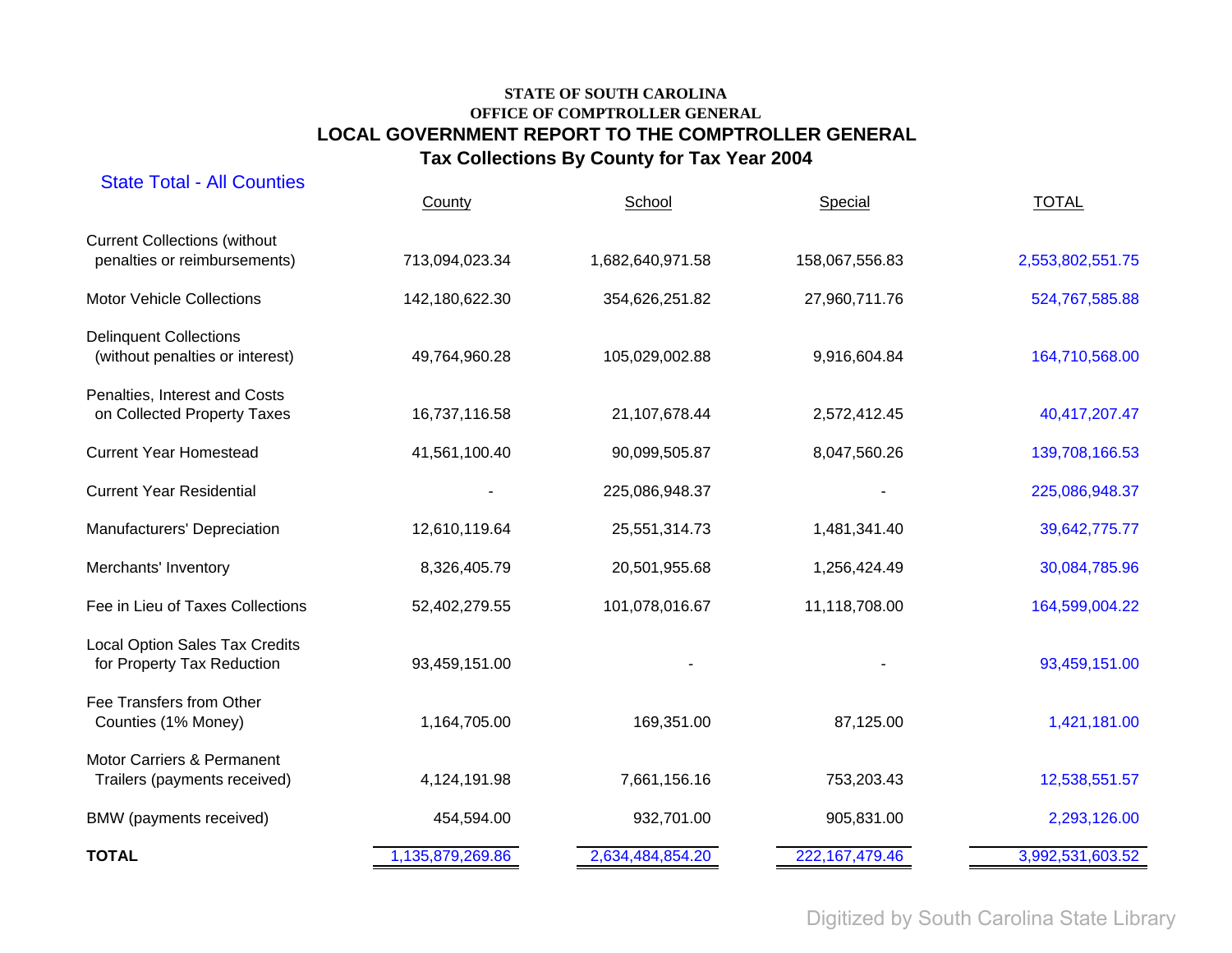STATE OF SOUTH CAROLINA

OFFICE OF COMPTROLLER GENERAL

# LOCAL GOVERNMENT REPORT TO THE COMPTROLLER GENERAL

## Tax Collections By County for Tax Year 2004

State Total - All Counties

| | County | School | Special | TOTAL |
|---|---|---|---|---|
| Current Collections (without penalties or reimbursements) | 713,094,023.34 | 1,682,640,971.58 | 158,067,556.83 | 2,553,802,551.75 |
| Motor Vehicle Collections | 142,180,622.30 | 354,626,251.82 | 27,960,711.76 | 524,767,585.88 |
| Delinquent Collections (without penalties or interest) | 49,764,960.28 | 105,029,002.88 | 9,916,604.84 | 164,710,568.00 |
| Penalties, Interest and Costs on Collected Property Taxes | 16,737,116.58 | 21,107,678.44 | 2,572,412.45 | 40,417,207.47 |
| Current Year Homestead | 41,561,100.40 | 90,099,505.87 | 8,047,560.26 | 139,708,166.53 |
| Current Year Residential | - | 225,086,948.37 | - | 225,086,948.37 |
| Manufacturers' Depreciation | 12,610,119.64 | 25,551,314.73 | 1,481,341.40 | 39,642,775.77 |
| Merchants' Inventory | 8,326,405.79 | 20,501,955.68 | 1,256,424.49 | 30,084,785.96 |
| Fee in Lieu of Taxes Collections | 52,402,279.55 | 101,078,016.67 | 11,118,708.00 | 164,599,004.22 |
| Local Option Sales Tax Credits for Property Tax Reduction | 93,459,151.00 | - | - | 93,459,151.00 |
| Fee Transfers from Other Counties (1% Money) | 1,164,705.00 | 169,351.00 | 87,125.00 | 1,421,181.00 |
| Motor Carriers & Permanent Trailers (payments received) | 4,124,191.98 | 7,661,156.16 | 753,203.43 | 12,538,551.57 |
| BMW (payments received) | 454,594.00 | 932,701.00 | 905,831.00 | 2,293,126.00 |
| **TOTAL** | 1,135,879,269.86 | 2,634,484,854.20 | 222,167,479.46 | 3,992,531,603.52 |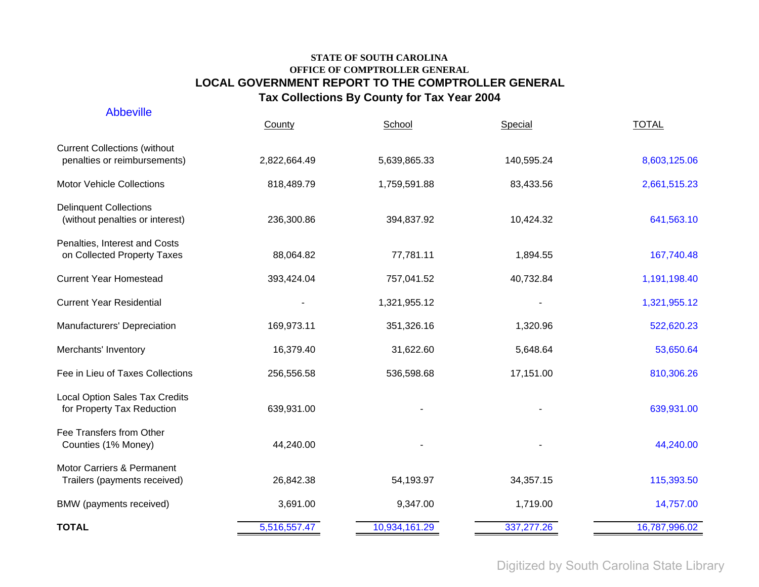# STATE OF SOUTH CAROLINA
## OFFICE OF COMPTROLLER GENERAL
## LOCAL GOVERNMENT REPORT TO THE COMPTROLLER GENERAL
### Tax Collections By County for Tax Year 2004

Abbeville

| | County | School | Special | TOTAL |
|---|---|---|---|---|
| Current Collections (without penalties or reimbursements) | 2,822,664.49 | 5,639,865.33 | 140,595.24 | 8,603,125.06 |
| Motor Vehicle Collections | 818,489.79 | 1,759,591.88 | 83,433.56 | 2,661,515.23 |
| Delinquent Collections (without penalties or interest) | 236,300.86 | 394,837.92 | 10,424.32 | 641,563.10 |
| Penalties, Interest and Costs on Collected Property Taxes | 88,064.82 | 77,781.11 | 1,894.55 | 167,740.48 |
| Current Year Homestead | 393,424.04 | 757,041.52 | 40,732.84 | 1,191,198.40 |
| Current Year Residential | - | 1,321,955.12 | - | 1,321,955.12 |
| Manufacturers' Depreciation | 169,973.11 | 351,326.16 | 1,320.96 | 522,620.23 |
| Merchants' Inventory | 16,379.40 | 31,622.60 | 5,648.64 | 53,650.64 |
| Fee in Lieu of Taxes Collections | 256,556.58 | 536,598.68 | 17,151.00 | 810,306.26 |
| Local Option Sales Tax Credits for Property Tax Reduction | 639,931.00 | - | - | 639,931.00 |
| Fee Transfers from Other Counties (1% Money) | 44,240.00 | - | - | 44,240.00 |
| Motor Carriers & Permanent Trailers (payments received) | 26,842.38 | 54,193.97 | 34,357.15 | 115,393.50 |
| BMW (payments received) | 3,691.00 | 9,347.00 | 1,719.00 | 14,757.00 |
| **TOTAL** | 5,516,557.47 | 10,934,161.29 | 337,277.26 | 16,787,996.02 |

Digitized by South Carolina State Library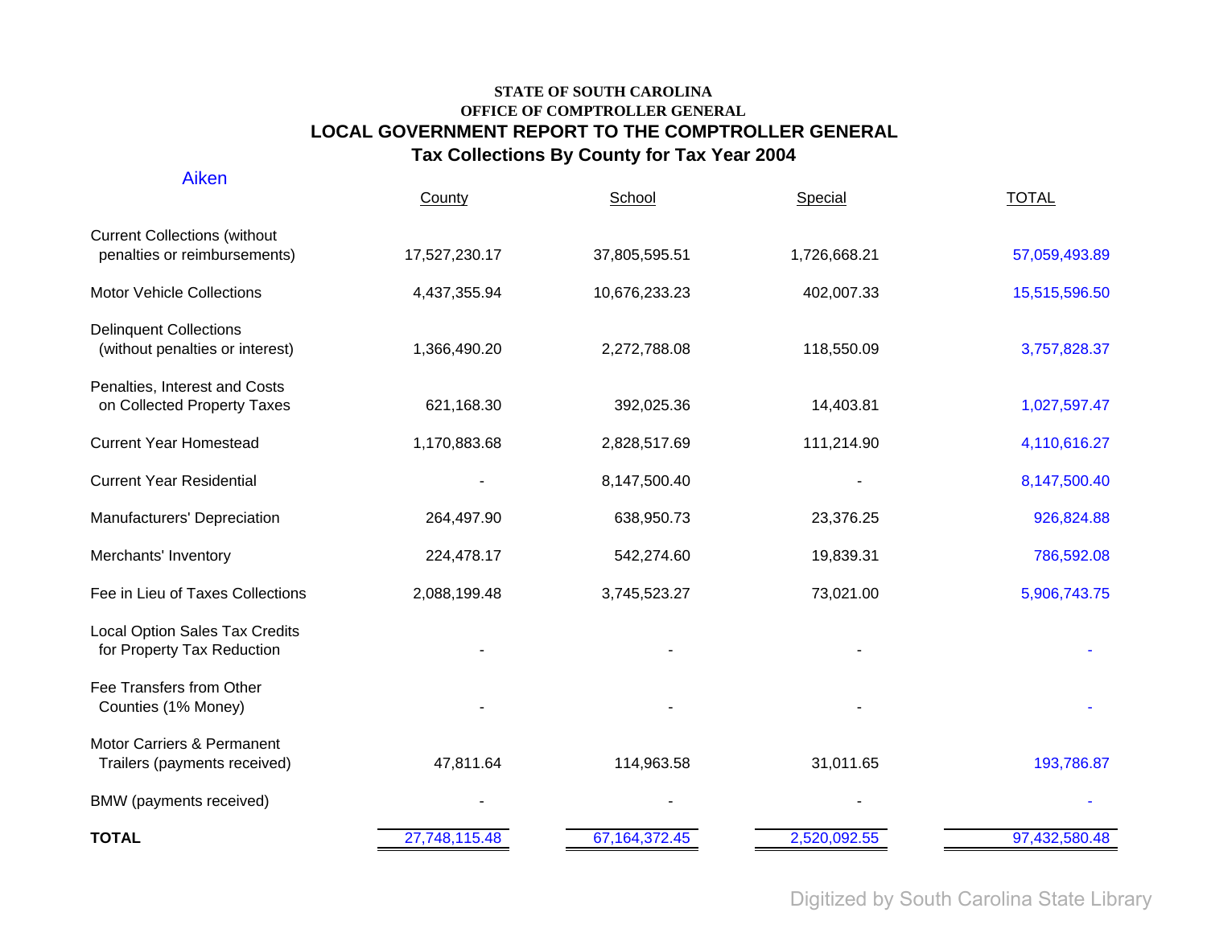**STATE OF SOUTH CAROLINA**
**OFFICE OF COMPTROLLER GENERAL**

## LOCAL GOVERNMENT REPORT TO THE COMPTROLLER GENERAL

### Tax Collections By County for Tax Year 2004

Aiken

| | County | School | Special | TOTAL |
|---|---|---|---|---|
| Current Collections (without penalties or reimbursements) | 17,527,230.17 | 37,805,595.51 | 1,726,668.21 | 57,059,493.89 |
| Motor Vehicle Collections | 4,437,355.94 | 10,676,233.23 | 402,007.33 | 15,515,596.50 |
| Delinquent Collections (without penalties or interest) | 1,366,490.20 | 2,272,788.08 | 118,550.09 | 3,757,828.37 |
| Penalties, Interest and Costs on Collected Property Taxes | 621,168.30 | 392,025.36 | 14,403.81 | 1,027,597.47 |
| Current Year Homestead | 1,170,883.68 | 2,828,517.69 | 111,214.90 | 4,110,616.27 |
| Current Year Residential | - | 8,147,500.40 | - | 8,147,500.40 |
| Manufacturers' Depreciation | 264,497.90 | 638,950.73 | 23,376.25 | 926,824.88 |
| Merchants' Inventory | 224,478.17 | 542,274.60 | 19,839.31 | 786,592.08 |
| Fee in Lieu of Taxes Collections | 2,088,199.48 | 3,745,523.27 | 73,021.00 | 5,906,743.75 |
| Local Option Sales Tax Credits for Property Tax Reduction | - | - | - | - |
| Fee Transfers from Other Counties (1% Money) | - | - | - | - |
| Motor Carriers & Permanent Trailers (payments received) | 47,811.64 | 114,963.58 | 31,011.65 | 193,786.87 |
| BMW (payments received) | - | - | - | - |
| **TOTAL** | 27,748,115.48 | 67,164,372.45 | 2,520,092.55 | 97,432,580.48 |

Digitized by South Carolina State Library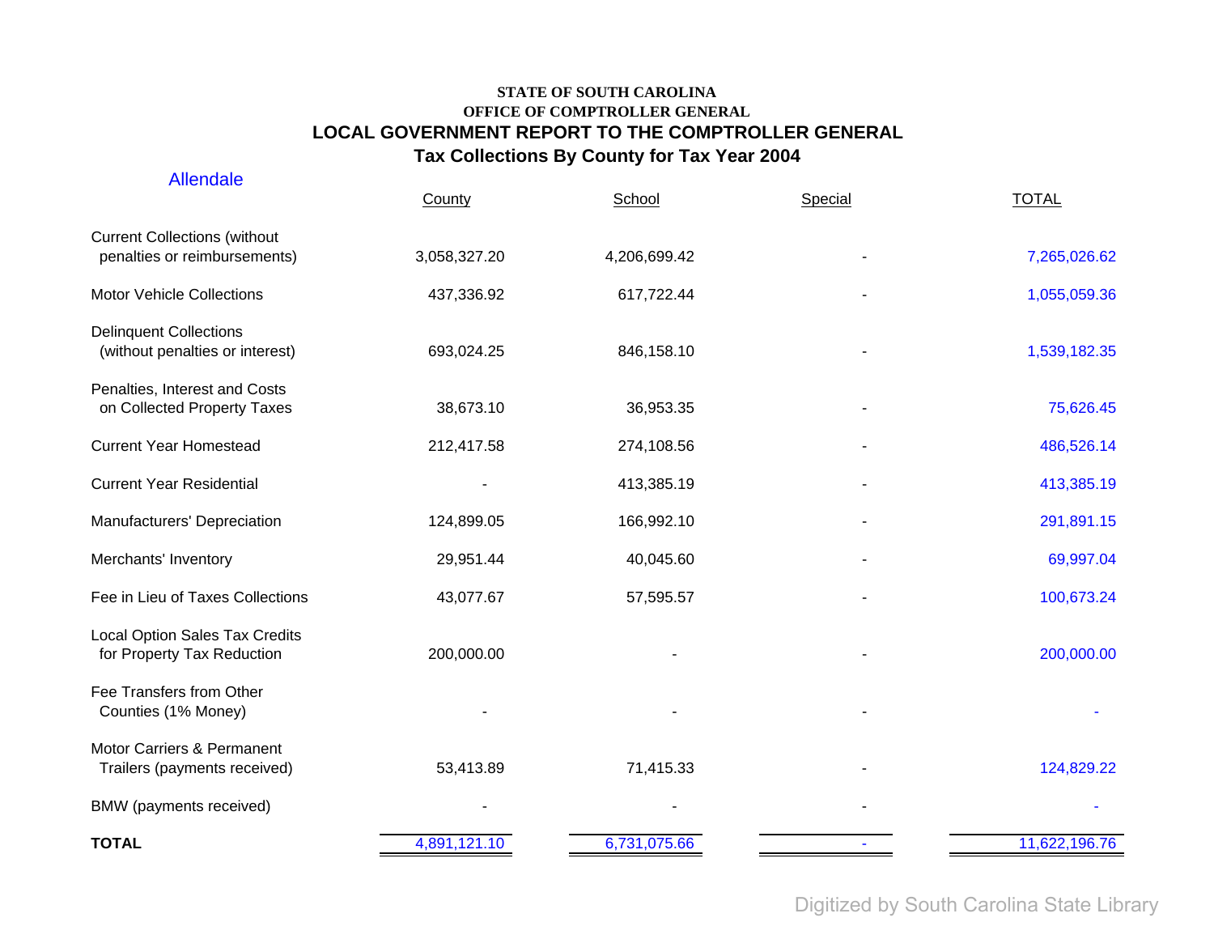STATE OF SOUTH CAROLINA
OFFICE OF COMPTROLLER GENERAL

# LOCAL GOVERNMENT REPORT TO THE COMPTROLLER GENERAL
## Tax Collections By County for Tax Year 2004

Allendale

| | County | School | Special | TOTAL |
|---|---|---|---|---|
| Current Collections (without penalties or reimbursements) | 3,058,327.20 | 4,206,699.42 | - | 7,265,026.62 |
| Motor Vehicle Collections | 437,336.92 | 617,722.44 | - | 1,055,059.36 |
| Delinquent Collections (without penalties or interest) | 693,024.25 | 846,158.10 | - | 1,539,182.35 |
| Penalties, Interest and Costs on Collected Property Taxes | 38,673.10 | 36,953.35 | - | 75,626.45 |
| Current Year Homestead | 212,417.58 | 274,108.56 | - | 486,526.14 |
| Current Year Residential | - | 413,385.19 | - | 413,385.19 |
| Manufacturers' Depreciation | 124,899.05 | 166,992.10 | - | 291,891.15 |
| Merchants' Inventory | 29,951.44 | 40,045.60 | - | 69,997.04 |
| Fee in Lieu of Taxes Collections | 43,077.67 | 57,595.57 | - | 100,673.24 |
| Local Option Sales Tax Credits for Property Tax Reduction | 200,000.00 | - | - | 200,000.00 |
| Fee Transfers from Other Counties (1% Money) | - | - | - | - |
| Motor Carriers & Permanent Trailers (payments received) | 53,413.89 | 71,415.33 | - | 124,829.22 |
| BMW (payments received) | - | - | - | - |
| **TOTAL** | 4,891,121.10 | 6,731,075.66 | - | 11,622,196.76 |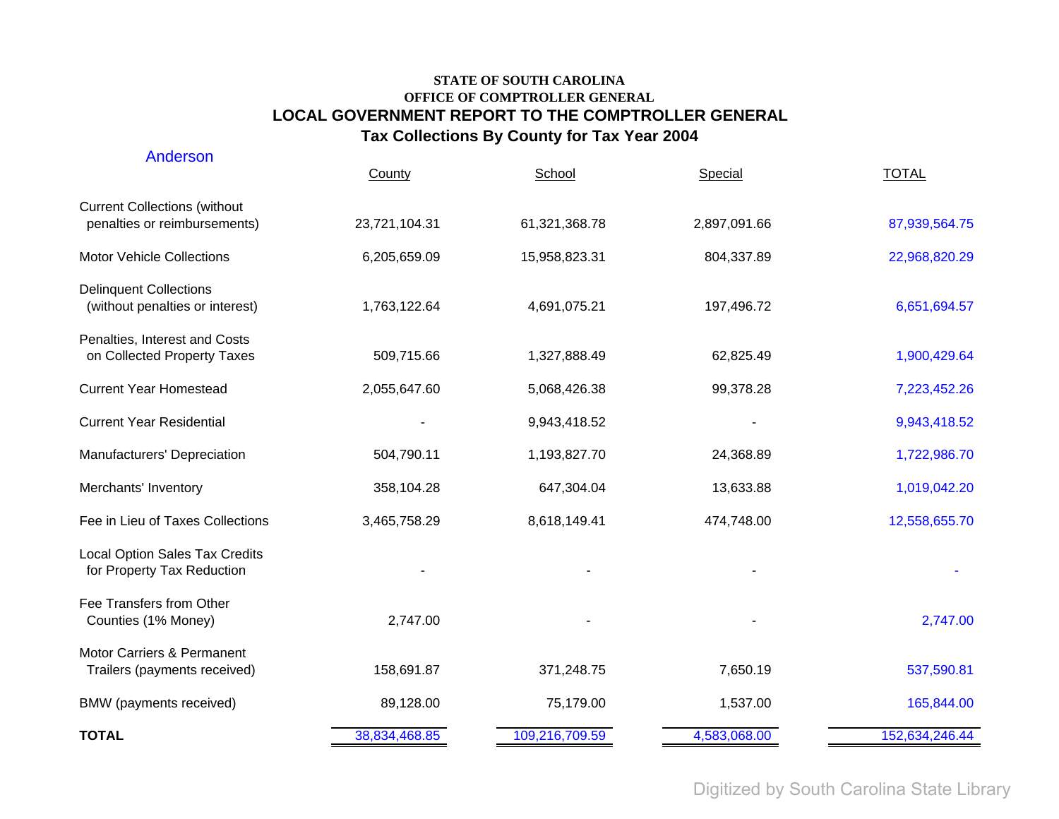**STATE OF SOUTH CAROLINA**

**OFFICE OF COMPTROLLER GENERAL**

## LOCAL GOVERNMENT REPORT TO THE COMPTROLLER GENERAL

## Tax Collections By County for Tax Year 2004

### Anderson

| | County | School | Special | TOTAL |
|---|---|---|---|---|
| Current Collections (without penalties or reimbursements) | 23,721,104.31 | 61,321,368.78 | 2,897,091.66 | 87,939,564.75 |
| Motor Vehicle Collections | 6,205,659.09 | 15,958,823.31 | 804,337.89 | 22,968,820.29 |
| Delinquent Collections (without penalties or interest) | 1,763,122.64 | 4,691,075.21 | 197,496.72 | 6,651,694.57 |
| Penalties, Interest and Costs on Collected Property Taxes | 509,715.66 | 1,327,888.49 | 62,825.49 | 1,900,429.64 |
| Current Year Homestead | 2,055,647.60 | 5,068,426.38 | 99,378.28 | 7,223,452.26 |
| Current Year Residential | - | 9,943,418.52 | - | 9,943,418.52 |
| Manufacturers' Depreciation | 504,790.11 | 1,193,827.70 | 24,368.89 | 1,722,986.70 |
| Merchants' Inventory | 358,104.28 | 647,304.04 | 13,633.88 | 1,019,042.20 |
| Fee in Lieu of Taxes Collections | 3,465,758.29 | 8,618,149.41 | 474,748.00 | 12,558,655.70 |
| Local Option Sales Tax Credits for Property Tax Reduction | - | - | - | - |
| Fee Transfers from Other Counties (1% Money) | 2,747.00 | - | - | 2,747.00 |
| Motor Carriers & Permanent Trailers (payments received) | 158,691.87 | 371,248.75 | 7,650.19 | 537,590.81 |
| BMW (payments received) | 89,128.00 | 75,179.00 | 1,537.00 | 165,844.00 |
| **TOTAL** | 38,834,468.85 | 109,216,709.59 | 4,583,068.00 | 152,634,246.44 |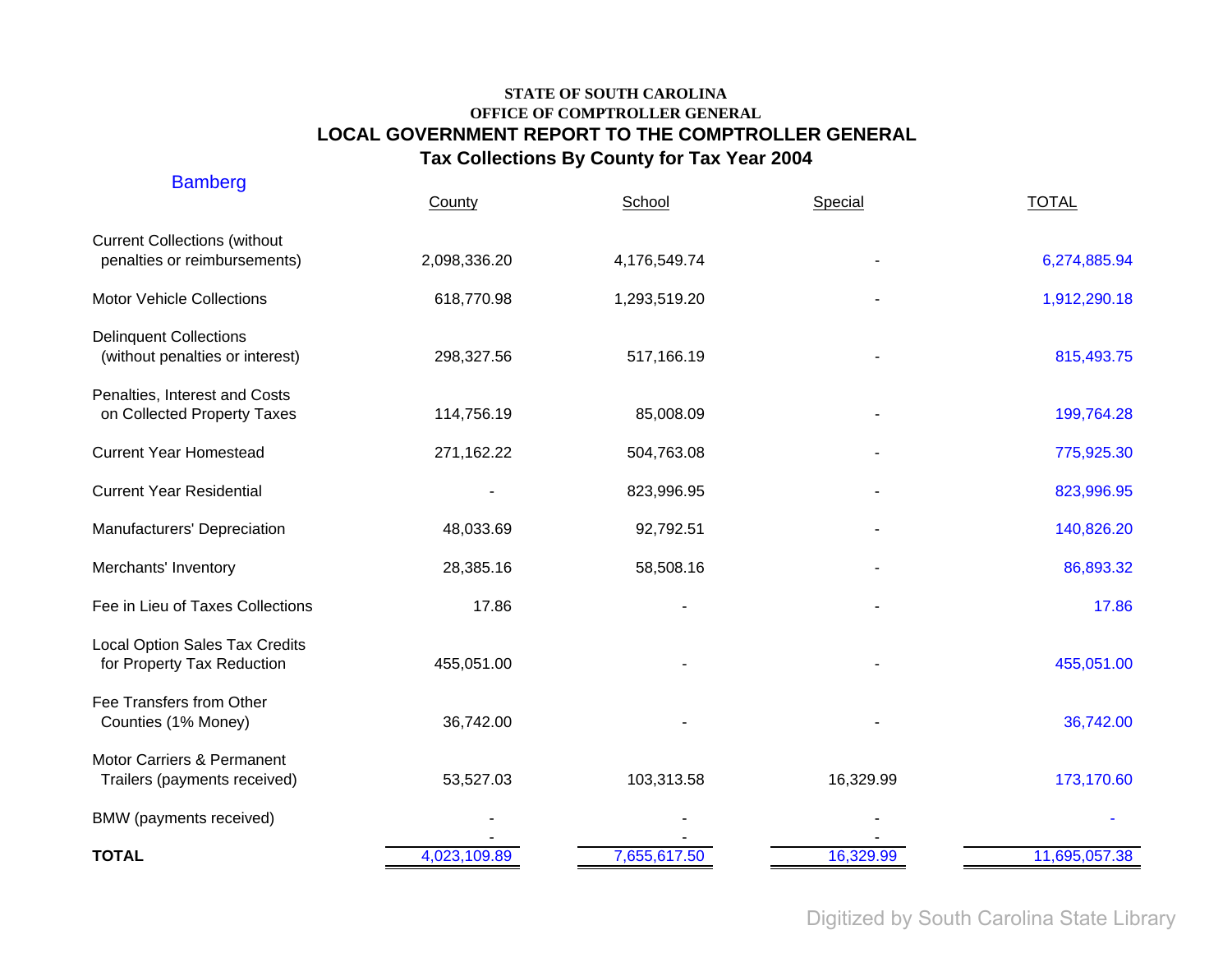**STATE OF SOUTH CAROLINA**
**OFFICE OF COMPTROLLER GENERAL**

# LOCAL GOVERNMENT REPORT TO THE COMPTROLLER GENERAL

## Tax Collections By County for Tax Year 2004

### Bamberg

| | County | School | Special | TOTAL |
|---|---|---|---|---|
| Current Collections (without penalties or reimbursements) | 2,098,336.20 | 4,176,549.74 | - | 6,274,885.94 |
| Motor Vehicle Collections | 618,770.98 | 1,293,519.20 | - | 1,912,290.18 |
| Delinquent Collections (without penalties or interest) | 298,327.56 | 517,166.19 | - | 815,493.75 |
| Penalties, Interest and Costs on Collected Property Taxes | 114,756.19 | 85,008.09 | - | 199,764.28 |
| Current Year Homestead | 271,162.22 | 504,763.08 | - | 775,925.30 |
| Current Year Residential | - | 823,996.95 | - | 823,996.95 |
| Manufacturers' Depreciation | 48,033.69 | 92,792.51 | - | 140,826.20 |
| Merchants' Inventory | 28,385.16 | 58,508.16 | - | 86,893.32 |
| Fee in Lieu of Taxes Collections | 17.86 | - | - | 17.86 |
| Local Option Sales Tax Credits for Property Tax Reduction | 455,051.00 | - | - | 455,051.00 |
| Fee Transfers from Other Counties (1% Money) | 36,742.00 | - | - | 36,742.00 |
| Motor Carriers & Permanent Trailers (payments received) | 53,527.03 | 103,313.58 | 16,329.99 | 173,170.60 |
| BMW (payments received) | - | - | - | - |
| **TOTAL** | 4,023,109.89 | 7,655,617.50 | 16,329.99 | 11,695,057.38 |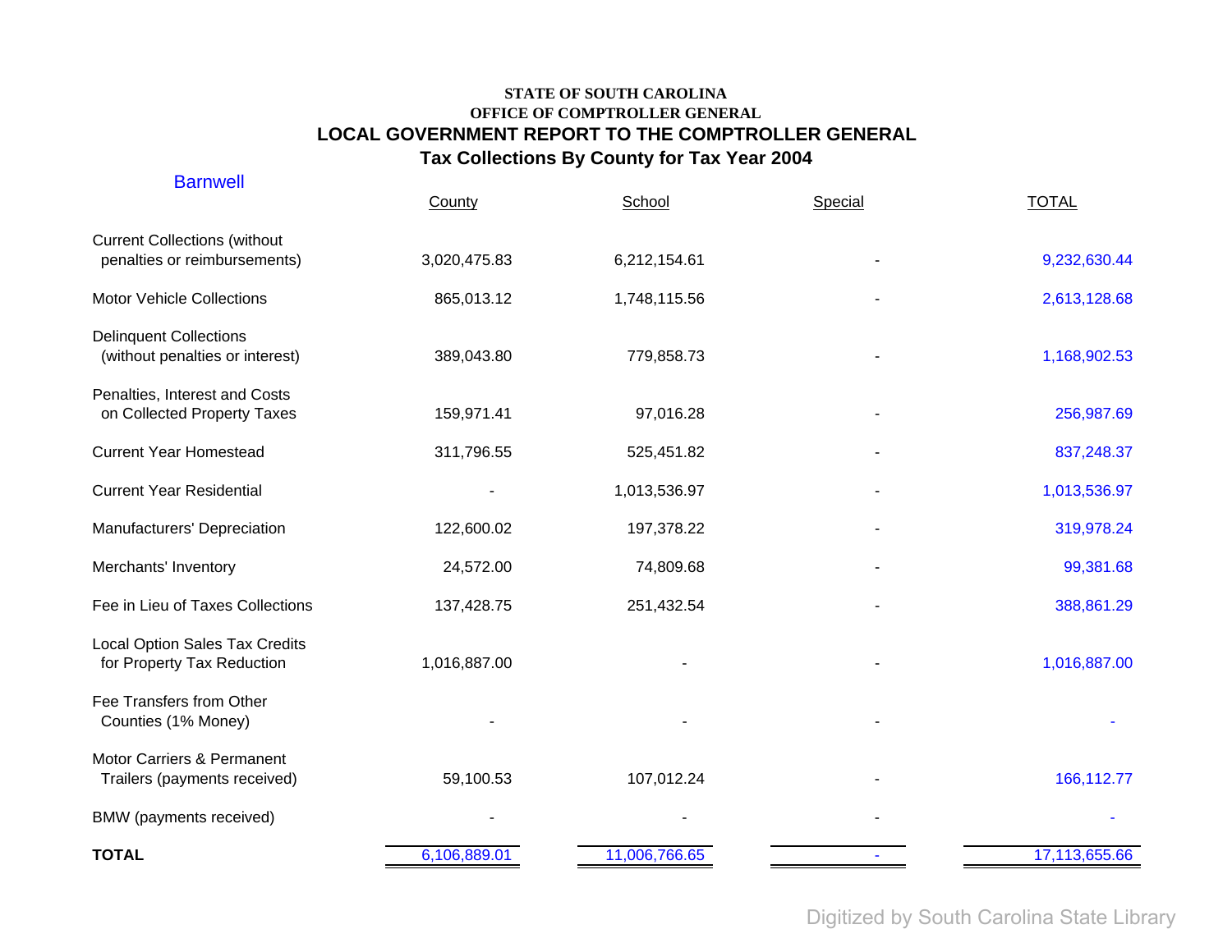**STATE OF SOUTH CAROLINA**
**OFFICE OF COMPTROLLER GENERAL**

## LOCAL GOVERNMENT REPORT TO THE COMPTROLLER GENERAL

## Tax Collections By County for Tax Year 2004

Barnwell

| | County | School | Special | TOTAL |
|---|---|---|---|---|
| Current Collections (without penalties or reimbursements) | 3,020,475.83 | 6,212,154.61 | - | 9,232,630.44 |
| Motor Vehicle Collections | 865,013.12 | 1,748,115.56 | - | 2,613,128.68 |
| Delinquent Collections (without penalties or interest) | 389,043.80 | 779,858.73 | - | 1,168,902.53 |
| Penalties, Interest and Costs on Collected Property Taxes | 159,971.41 | 97,016.28 | - | 256,987.69 |
| Current Year Homestead | 311,796.55 | 525,451.82 | - | 837,248.37 |
| Current Year Residential | - | 1,013,536.97 | - | 1,013,536.97 |
| Manufacturers' Depreciation | 122,600.02 | 197,378.22 | - | 319,978.24 |
| Merchants' Inventory | 24,572.00 | 74,809.68 | - | 99,381.68 |
| Fee in Lieu of Taxes Collections | 137,428.75 | 251,432.54 | - | 388,861.29 |
| Local Option Sales Tax Credits for Property Tax Reduction | 1,016,887.00 | - | - | 1,016,887.00 |
| Fee Transfers from Other Counties (1% Money) | - | - | - | - |
| Motor Carriers & Permanent Trailers (payments received) | 59,100.53 | 107,012.24 | - | 166,112.77 |
| BMW (payments received) | - | - | - | - |
| **TOTAL** | 6,106,889.01 | 11,006,766.65 | - | 17,113,655.66 |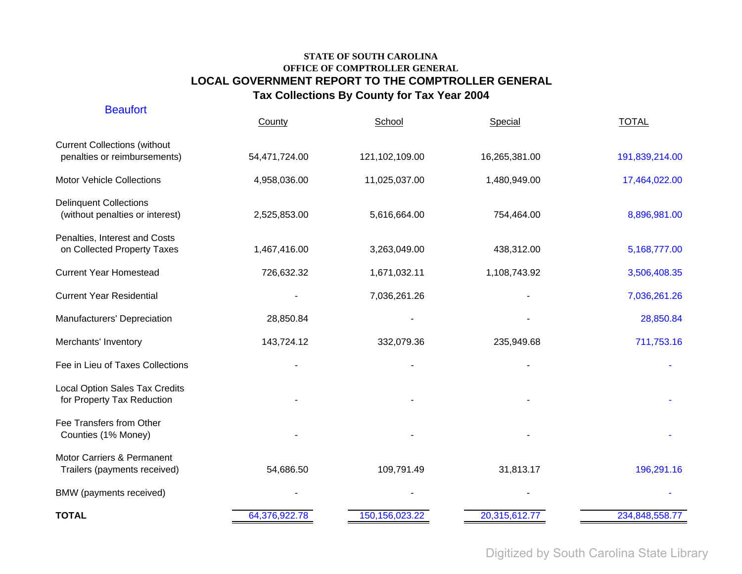**STATE OF SOUTH CAROLINA**
**OFFICE OF COMPTROLLER GENERAL**

# LOCAL GOVERNMENT REPORT TO THE COMPTROLLER GENERAL

## Tax Collections By County for Tax Year 2004

Beaufort

| | County | School | Special | TOTAL |
|---|---|---|---|---|
| Current Collections (without penalties or reimbursements) | 54,471,724.00 | 121,102,109.00 | 16,265,381.00 | 191,839,214.00 |
| Motor Vehicle Collections | 4,958,036.00 | 11,025,037.00 | 1,480,949.00 | 17,464,022.00 |
| Delinquent Collections (without penalties or interest) | 2,525,853.00 | 5,616,664.00 | 754,464.00 | 8,896,981.00 |
| Penalties, Interest and Costs on Collected Property Taxes | 1,467,416.00 | 3,263,049.00 | 438,312.00 | 5,168,777.00 |
| Current Year Homestead | 726,632.32 | 1,671,032.11 | 1,108,743.92 | 3,506,408.35 |
| Current Year Residential | - | 7,036,261.26 | - | 7,036,261.26 |
| Manufacturers' Depreciation | 28,850.84 | - | - | 28,850.84 |
| Merchants' Inventory | 143,724.12 | 332,079.36 | 235,949.68 | 711,753.16 |
| Fee in Lieu of Taxes Collections | - | - | - | - |
| Local Option Sales Tax Credits for Property Tax Reduction | - | - | - | - |
| Fee Transfers from Other Counties (1% Money) | - | - | - | - |
| Motor Carriers & Permanent Trailers (payments received) | 54,686.50 | 109,791.49 | 31,813.17 | 196,291.16 |
| BMW (payments received) | - | - | - | - |
| **TOTAL** | 64,376,922.78 | 150,156,023.22 | 20,315,612.77 | 234,848,558.77 |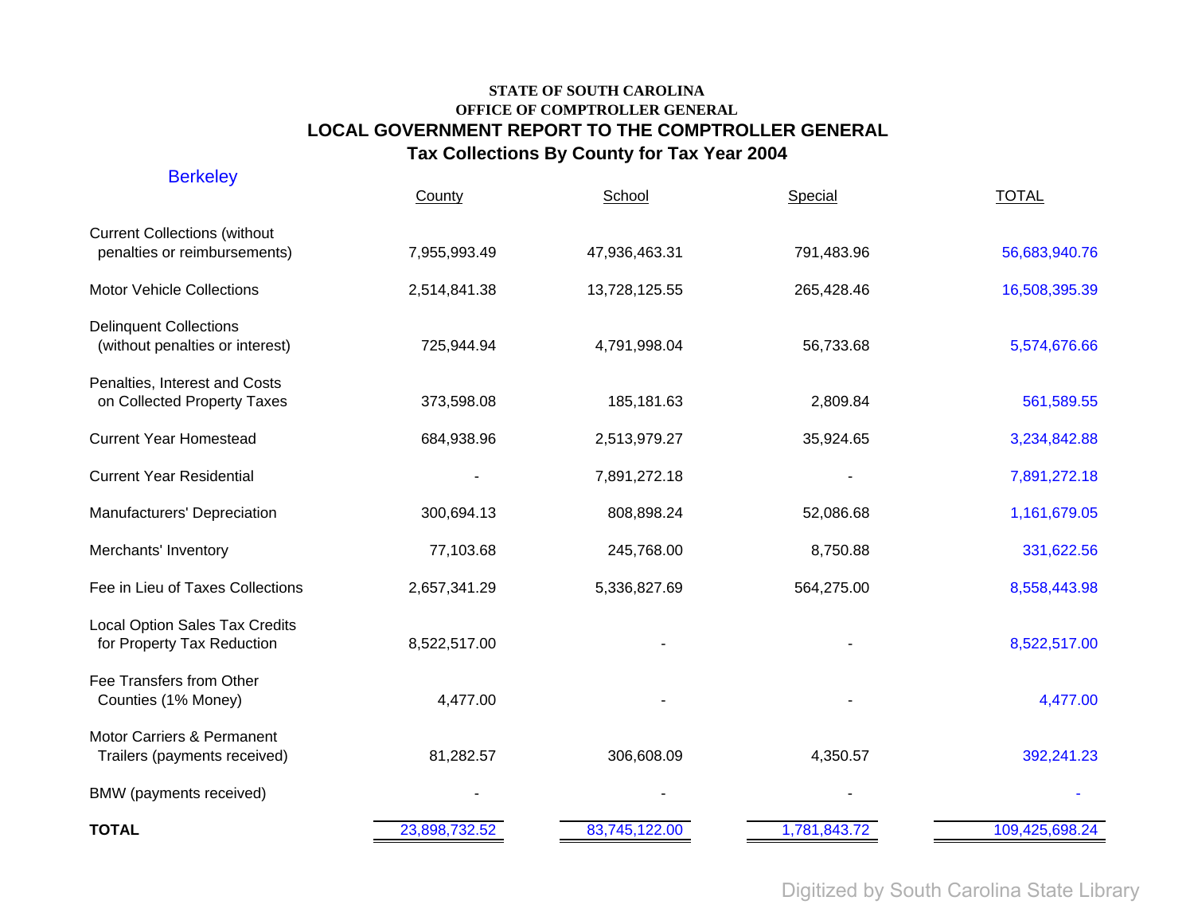STATE OF SOUTH CAROLINA
OFFICE OF COMPTROLLER GENERAL

## LOCAL GOVERNMENT REPORT TO THE COMPTROLLER GENERAL

### Tax Collections By County for Tax Year 2004

Berkeley

| | County | School | Special | TOTAL |
|---|---|---|---|---|
| Current Collections (without penalties or reimbursements) | 7,955,993.49 | 47,936,463.31 | 791,483.96 | 56,683,940.76 |
| Motor Vehicle Collections | 2,514,841.38 | 13,728,125.55 | 265,428.46 | 16,508,395.39 |
| Delinquent Collections (without penalties or interest) | 725,944.94 | 4,791,998.04 | 56,733.68 | 5,574,676.66 |
| Penalties, Interest and Costs on Collected Property Taxes | 373,598.08 | 185,181.63 | 2,809.84 | 561,589.55 |
| Current Year Homestead | 684,938.96 | 2,513,979.27 | 35,924.65 | 3,234,842.88 |
| Current Year Residential | - | 7,891,272.18 | - | 7,891,272.18 |
| Manufacturers' Depreciation | 300,694.13 | 808,898.24 | 52,086.68 | 1,161,679.05 |
| Merchants' Inventory | 77,103.68 | 245,768.00 | 8,750.88 | 331,622.56 |
| Fee in Lieu of Taxes Collections | 2,657,341.29 | 5,336,827.69 | 564,275.00 | 8,558,443.98 |
| Local Option Sales Tax Credits for Property Tax Reduction | 8,522,517.00 | - | - | 8,522,517.00 |
| Fee Transfers from Other Counties (1% Money) | 4,477.00 | - | - | 4,477.00 |
| Motor Carriers & Permanent Trailers (payments received) | 81,282.57 | 306,608.09 | 4,350.57 | 392,241.23 |
| BMW (payments received) | - | - | - | - |
| **TOTAL** | 23,898,732.52 | 83,745,122.00 | 1,781,843.72 | 109,425,698.24 |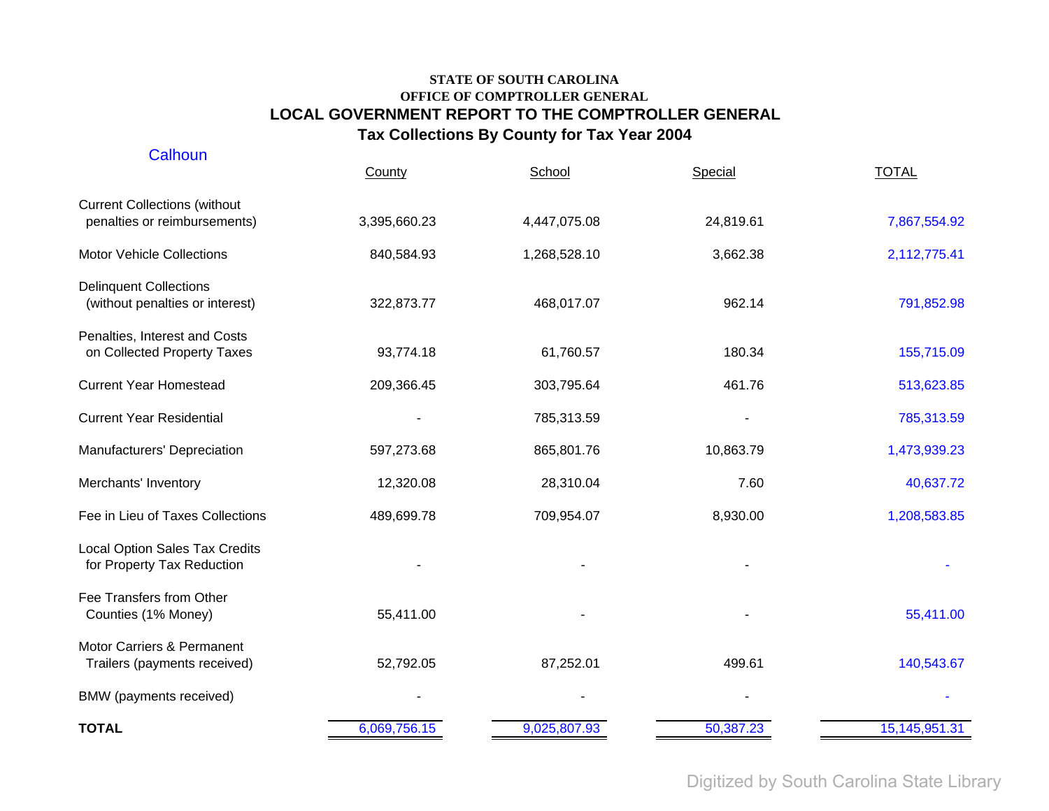**STATE OF SOUTH CAROLINA**
**OFFICE OF COMPTROLLER GENERAL**

## LOCAL GOVERNMENT REPORT TO THE COMPTROLLER GENERAL

### Tax Collections By County for Tax Year 2004

Calhoun

| | County | School | Special | TOTAL |
|---|---|---|---|---|
| Current Collections (without penalties or reimbursements) | 3,395,660.23 | 4,447,075.08 | 24,819.61 | 7,867,554.92 |
| Motor Vehicle Collections | 840,584.93 | 1,268,528.10 | 3,662.38 | 2,112,775.41 |
| Delinquent Collections (without penalties or interest) | 322,873.77 | 468,017.07 | 962.14 | 791,852.98 |
| Penalties, Interest and Costs on Collected Property Taxes | 93,774.18 | 61,760.57 | 180.34 | 155,715.09 |
| Current Year Homestead | 209,366.45 | 303,795.64 | 461.76 | 513,623.85 |
| Current Year Residential | - | 785,313.59 | - | 785,313.59 |
| Manufacturers' Depreciation | 597,273.68 | 865,801.76 | 10,863.79 | 1,473,939.23 |
| Merchants' Inventory | 12,320.08 | 28,310.04 | 7.60 | 40,637.72 |
| Fee in Lieu of Taxes Collections | 489,699.78 | 709,954.07 | 8,930.00 | 1,208,583.85 |
| Local Option Sales Tax Credits for Property Tax Reduction | - | - | - | - |
| Fee Transfers from Other Counties (1% Money) | 55,411.00 | - | - | 55,411.00 |
| Motor Carriers & Permanent Trailers (payments received) | 52,792.05 | 87,252.01 | 499.61 | 140,543.67 |
| BMW (payments received) | - | - | - | - |
| **TOTAL** | 6,069,756.15 | 9,025,807.93 | 50,387.23 | 15,145,951.31 |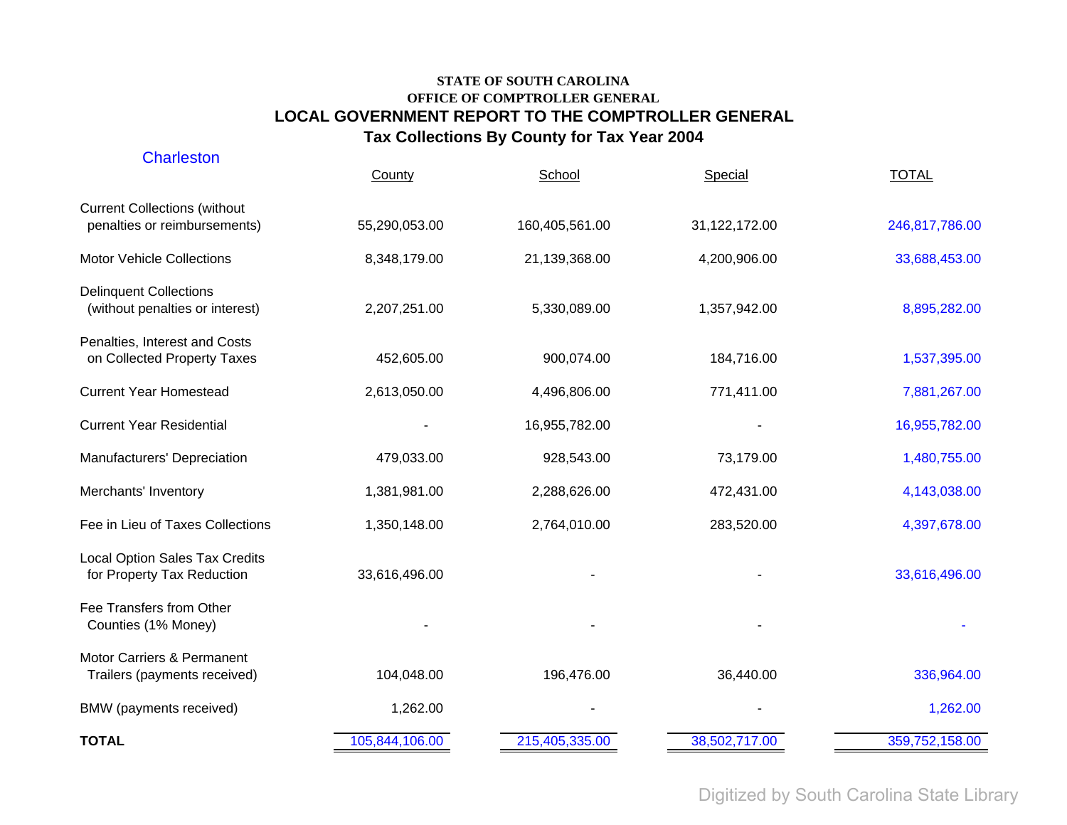**STATE OF SOUTH CAROLINA**
**OFFICE OF COMPTROLLER GENERAL**

## LOCAL GOVERNMENT REPORT TO THE COMPTROLLER GENERAL

### Tax Collections By County for Tax Year 2004

Charleston

| | County | School | Special | TOTAL |
|---|---|---|---|---|
| Current Collections (without penalties or reimbursements) | 55,290,053.00 | 160,405,561.00 | 31,122,172.00 | 246,817,786.00 |
| Motor Vehicle Collections | 8,348,179.00 | 21,139,368.00 | 4,200,906.00 | 33,688,453.00 |
| Delinquent Collections (without penalties or interest) | 2,207,251.00 | 5,330,089.00 | 1,357,942.00 | 8,895,282.00 |
| Penalties, Interest and Costs on Collected Property Taxes | 452,605.00 | 900,074.00 | 184,716.00 | 1,537,395.00 |
| Current Year Homestead | 2,613,050.00 | 4,496,806.00 | 771,411.00 | 7,881,267.00 |
| Current Year Residential | - | 16,955,782.00 | - | 16,955,782.00 |
| Manufacturers' Depreciation | 479,033.00 | 928,543.00 | 73,179.00 | 1,480,755.00 |
| Merchants' Inventory | 1,381,981.00 | 2,288,626.00 | 472,431.00 | 4,143,038.00 |
| Fee in Lieu of Taxes Collections | 1,350,148.00 | 2,764,010.00 | 283,520.00 | 4,397,678.00 |
| Local Option Sales Tax Credits for Property Tax Reduction | 33,616,496.00 | - | - | 33,616,496.00 |
| Fee Transfers from Other Counties (1% Money) | - | - | - | - |
| Motor Carriers & Permanent Trailers (payments received) | 104,048.00 | 196,476.00 | 36,440.00 | 336,964.00 |
| BMW (payments received) | 1,262.00 | - | - | 1,262.00 |
| **TOTAL** | 105,844,106.00 | 215,405,335.00 | 38,502,717.00 | 359,752,158.00 |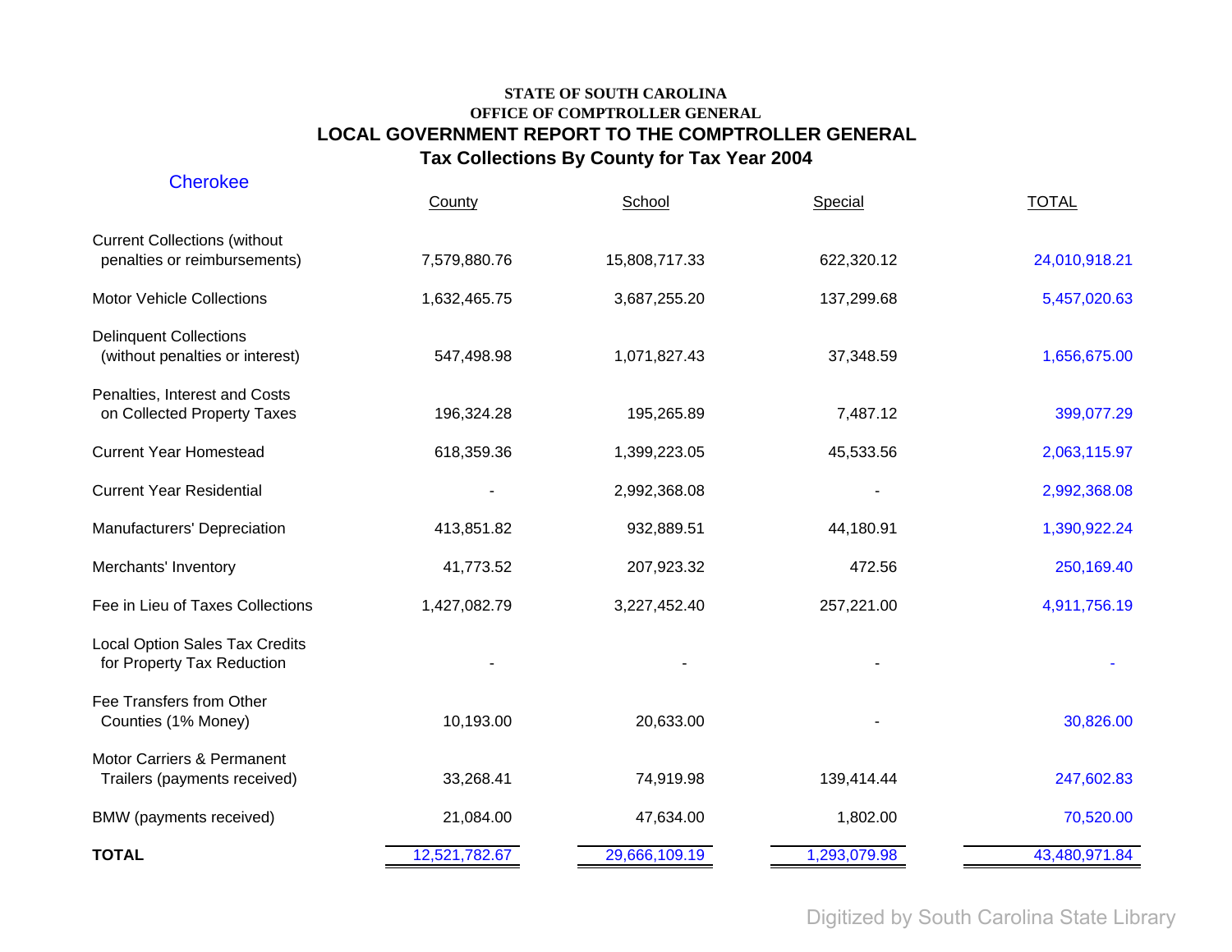**STATE OF SOUTH CAROLINA**
**OFFICE OF COMPTROLLER GENERAL**

## LOCAL GOVERNMENT REPORT TO THE COMPTROLLER GENERAL

### Tax Collections By County for Tax Year 2004

Cherokee

| | County | School | Special | TOTAL |
|---|---|---|---|---|
| Current Collections (without penalties or reimbursements) | 7,579,880.76 | 15,808,717.33 | 622,320.12 | 24,010,918.21 |
| Motor Vehicle Collections | 1,632,465.75 | 3,687,255.20 | 137,299.68 | 5,457,020.63 |
| Delinquent Collections (without penalties or interest) | 547,498.98 | 1,071,827.43 | 37,348.59 | 1,656,675.00 |
| Penalties, Interest and Costs on Collected Property Taxes | 196,324.28 | 195,265.89 | 7,487.12 | 399,077.29 |
| Current Year Homestead | 618,359.36 | 1,399,223.05 | 45,533.56 | 2,063,115.97 |
| Current Year Residential | - | 2,992,368.08 | - | 2,992,368.08 |
| Manufacturers' Depreciation | 413,851.82 | 932,889.51 | 44,180.91 | 1,390,922.24 |
| Merchants' Inventory | 41,773.52 | 207,923.32 | 472.56 | 250,169.40 |
| Fee in Lieu of Taxes Collections | 1,427,082.79 | 3,227,452.40 | 257,221.00 | 4,911,756.19 |
| Local Option Sales Tax Credits for Property Tax Reduction | - | - | - | - |
| Fee Transfers from Other Counties (1% Money) | 10,193.00 | 20,633.00 | - | 30,826.00 |
| Motor Carriers & Permanent Trailers (payments received) | 33,268.41 | 74,919.98 | 139,414.44 | 247,602.83 |
| BMW (payments received) | 21,084.00 | 47,634.00 | 1,802.00 | 70,520.00 |
| **TOTAL** | 12,521,782.67 | 29,666,109.19 | 1,293,079.98 | 43,480,971.84 |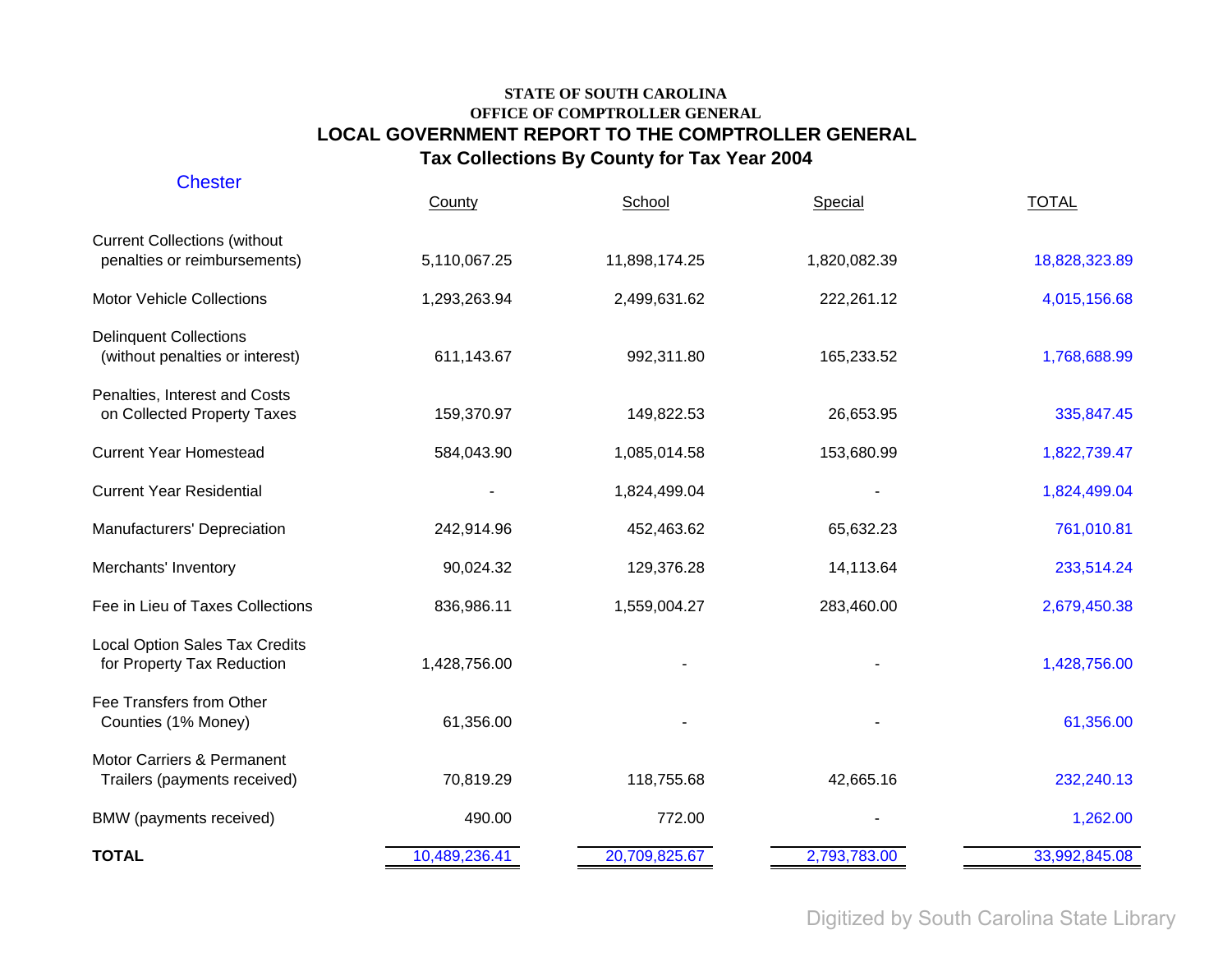**STATE OF SOUTH CAROLINA**
**OFFICE OF COMPTROLLER GENERAL**

# LOCAL GOVERNMENT REPORT TO THE COMPTROLLER GENERAL

## Tax Collections By County for Tax Year 2004

Chester

| | County | School | Special | TOTAL |
|---|---|---|---|---|
| Current Collections (without penalties or reimbursements) | 5,110,067.25 | 11,898,174.25 | 1,820,082.39 | 18,828,323.89 |
| Motor Vehicle Collections | 1,293,263.94 | 2,499,631.62 | 222,261.12 | 4,015,156.68 |
| Delinquent Collections (without penalties or interest) | 611,143.67 | 992,311.80 | 165,233.52 | 1,768,688.99 |
| Penalties, Interest and Costs on Collected Property Taxes | 159,370.97 | 149,822.53 | 26,653.95 | 335,847.45 |
| Current Year Homestead | 584,043.90 | 1,085,014.58 | 153,680.99 | 1,822,739.47 |
| Current Year Residential | - | 1,824,499.04 | - | 1,824,499.04 |
| Manufacturers' Depreciation | 242,914.96 | 452,463.62 | 65,632.23 | 761,010.81 |
| Merchants' Inventory | 90,024.32 | 129,376.28 | 14,113.64 | 233,514.24 |
| Fee in Lieu of Taxes Collections | 836,986.11 | 1,559,004.27 | 283,460.00 | 2,679,450.38 |
| Local Option Sales Tax Credits for Property Tax Reduction | 1,428,756.00 | - | - | 1,428,756.00 |
| Fee Transfers from Other Counties (1% Money) | 61,356.00 | - | - | 61,356.00 |
| Motor Carriers & Permanent Trailers (payments received) | 70,819.29 | 118,755.68 | 42,665.16 | 232,240.13 |
| BMW (payments received) | 490.00 | 772.00 | - | 1,262.00 |
| **TOTAL** | 10,489,236.41 | 20,709,825.67 | 2,793,783.00 | 33,992,845.08 |

Digitized by South Carolina State Library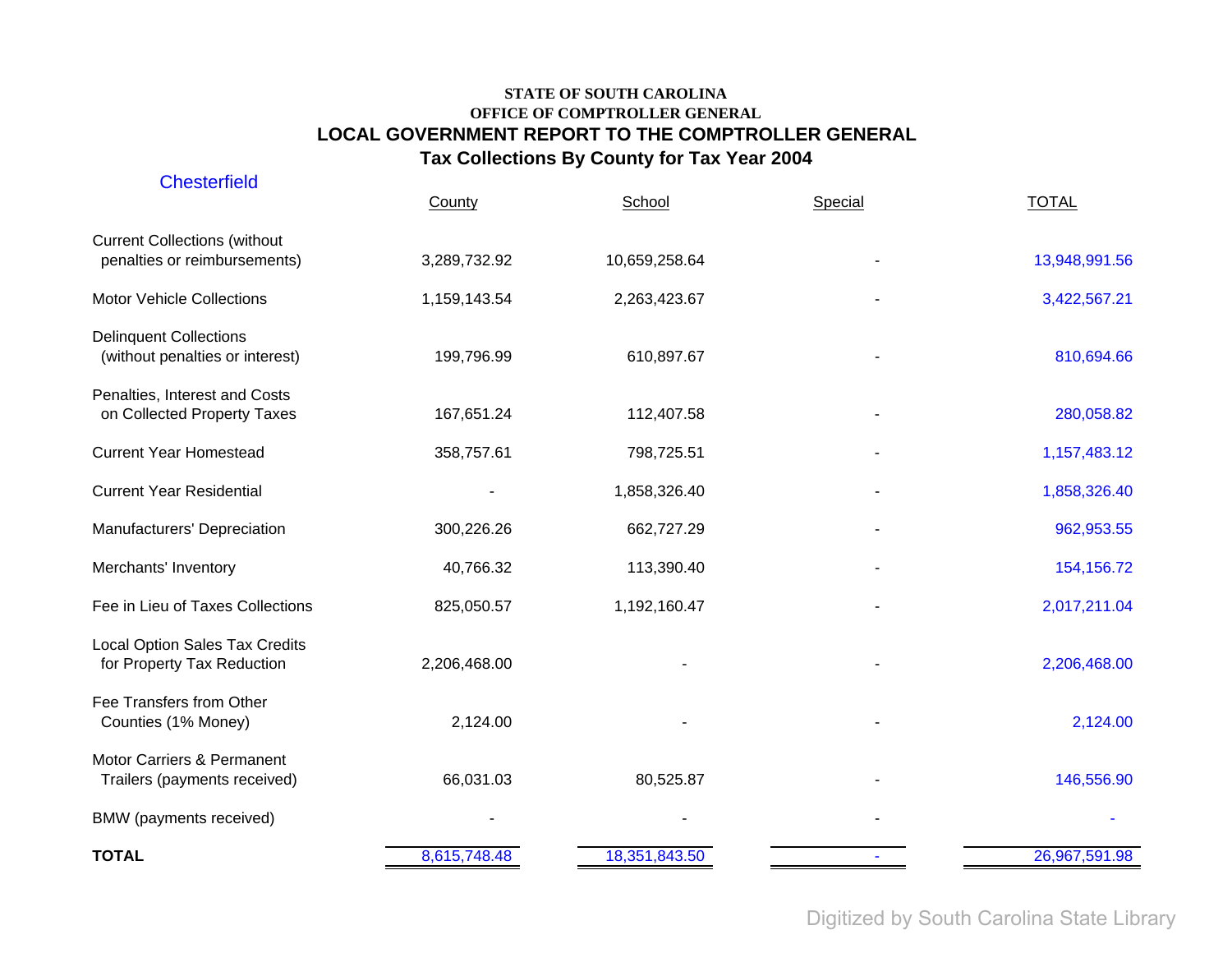# STATE OF SOUTH CAROLINA
## OFFICE OF COMPTROLLER GENERAL
## LOCAL GOVERNMENT REPORT TO THE COMPTROLLER GENERAL
### Tax Collections By County for Tax Year 2004

Chesterfield

| | County | School | Special | TOTAL |
|---|---|---|---|---|
| Current Collections (without penalties or reimbursements) | 3,289,732.92 | 10,659,258.64 | - | 13,948,991.56 |
| Motor Vehicle Collections | 1,159,143.54 | 2,263,423.67 | - | 3,422,567.21 |
| Delinquent Collections (without penalties or interest) | 199,796.99 | 610,897.67 | - | 810,694.66 |
| Penalties, Interest and Costs on Collected Property Taxes | 167,651.24 | 112,407.58 | - | 280,058.82 |
| Current Year Homestead | 358,757.61 | 798,725.51 | - | 1,157,483.12 |
| Current Year Residential | - | 1,858,326.40 | - | 1,858,326.40 |
| Manufacturers' Depreciation | 300,226.26 | 662,727.29 | - | 962,953.55 |
| Merchants' Inventory | 40,766.32 | 113,390.40 | - | 154,156.72 |
| Fee in Lieu of Taxes Collections | 825,050.57 | 1,192,160.47 | - | 2,017,211.04 |
| Local Option Sales Tax Credits for Property Tax Reduction | 2,206,468.00 | - | - | 2,206,468.00 |
| Fee Transfers from Other Counties (1% Money) | 2,124.00 | - | - | 2,124.00 |
| Motor Carriers & Permanent Trailers (payments received) | 66,031.03 | 80,525.87 | - | 146,556.90 |
| BMW (payments received) | - | - | - | - |
| **TOTAL** | 8,615,748.48 | 18,351,843.50 | - | 26,967,591.98 |

Digitized by South Carolina State Library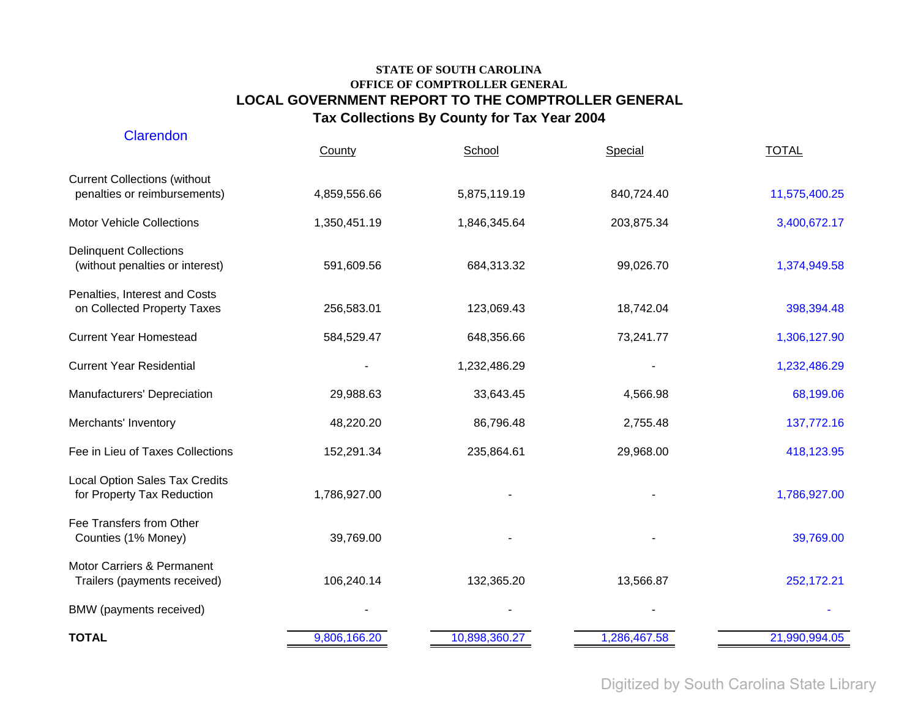**STATE OF SOUTH CAROLINA**
**OFFICE OF COMPTROLLER GENERAL**

# LOCAL GOVERNMENT REPORT TO THE COMPTROLLER GENERAL

## Tax Collections By County for Tax Year 2004

Clarendon

| | County | School | Special | TOTAL |
|---|---|---|---|---|
| Current Collections (without penalties or reimbursements) | 4,859,556.66 | 5,875,119.19 | 840,724.40 | 11,575,400.25 |
| Motor Vehicle Collections | 1,350,451.19 | 1,846,345.64 | 203,875.34 | 3,400,672.17 |
| Delinquent Collections (without penalties or interest) | 591,609.56 | 684,313.32 | 99,026.70 | 1,374,949.58 |
| Penalties, Interest and Costs on Collected Property Taxes | 256,583.01 | 123,069.43 | 18,742.04 | 398,394.48 |
| Current Year Homestead | 584,529.47 | 648,356.66 | 73,241.77 | 1,306,127.90 |
| Current Year Residential | - | 1,232,486.29 | - | 1,232,486.29 |
| Manufacturers' Depreciation | 29,988.63 | 33,643.45 | 4,566.98 | 68,199.06 |
| Merchants' Inventory | 48,220.20 | 86,796.48 | 2,755.48 | 137,772.16 |
| Fee in Lieu of Taxes Collections | 152,291.34 | 235,864.61 | 29,968.00 | 418,123.95 |
| Local Option Sales Tax Credits for Property Tax Reduction | 1,786,927.00 | - | - | 1,786,927.00 |
| Fee Transfers from Other Counties (1% Money) | 39,769.00 | - | - | 39,769.00 |
| Motor Carriers & Permanent Trailers (payments received) | 106,240.14 | 132,365.20 | 13,566.87 | 252,172.21 |
| BMW (payments received) | - | - | - | - |
| **TOTAL** | 9,806,166.20 | 10,898,360.27 | 1,286,467.58 | 21,990,994.05 |

Digitized by South Carolina State Library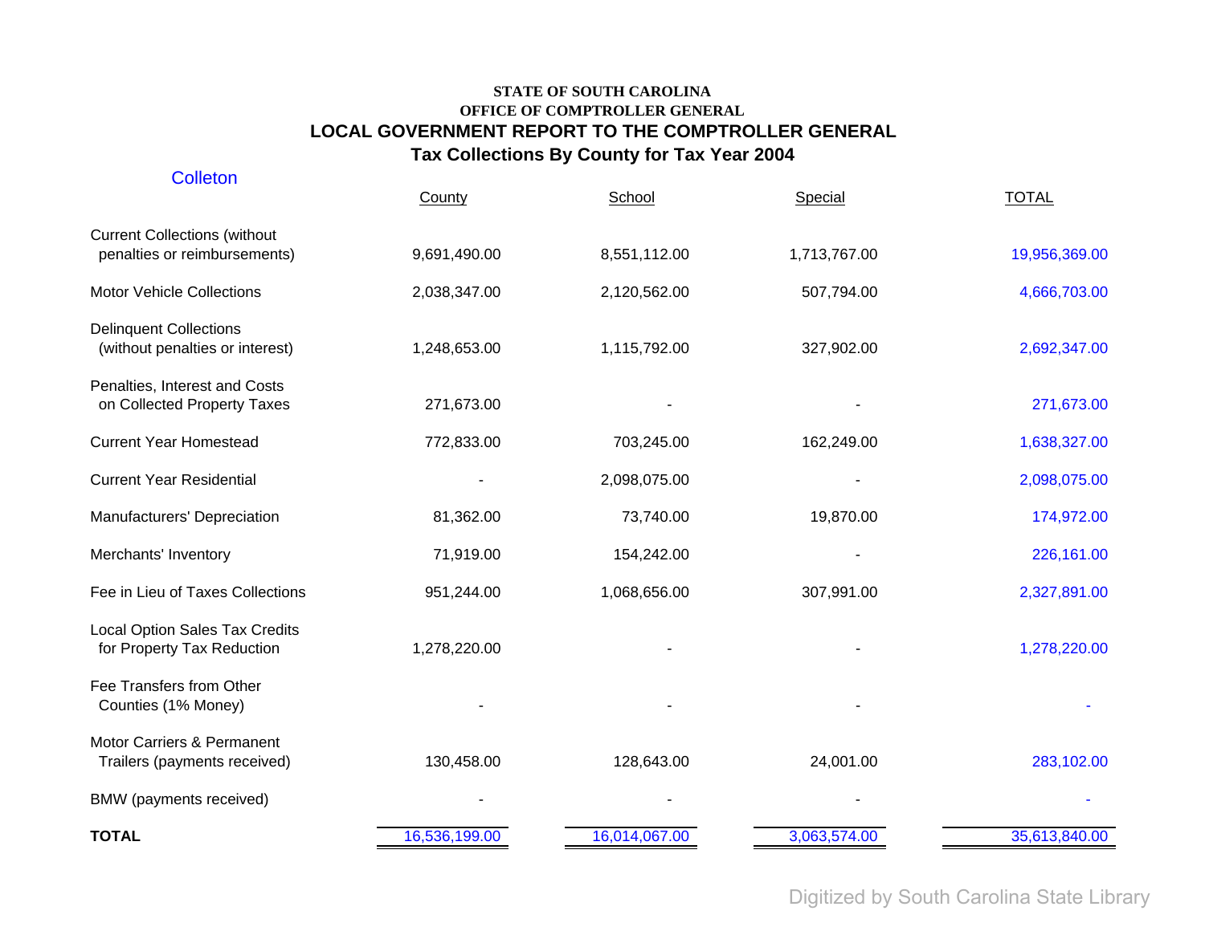**STATE OF SOUTH CAROLINA**
**OFFICE OF COMPTROLLER GENERAL**

## LOCAL GOVERNMENT REPORT TO THE COMPTROLLER GENERAL

### Tax Collections By County for Tax Year 2004

Colleton

| | County | School | Special | TOTAL |
|---|---|---|---|---|
| Current Collections (without penalties or reimbursements) | 9,691,490.00 | 8,551,112.00 | 1,713,767.00 | 19,956,369.00 |
| Motor Vehicle Collections | 2,038,347.00 | 2,120,562.00 | 507,794.00 | 4,666,703.00 |
| Delinquent Collections (without penalties or interest) | 1,248,653.00 | 1,115,792.00 | 327,902.00 | 2,692,347.00 |
| Penalties, Interest and Costs on Collected Property Taxes | 271,673.00 | - | - | 271,673.00 |
| Current Year Homestead | 772,833.00 | 703,245.00 | 162,249.00 | 1,638,327.00 |
| Current Year Residential | - | 2,098,075.00 | - | 2,098,075.00 |
| Manufacturers' Depreciation | 81,362.00 | 73,740.00 | 19,870.00 | 174,972.00 |
| Merchants' Inventory | 71,919.00 | 154,242.00 | - | 226,161.00 |
| Fee in Lieu of Taxes Collections | 951,244.00 | 1,068,656.00 | 307,991.00 | 2,327,891.00 |
| Local Option Sales Tax Credits for Property Tax Reduction | 1,278,220.00 | - | - | 1,278,220.00 |
| Fee Transfers from Other Counties (1% Money) | - | - | - | - |
| Motor Carriers & Permanent Trailers (payments received) | 130,458.00 | 128,643.00 | 24,001.00 | 283,102.00 |
| BMW (payments received) | - | - | - | - |
| **TOTAL** | 16,536,199.00 | 16,014,067.00 | 3,063,574.00 | 35,613,840.00 |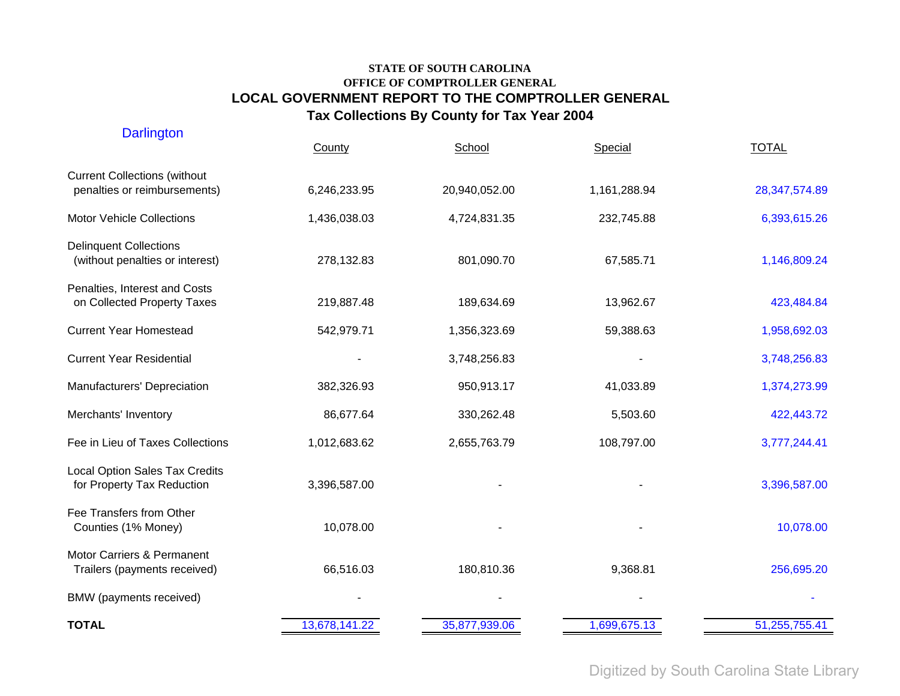**STATE OF SOUTH CAROLINA**
**OFFICE OF COMPTROLLER GENERAL**

## LOCAL GOVERNMENT REPORT TO THE COMPTROLLER GENERAL

### Tax Collections By County for Tax Year 2004

Darlington

| | County | School | Special | TOTAL |
|---|---|---|---|---|
| Current Collections (without penalties or reimbursements) | 6,246,233.95 | 20,940,052.00 | 1,161,288.94 | 28,347,574.89 |
| Motor Vehicle Collections | 1,436,038.03 | 4,724,831.35 | 232,745.88 | 6,393,615.26 |
| Delinquent Collections (without penalties or interest) | 278,132.83 | 801,090.70 | 67,585.71 | 1,146,809.24 |
| Penalties, Interest and Costs on Collected Property Taxes | 219,887.48 | 189,634.69 | 13,962.67 | 423,484.84 |
| Current Year Homestead | 542,979.71 | 1,356,323.69 | 59,388.63 | 1,958,692.03 |
| Current Year Residential | - | 3,748,256.83 | - | 3,748,256.83 |
| Manufacturers' Depreciation | 382,326.93 | 950,913.17 | 41,033.89 | 1,374,273.99 |
| Merchants' Inventory | 86,677.64 | 330,262.48 | 5,503.60 | 422,443.72 |
| Fee in Lieu of Taxes Collections | 1,012,683.62 | 2,655,763.79 | 108,797.00 | 3,777,244.41 |
| Local Option Sales Tax Credits for Property Tax Reduction | 3,396,587.00 | - | - | 3,396,587.00 |
| Fee Transfers from Other Counties (1% Money) | 10,078.00 | - | - | 10,078.00 |
| Motor Carriers & Permanent Trailers (payments received) | 66,516.03 | 180,810.36 | 9,368.81 | 256,695.20 |
| BMW (payments received) | - | - | - | - |
| **TOTAL** | 13,678,141.22 | 35,877,939.06 | 1,699,675.13 | 51,255,755.41 |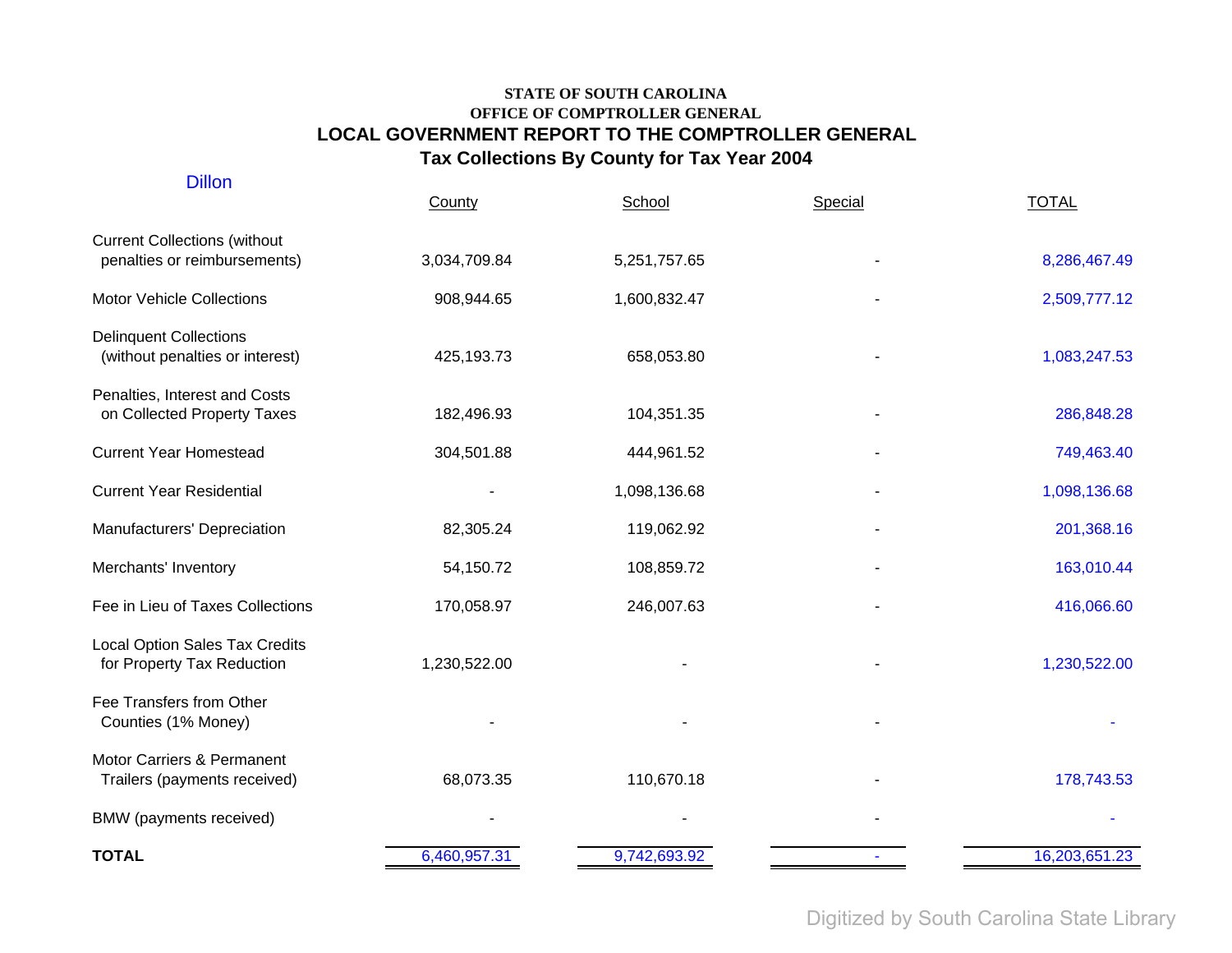**STATE OF SOUTH CAROLINA**
**OFFICE OF COMPTROLLER GENERAL**

# LOCAL GOVERNMENT REPORT TO THE COMPTROLLER GENERAL

## Tax Collections By County for Tax Year 2004

Dillon

| | County | School | Special | TOTAL |
|---|---|---|---|---|
| Current Collections (without penalties or reimbursements) | 3,034,709.84 | 5,251,757.65 | - | 8,286,467.49 |
| Motor Vehicle Collections | 908,944.65 | 1,600,832.47 | - | 2,509,777.12 |
| Delinquent Collections (without penalties or interest) | 425,193.73 | 658,053.80 | - | 1,083,247.53 |
| Penalties, Interest and Costs on Collected Property Taxes | 182,496.93 | 104,351.35 | - | 286,848.28 |
| Current Year Homestead | 304,501.88 | 444,961.52 | - | 749,463.40 |
| Current Year Residential | - | 1,098,136.68 | - | 1,098,136.68 |
| Manufacturers' Depreciation | 82,305.24 | 119,062.92 | - | 201,368.16 |
| Merchants' Inventory | 54,150.72 | 108,859.72 | - | 163,010.44 |
| Fee in Lieu of Taxes Collections | 170,058.97 | 246,007.63 | - | 416,066.60 |
| Local Option Sales Tax Credits for Property Tax Reduction | 1,230,522.00 | - | - | 1,230,522.00 |
| Fee Transfers from Other Counties (1% Money) | - | - | - | - |
| Motor Carriers & Permanent Trailers (payments received) | 68,073.35 | 110,670.18 | - | 178,743.53 |
| BMW (payments received) | - | - | - | - |
| **TOTAL** | 6,460,957.31 | 9,742,693.92 | - | 16,203,651.23 |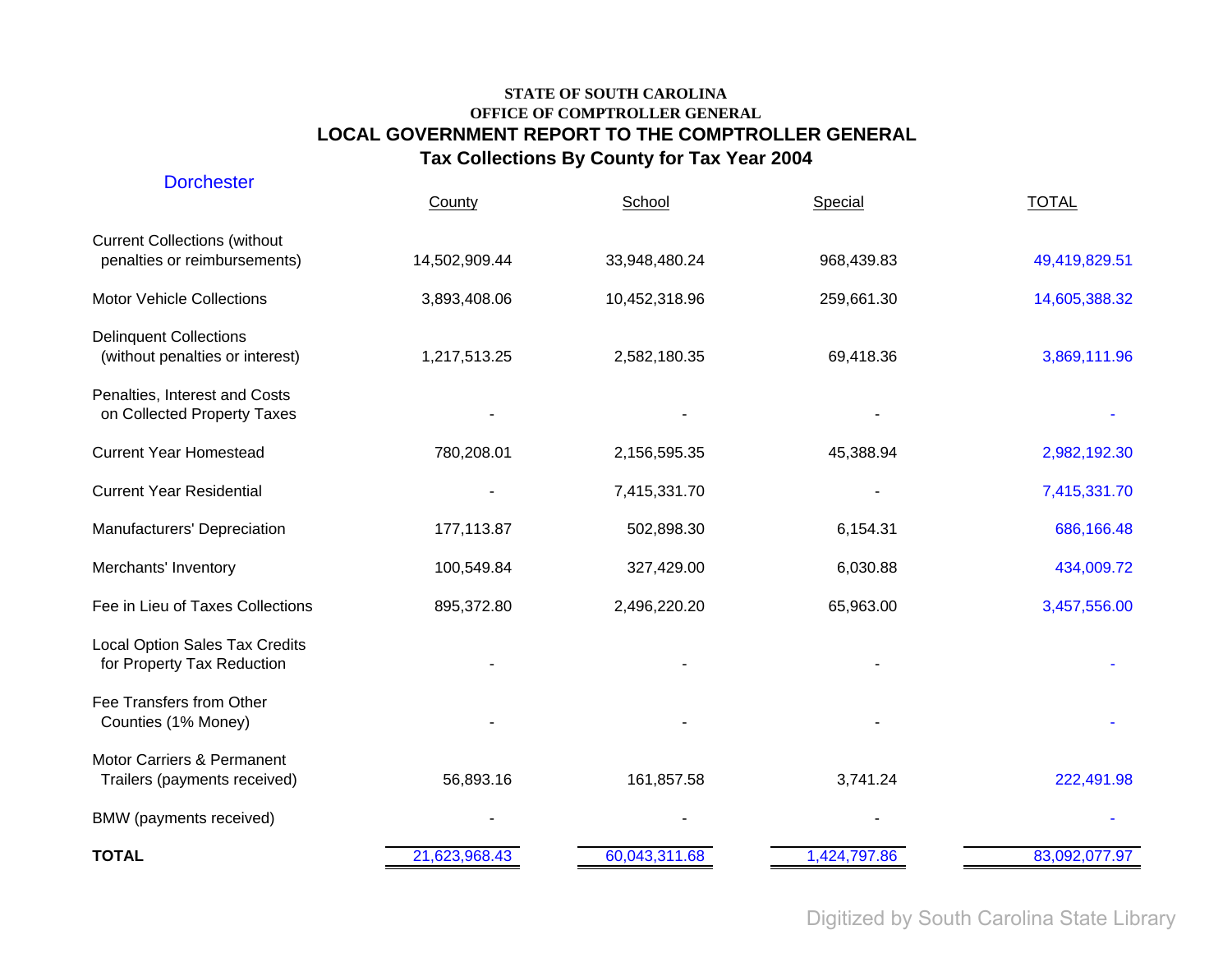**STATE OF SOUTH CAROLINA**
**OFFICE OF COMPTROLLER GENERAL**

# LOCAL GOVERNMENT REPORT TO THE COMPTROLLER GENERAL

## Tax Collections By County for Tax Year 2004

Dorchester

| | County | School | Special | TOTAL |
|---|---|---|---|---|
| Current Collections (without penalties or reimbursements) | 14,502,909.44 | 33,948,480.24 | 968,439.83 | 49,419,829.51 |
| Motor Vehicle Collections | 3,893,408.06 | 10,452,318.96 | 259,661.30 | 14,605,388.32 |
| Delinquent Collections (without penalties or interest) | 1,217,513.25 | 2,582,180.35 | 69,418.36 | 3,869,111.96 |
| Penalties, Interest and Costs on Collected Property Taxes | - | - | - | - |
| Current Year Homestead | 780,208.01 | 2,156,595.35 | 45,388.94 | 2,982,192.30 |
| Current Year Residential | - | 7,415,331.70 | - | 7,415,331.70 |
| Manufacturers' Depreciation | 177,113.87 | 502,898.30 | 6,154.31 | 686,166.48 |
| Merchants' Inventory | 100,549.84 | 327,429.00 | 6,030.88 | 434,009.72 |
| Fee in Lieu of Taxes Collections | 895,372.80 | 2,496,220.20 | 65,963.00 | 3,457,556.00 |
| Local Option Sales Tax Credits for Property Tax Reduction | - | - | - | - |
| Fee Transfers from Other Counties (1% Money) | - | - | - | - |
| Motor Carriers & Permanent Trailers (payments received) | 56,893.16 | 161,857.58 | 3,741.24 | 222,491.98 |
| BMW (payments received) | - | - | - | - |
| **TOTAL** | 21,623,968.43 | 60,043,311.68 | 1,424,797.86 | 83,092,077.97 |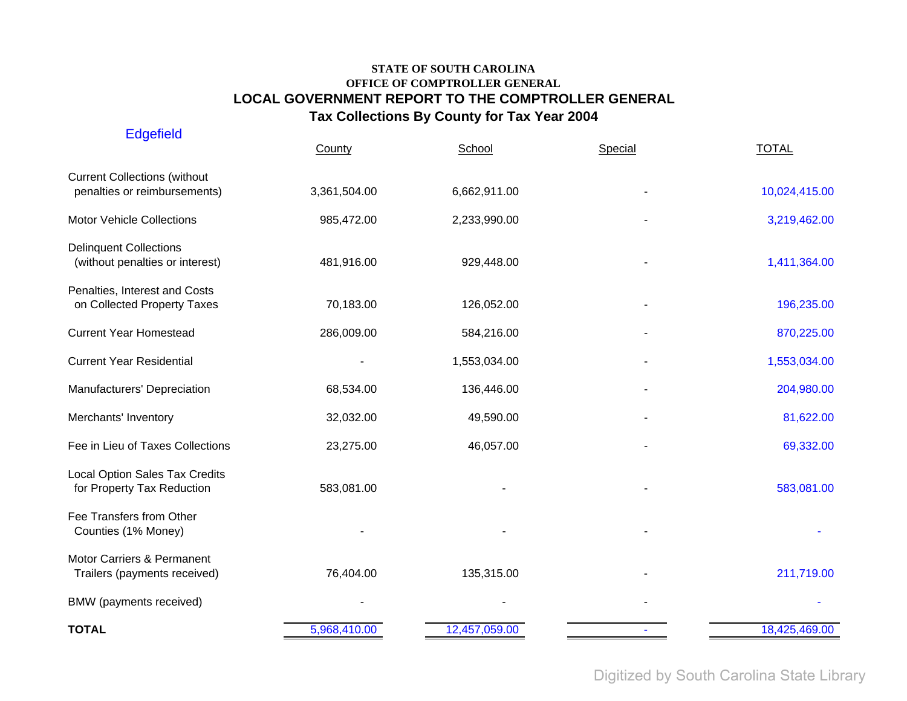**STATE OF SOUTH CAROLINA**
**OFFICE OF COMPTROLLER GENERAL**

# LOCAL GOVERNMENT REPORT TO THE COMPTROLLER GENERAL

## Tax Collections By County for Tax Year 2004

Edgefield

| | County | School | Special | TOTAL |
|---|---|---|---|---|
| Current Collections (without penalties or reimbursements) | 3,361,504.00 | 6,662,911.00 | - | 10,024,415.00 |
| Motor Vehicle Collections | 985,472.00 | 2,233,990.00 | - | 3,219,462.00 |
| Delinquent Collections (without penalties or interest) | 481,916.00 | 929,448.00 | - | 1,411,364.00 |
| Penalties, Interest and Costs on Collected Property Taxes | 70,183.00 | 126,052.00 | - | 196,235.00 |
| Current Year Homestead | 286,009.00 | 584,216.00 | - | 870,225.00 |
| Current Year Residential | - | 1,553,034.00 | - | 1,553,034.00 |
| Manufacturers' Depreciation | 68,534.00 | 136,446.00 | - | 204,980.00 |
| Merchants' Inventory | 32,032.00 | 49,590.00 | - | 81,622.00 |
| Fee in Lieu of Taxes Collections | 23,275.00 | 46,057.00 | - | 69,332.00 |
| Local Option Sales Tax Credits for Property Tax Reduction | 583,081.00 | - | - | 583,081.00 |
| Fee Transfers from Other Counties (1% Money) | - | - | - | - |
| Motor Carriers & Permanent Trailers (payments received) | 76,404.00 | 135,315.00 | - | 211,719.00 |
| BMW (payments received) | - | - | - | - |
| **TOTAL** | 5,968,410.00 | 12,457,059.00 | - | 18,425,469.00 |

Digitized by South Carolina State Library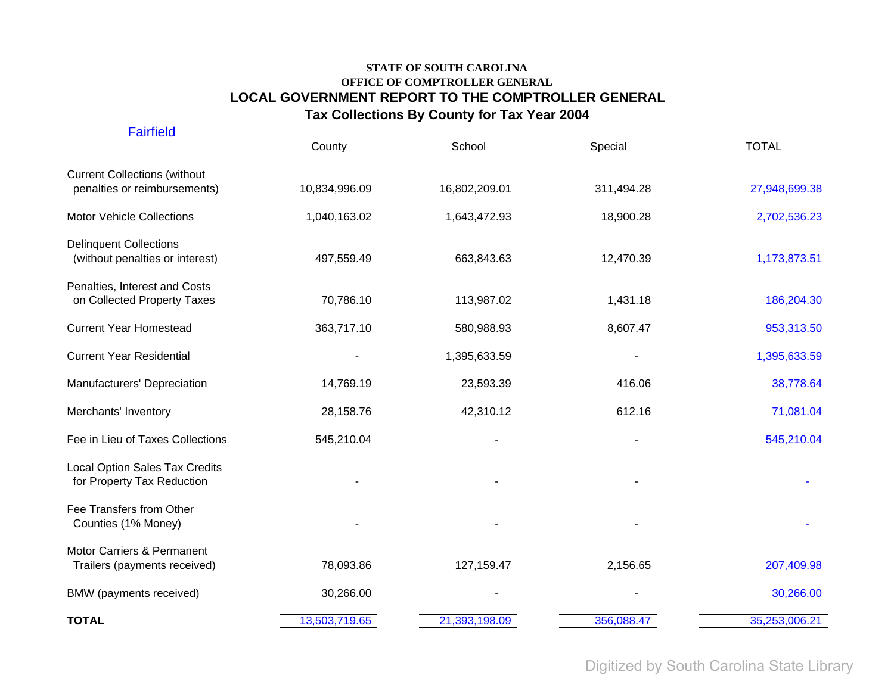**STATE OF SOUTH CAROLINA**
**OFFICE OF COMPTROLLER GENERAL**

## LOCAL GOVERNMENT REPORT TO THE COMPTROLLER GENERAL

### Tax Collections By County for Tax Year 2004

Fairfield

| | County | School | Special | TOTAL |
|---|---|---|---|---|
| Current Collections (without penalties or reimbursements) | 10,834,996.09 | 16,802,209.01 | 311,494.28 | 27,948,699.38 |
| Motor Vehicle Collections | 1,040,163.02 | 1,643,472.93 | 18,900.28 | 2,702,536.23 |
| Delinquent Collections (without penalties or interest) | 497,559.49 | 663,843.63 | 12,470.39 | 1,173,873.51 |
| Penalties, Interest and Costs on Collected Property Taxes | 70,786.10 | 113,987.02 | 1,431.18 | 186,204.30 |
| Current Year Homestead | 363,717.10 | 580,988.93 | 8,607.47 | 953,313.50 |
| Current Year Residential | - | 1,395,633.59 | - | 1,395,633.59 |
| Manufacturers' Depreciation | 14,769.19 | 23,593.39 | 416.06 | 38,778.64 |
| Merchants' Inventory | 28,158.76 | 42,310.12 | 612.16 | 71,081.04 |
| Fee in Lieu of Taxes Collections | 545,210.04 | - | - | 545,210.04 |
| Local Option Sales Tax Credits for Property Tax Reduction | - | - | - | - |
| Fee Transfers from Other Counties (1% Money) | - | - | - | - |
| Motor Carriers & Permanent Trailers (payments received) | 78,093.86 | 127,159.47 | 2,156.65 | 207,409.98 |
| BMW (payments received) | 30,266.00 | - | - | 30,266.00 |
| **TOTAL** | 13,503,719.65 | 21,393,198.09 | 356,088.47 | 35,253,006.21 |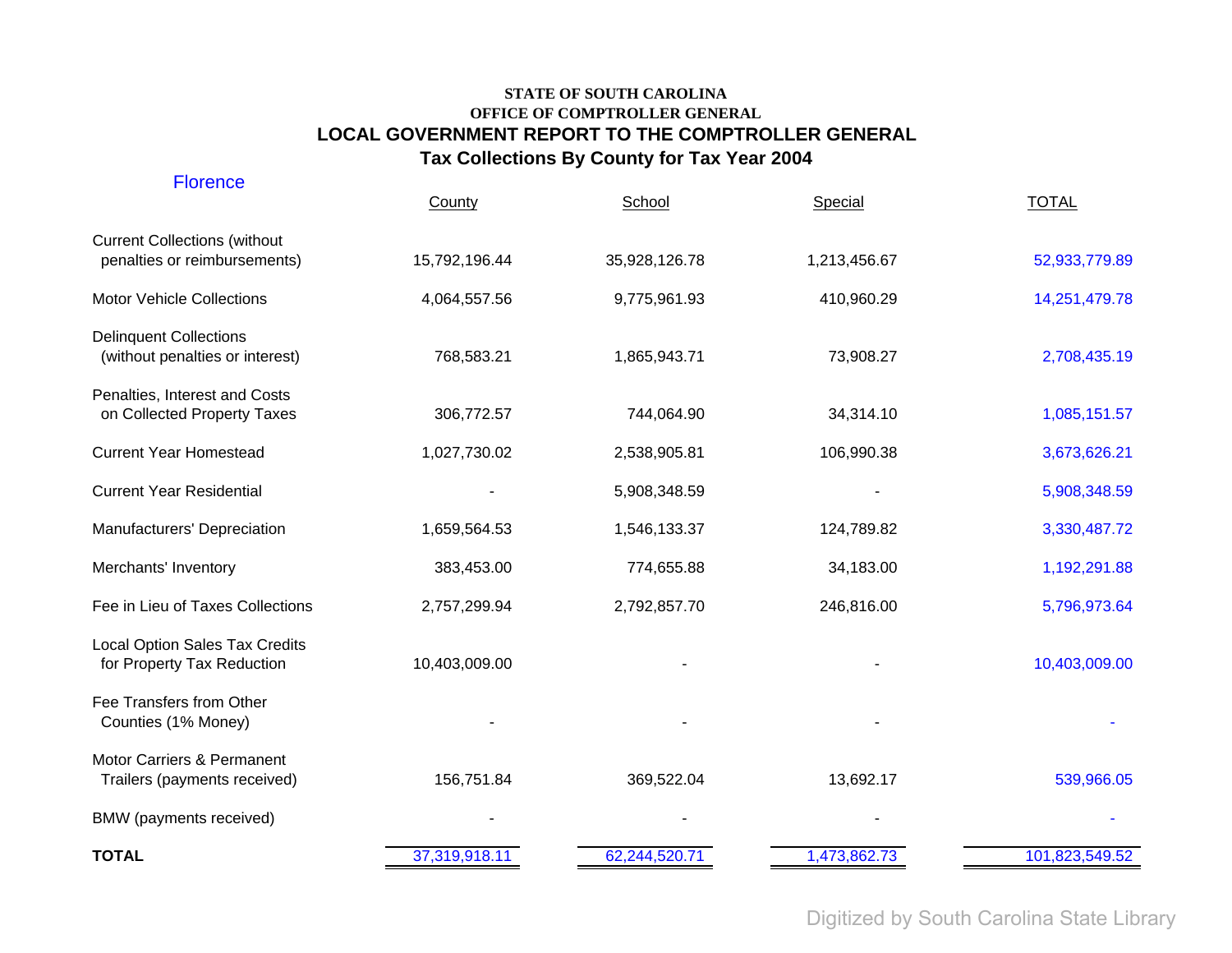STATE OF SOUTH CAROLINA

OFFICE OF COMPTROLLER GENERAL

## LOCAL GOVERNMENT REPORT TO THE COMPTROLLER GENERAL

## Tax Collections By County for Tax Year 2004

Florence

| | County | School | Special | TOTAL |
|---|---|---|---|---|
| Current Collections (without penalties or reimbursements) | 15,792,196.44 | 35,928,126.78 | 1,213,456.67 | 52,933,779.89 |
| Motor Vehicle Collections | 4,064,557.56 | 9,775,961.93 | 410,960.29 | 14,251,479.78 |
| Delinquent Collections (without penalties or interest) | 768,583.21 | 1,865,943.71 | 73,908.27 | 2,708,435.19 |
| Penalties, Interest and Costs on Collected Property Taxes | 306,772.57 | 744,064.90 | 34,314.10 | 1,085,151.57 |
| Current Year Homestead | 1,027,730.02 | 2,538,905.81 | 106,990.38 | 3,673,626.21 |
| Current Year Residential | - | 5,908,348.59 | - | 5,908,348.59 |
| Manufacturers' Depreciation | 1,659,564.53 | 1,546,133.37 | 124,789.82 | 3,330,487.72 |
| Merchants' Inventory | 383,453.00 | 774,655.88 | 34,183.00 | 1,192,291.88 |
| Fee in Lieu of Taxes Collections | 2,757,299.94 | 2,792,857.70 | 246,816.00 | 5,796,973.64 |
| Local Option Sales Tax Credits for Property Tax Reduction | 10,403,009.00 | - | - | 10,403,009.00 |
| Fee Transfers from Other Counties (1% Money) | - | - | - | - |
| Motor Carriers & Permanent Trailers (payments received) | 156,751.84 | 369,522.04 | 13,692.17 | 539,966.05 |
| BMW (payments received) | - | - | - | - |
| **TOTAL** | 37,319,918.11 | 62,244,520.71 | 1,473,862.73 | 101,823,549.52 |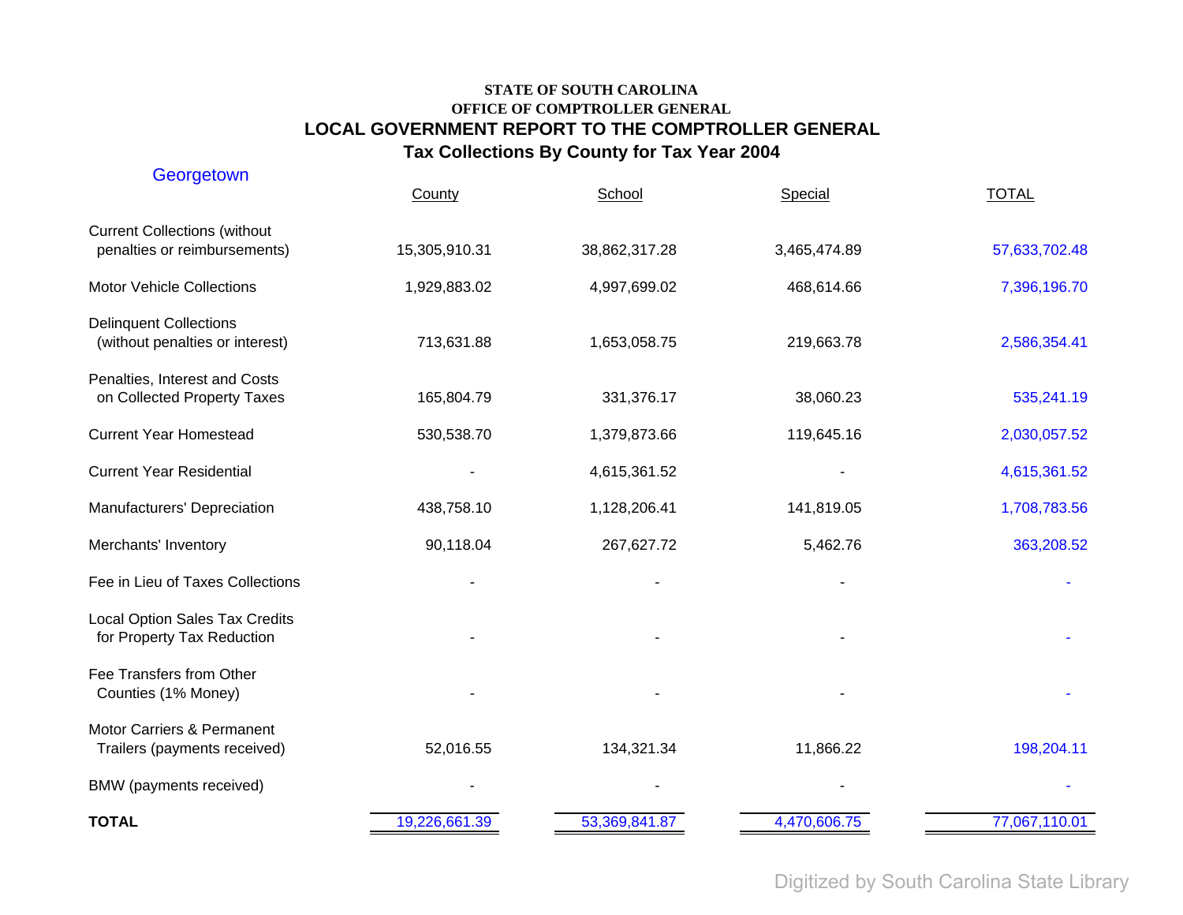**STATE OF SOUTH CAROLINA**
**OFFICE OF COMPTROLLER GENERAL**

## LOCAL GOVERNMENT REPORT TO THE COMPTROLLER GENERAL

### Tax Collections By County for Tax Year 2004

Georgetown

| | County | School | Special | TOTAL |
|---|---|---|---|---|
| Current Collections (without penalties or reimbursements) | 15,305,910.31 | 38,862,317.28 | 3,465,474.89 | 57,633,702.48 |
| Motor Vehicle Collections | 1,929,883.02 | 4,997,699.02 | 468,614.66 | 7,396,196.70 |
| Delinquent Collections (without penalties or interest) | 713,631.88 | 1,653,058.75 | 219,663.78 | 2,586,354.41 |
| Penalties, Interest and Costs on Collected Property Taxes | 165,804.79 | 331,376.17 | 38,060.23 | 535,241.19 |
| Current Year Homestead | 530,538.70 | 1,379,873.66 | 119,645.16 | 2,030,057.52 |
| Current Year Residential | - | 4,615,361.52 | - | 4,615,361.52 |
| Manufacturers' Depreciation | 438,758.10 | 1,128,206.41 | 141,819.05 | 1,708,783.56 |
| Merchants' Inventory | 90,118.04 | 267,627.72 | 5,462.76 | 363,208.52 |
| Fee in Lieu of Taxes Collections | - | - | - | - |
| Local Option Sales Tax Credits for Property Tax Reduction | - | - | - | - |
| Fee Transfers from Other Counties (1% Money) | - | - | - | - |
| Motor Carriers & Permanent Trailers (payments received) | 52,016.55 | 134,321.34 | 11,866.22 | 198,204.11 |
| BMW (payments received) | - | - | - | - |
| **TOTAL** | 19,226,661.39 | 53,369,841.87 | 4,470,606.75 | 77,067,110.01 |

Digitized by South Carolina State Library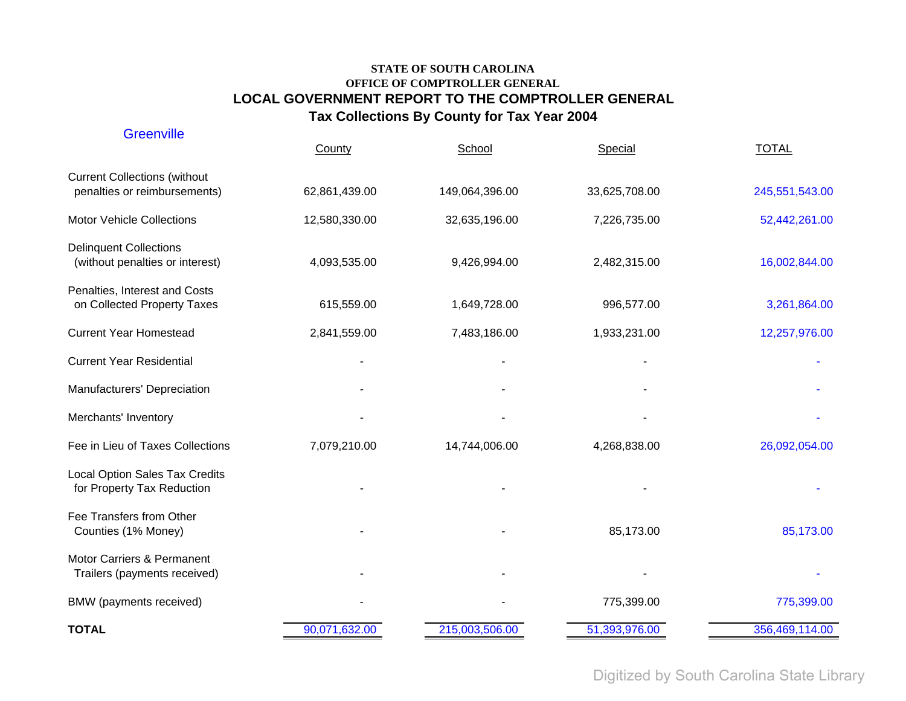**STATE OF SOUTH CAROLINA**
**OFFICE OF COMPTROLLER GENERAL**

## LOCAL GOVERNMENT REPORT TO THE COMPTROLLER GENERAL

### Tax Collections By County for Tax Year 2004

Greenville

| | County | School | Special | TOTAL |
|---|---|---|---|---|
| Current Collections (without penalties or reimbursements) | 62,861,439.00 | 149,064,396.00 | 33,625,708.00 | 245,551,543.00 |
| Motor Vehicle Collections | 12,580,330.00 | 32,635,196.00 | 7,226,735.00 | 52,442,261.00 |
| Delinquent Collections (without penalties or interest) | 4,093,535.00 | 9,426,994.00 | 2,482,315.00 | 16,002,844.00 |
| Penalties, Interest and Costs on Collected Property Taxes | 615,559.00 | 1,649,728.00 | 996,577.00 | 3,261,864.00 |
| Current Year Homestead | 2,841,559.00 | 7,483,186.00 | 1,933,231.00 | 12,257,976.00 |
| Current Year Residential | - | - | - | - |
| Manufacturers' Depreciation | - | - | - | - |
| Merchants' Inventory | - | - | - | - |
| Fee in Lieu of Taxes Collections | 7,079,210.00 | 14,744,006.00 | 4,268,838.00 | 26,092,054.00 |
| Local Option Sales Tax Credits for Property Tax Reduction | - | - | - | - |
| Fee Transfers from Other Counties (1% Money) | - | - | 85,173.00 | 85,173.00 |
| Motor Carriers & Permanent Trailers (payments received) | - | - | - | - |
| BMW (payments received) | - | - | 775,399.00 | 775,399.00 |
| **TOTAL** | 90,071,632.00 | 215,003,506.00 | 51,393,976.00 | 356,469,114.00 |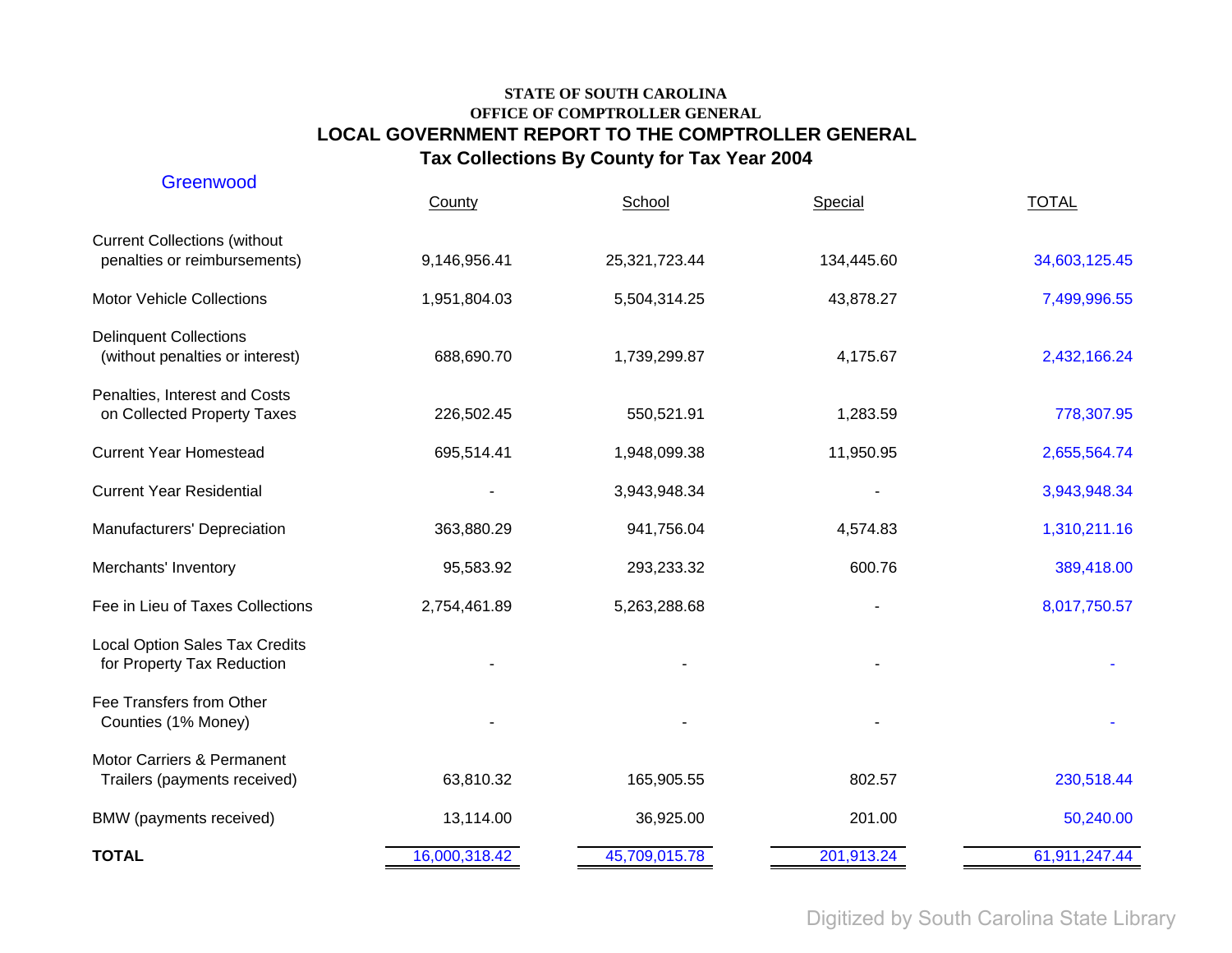**STATE OF SOUTH CAROLINA**

**OFFICE OF COMPTROLLER GENERAL**

## LOCAL GOVERNMENT REPORT TO THE COMPTROLLER GENERAL

## Tax Collections By County for Tax Year 2004

Greenwood

| | County | School | Special | TOTAL |
|---|---|---|---|---|
| Current Collections (without penalties or reimbursements) | 9,146,956.41 | 25,321,723.44 | 134,445.60 | 34,603,125.45 |
| Motor Vehicle Collections | 1,951,804.03 | 5,504,314.25 | 43,878.27 | 7,499,996.55 |
| Delinquent Collections (without penalties or interest) | 688,690.70 | 1,739,299.87 | 4,175.67 | 2,432,166.24 |
| Penalties, Interest and Costs on Collected Property Taxes | 226,502.45 | 550,521.91 | 1,283.59 | 778,307.95 |
| Current Year Homestead | 695,514.41 | 1,948,099.38 | 11,950.95 | 2,655,564.74 |
| Current Year Residential | - | 3,943,948.34 | - | 3,943,948.34 |
| Manufacturers' Depreciation | 363,880.29 | 941,756.04 | 4,574.83 | 1,310,211.16 |
| Merchants' Inventory | 95,583.92 | 293,233.32 | 600.76 | 389,418.00 |
| Fee in Lieu of Taxes Collections | 2,754,461.89 | 5,263,288.68 | - | 8,017,750.57 |
| Local Option Sales Tax Credits for Property Tax Reduction | - | - | - | - |
| Fee Transfers from Other Counties (1% Money) | - | - | - | - |
| Motor Carriers & Permanent Trailers (payments received) | 63,810.32 | 165,905.55 | 802.57 | 230,518.44 |
| BMW (payments received) | 13,114.00 | 36,925.00 | 201.00 | 50,240.00 |
| **TOTAL** | 16,000,318.42 | 45,709,015.78 | 201,913.24 | 61,911,247.44 |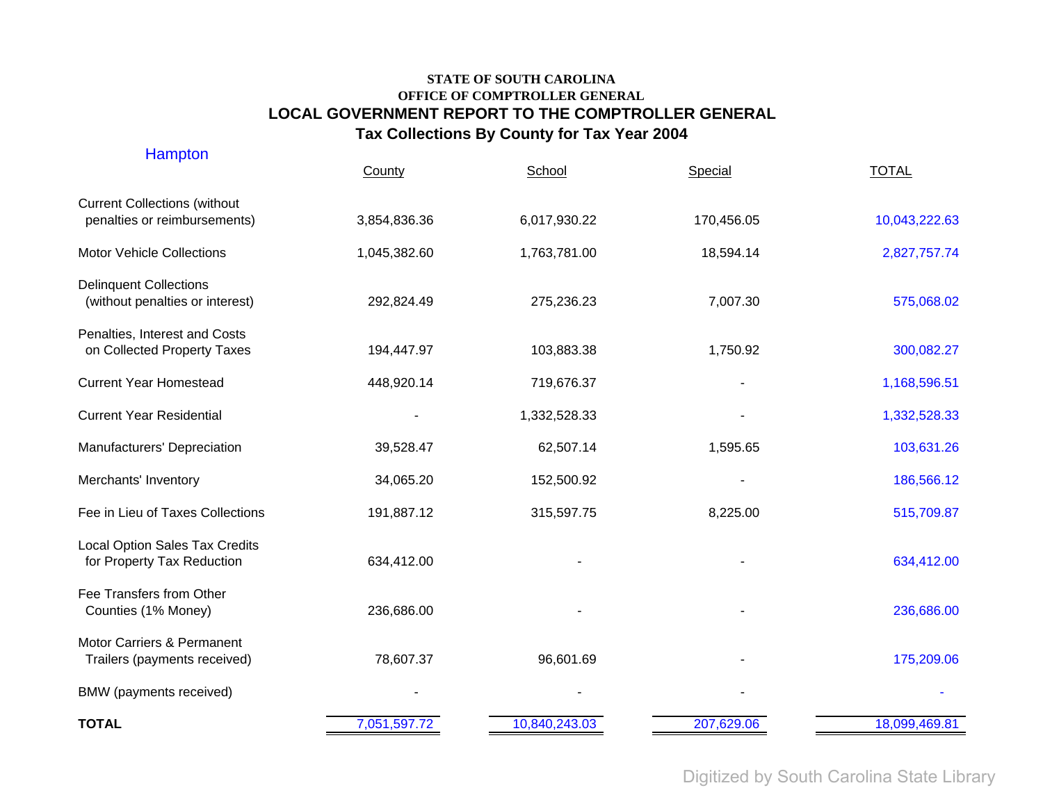**STATE OF SOUTH CAROLINA**
**OFFICE OF COMPTROLLER GENERAL**

## LOCAL GOVERNMENT REPORT TO THE COMPTROLLER GENERAL

### Tax Collections By County for Tax Year 2004

Hampton

| | County | School | Special | TOTAL |
|---|---|---|---|---|
| Current Collections (without penalties or reimbursements) | 3,854,836.36 | 6,017,930.22 | 170,456.05 | 10,043,222.63 |
| Motor Vehicle Collections | 1,045,382.60 | 1,763,781.00 | 18,594.14 | 2,827,757.74 |
| Delinquent Collections (without penalties or interest) | 292,824.49 | 275,236.23 | 7,007.30 | 575,068.02 |
| Penalties, Interest and Costs on Collected Property Taxes | 194,447.97 | 103,883.38 | 1,750.92 | 300,082.27 |
| Current Year Homestead | 448,920.14 | 719,676.37 | - | 1,168,596.51 |
| Current Year Residential | - | 1,332,528.33 | - | 1,332,528.33 |
| Manufacturers' Depreciation | 39,528.47 | 62,507.14 | 1,595.65 | 103,631.26 |
| Merchants' Inventory | 34,065.20 | 152,500.92 | - | 186,566.12 |
| Fee in Lieu of Taxes Collections | 191,887.12 | 315,597.75 | 8,225.00 | 515,709.87 |
| Local Option Sales Tax Credits for Property Tax Reduction | 634,412.00 | - | - | 634,412.00 |
| Fee Transfers from Other Counties (1% Money) | 236,686.00 | - | - | 236,686.00 |
| Motor Carriers & Permanent Trailers (payments received) | 78,607.37 | 96,601.69 | - | 175,209.06 |
| BMW (payments received) | - | - | - | - |
| **TOTAL** | 7,051,597.72 | 10,840,243.03 | 207,629.06 | 18,099,469.81 |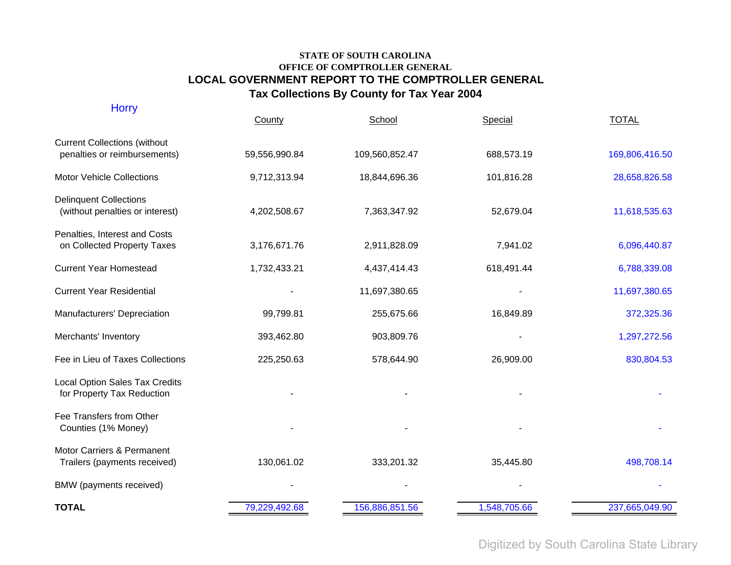**STATE OF SOUTH CAROLINA**
**OFFICE OF COMPTROLLER GENERAL**

# LOCAL GOVERNMENT REPORT TO THE COMPTROLLER GENERAL

## Tax Collections By County for Tax Year 2004

Horry

| | County | School | Special | TOTAL |
|---|---|---|---|---|
| Current Collections (without penalties or reimbursements) | 59,556,990.84 | 109,560,852.47 | 688,573.19 | 169,806,416.50 |
| Motor Vehicle Collections | 9,712,313.94 | 18,844,696.36 | 101,816.28 | 28,658,826.58 |
| Delinquent Collections (without penalties or interest) | 4,202,508.67 | 7,363,347.92 | 52,679.04 | 11,618,535.63 |
| Penalties, Interest and Costs on Collected Property Taxes | 3,176,671.76 | 2,911,828.09 | 7,941.02 | 6,096,440.87 |
| Current Year Homestead | 1,732,433.21 | 4,437,414.43 | 618,491.44 | 6,788,339.08 |
| Current Year Residential | - | 11,697,380.65 | - | 11,697,380.65 |
| Manufacturers' Depreciation | 99,799.81 | 255,675.66 | 16,849.89 | 372,325.36 |
| Merchants' Inventory | 393,462.80 | 903,809.76 | - | 1,297,272.56 |
| Fee in Lieu of Taxes Collections | 225,250.63 | 578,644.90 | 26,909.00 | 830,804.53 |
| Local Option Sales Tax Credits for Property Tax Reduction | - | - | - | - |
| Fee Transfers from Other Counties (1% Money) | - | - | - | - |
| Motor Carriers & Permanent Trailers (payments received) | 130,061.02 | 333,201.32 | 35,445.80 | 498,708.14 |
| BMW (payments received) | - | - | - | - |
| **TOTAL** | 79,229,492.68 | 156,886,851.56 | 1,548,705.66 | 237,665,049.90 |

Digitized by South Carolina State Library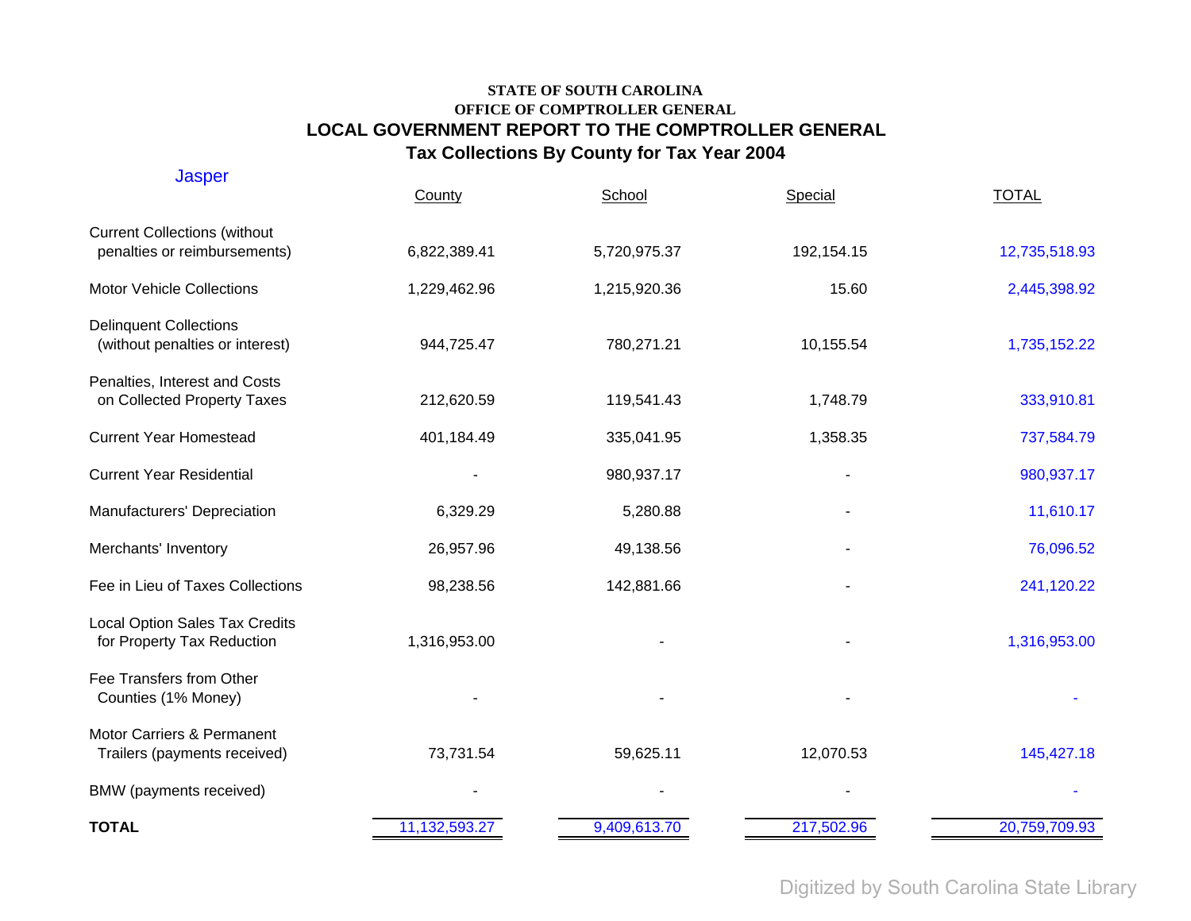**STATE OF SOUTH CAROLINA**
**OFFICE OF COMPTROLLER GENERAL**

## LOCAL GOVERNMENT REPORT TO THE COMPTROLLER GENERAL

### Tax Collections By County for Tax Year 2004

Jasper

| | County | School | Special | TOTAL |
|---|---|---|---|---|
| Current Collections (without penalties or reimbursements) | 6,822,389.41 | 5,720,975.37 | 192,154.15 | 12,735,518.93 |
| Motor Vehicle Collections | 1,229,462.96 | 1,215,920.36 | 15.60 | 2,445,398.92 |
| Delinquent Collections (without penalties or interest) | 944,725.47 | 780,271.21 | 10,155.54 | 1,735,152.22 |
| Penalties, Interest and Costs on Collected Property Taxes | 212,620.59 | 119,541.43 | 1,748.79 | 333,910.81 |
| Current Year Homestead | 401,184.49 | 335,041.95 | 1,358.35 | 737,584.79 |
| Current Year Residential | - | 980,937.17 | - | 980,937.17 |
| Manufacturers' Depreciation | 6,329.29 | 5,280.88 | - | 11,610.17 |
| Merchants' Inventory | 26,957.96 | 49,138.56 | - | 76,096.52 |
| Fee in Lieu of Taxes Collections | 98,238.56 | 142,881.66 | - | 241,120.22 |
| Local Option Sales Tax Credits for Property Tax Reduction | 1,316,953.00 | - | - | 1,316,953.00 |
| Fee Transfers from Other Counties (1% Money) | - | - | - | - |
| Motor Carriers & Permanent Trailers (payments received) | 73,731.54 | 59,625.11 | 12,070.53 | 145,427.18 |
| BMW (payments received) | - | - | - | - |
| **TOTAL** | 11,132,593.27 | 9,409,613.70 | 217,502.96 | 20,759,709.93 |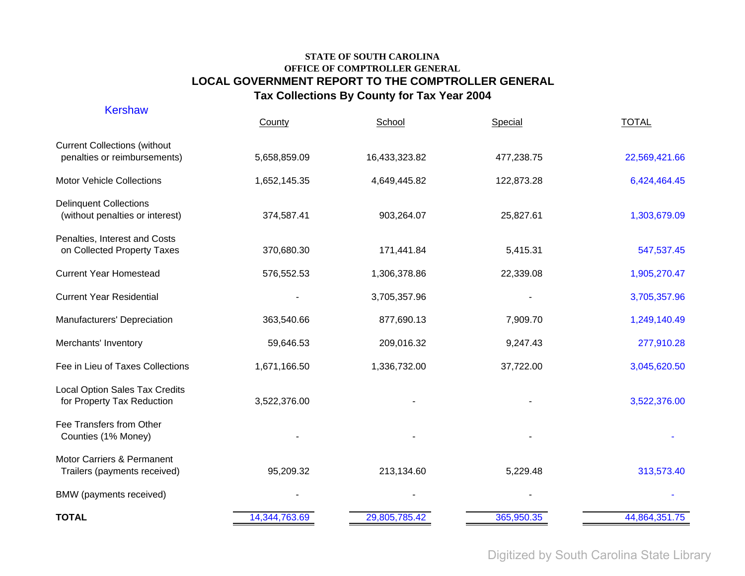**STATE OF SOUTH CAROLINA**
**OFFICE OF COMPTROLLER GENERAL**

## LOCAL GOVERNMENT REPORT TO THE COMPTROLLER GENERAL

### Tax Collections By County for Tax Year 2004

Kershaw

| | County | School | Special | TOTAL |
|---|---|---|---|---|
| Current Collections (without penalties or reimbursements) | 5,658,859.09 | 16,433,323.82 | 477,238.75 | 22,569,421.66 |
| Motor Vehicle Collections | 1,652,145.35 | 4,649,445.82 | 122,873.28 | 6,424,464.45 |
| Delinquent Collections (without penalties or interest) | 374,587.41 | 903,264.07 | 25,827.61 | 1,303,679.09 |
| Penalties, Interest and Costs on Collected Property Taxes | 370,680.30 | 171,441.84 | 5,415.31 | 547,537.45 |
| Current Year Homestead | 576,552.53 | 1,306,378.86 | 22,339.08 | 1,905,270.47 |
| Current Year Residential | - | 3,705,357.96 | - | 3,705,357.96 |
| Manufacturers' Depreciation | 363,540.66 | 877,690.13 | 7,909.70 | 1,249,140.49 |
| Merchants' Inventory | 59,646.53 | 209,016.32 | 9,247.43 | 277,910.28 |
| Fee in Lieu of Taxes Collections | 1,671,166.50 | 1,336,732.00 | 37,722.00 | 3,045,620.50 |
| Local Option Sales Tax Credits for Property Tax Reduction | 3,522,376.00 | - | - | 3,522,376.00 |
| Fee Transfers from Other Counties (1% Money) | - | - | - | - |
| Motor Carriers & Permanent Trailers (payments received) | 95,209.32 | 213,134.60 | 5,229.48 | 313,573.40 |
| BMW (payments received) | - | - | - | - |
| **TOTAL** | 14,344,763.69 | 29,805,785.42 | 365,950.35 | 44,864,351.75 |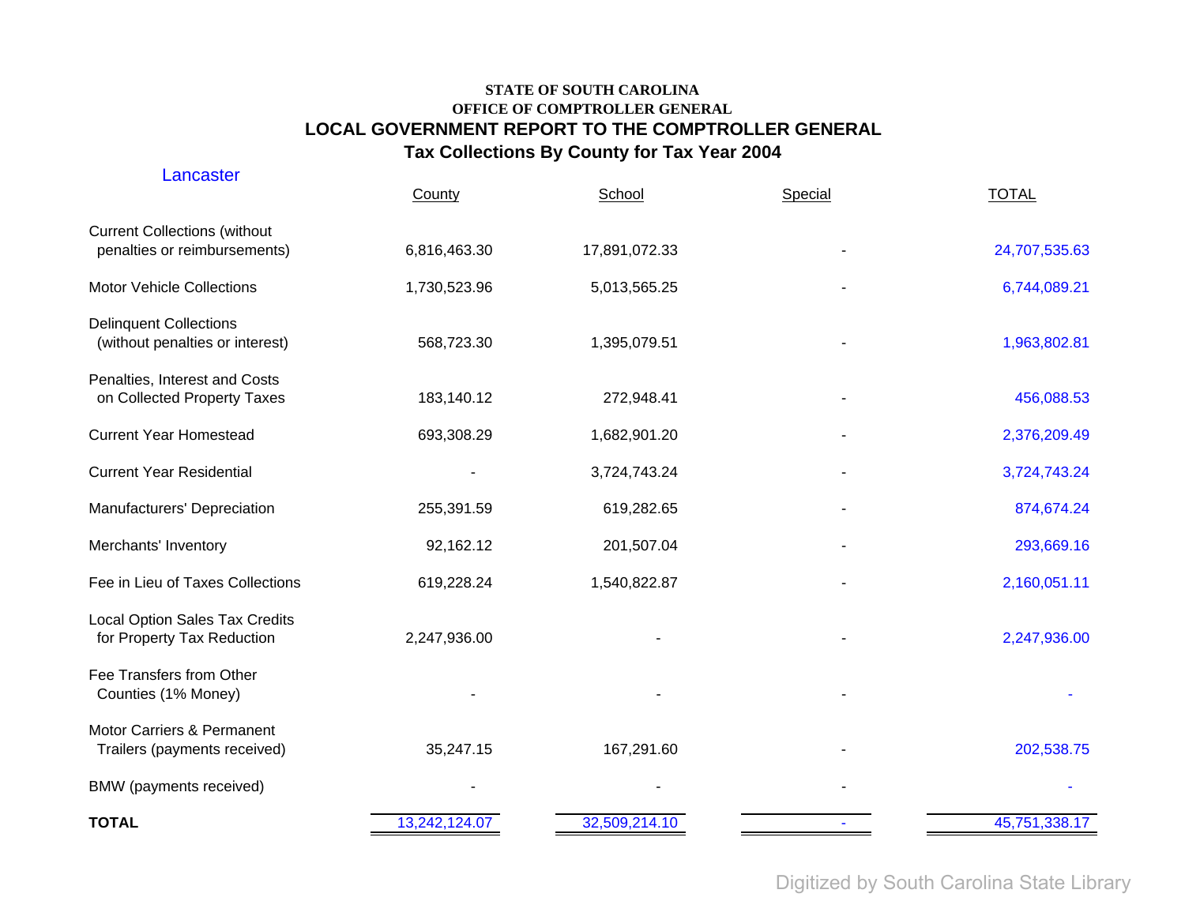**STATE OF SOUTH CAROLINA**
**OFFICE OF COMPTROLLER GENERAL**

## LOCAL GOVERNMENT REPORT TO THE COMPTROLLER GENERAL

### Tax Collections By County for Tax Year 2004

Lancaster

| | County | School | Special | TOTAL |
|---|---|---|---|---|
| Current Collections (without penalties or reimbursements) | 6,816,463.30 | 17,891,072.33 | - | 24,707,535.63 |
| Motor Vehicle Collections | 1,730,523.96 | 5,013,565.25 | - | 6,744,089.21 |
| Delinquent Collections (without penalties or interest) | 568,723.30 | 1,395,079.51 | - | 1,963,802.81 |
| Penalties, Interest and Costs on Collected Property Taxes | 183,140.12 | 272,948.41 | - | 456,088.53 |
| Current Year Homestead | 693,308.29 | 1,682,901.20 | - | 2,376,209.49 |
| Current Year Residential | - | 3,724,743.24 | - | 3,724,743.24 |
| Manufacturers' Depreciation | 255,391.59 | 619,282.65 | - | 874,674.24 |
| Merchants' Inventory | 92,162.12 | 201,507.04 | - | 293,669.16 |
| Fee in Lieu of Taxes Collections | 619,228.24 | 1,540,822.87 | - | 2,160,051.11 |
| Local Option Sales Tax Credits for Property Tax Reduction | 2,247,936.00 | - | - | 2,247,936.00 |
| Fee Transfers from Other Counties (1% Money) | - | - | - | - |
| Motor Carriers & Permanent Trailers (payments received) | 35,247.15 | 167,291.60 | - | 202,538.75 |
| BMW (payments received) | - | - | - | - |
| **TOTAL** | 13,242,124.07 | 32,509,214.10 | - | 45,751,338.17 |

Digitized by South Carolina State Library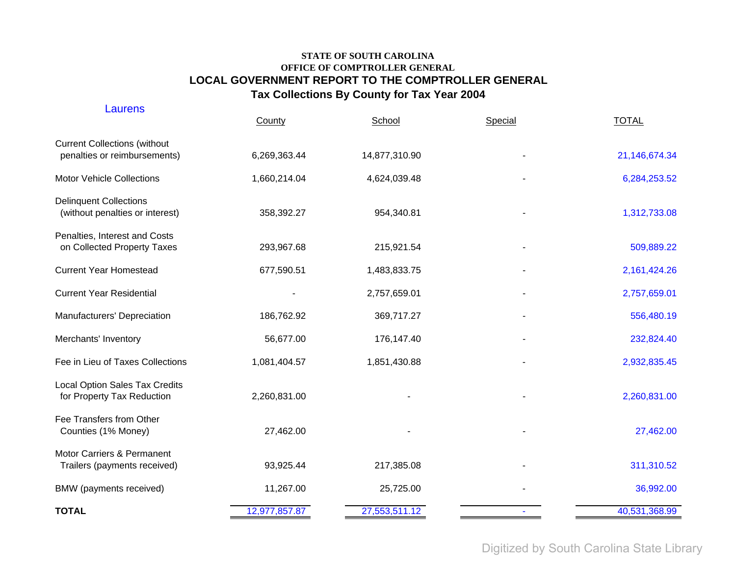**STATE OF SOUTH CAROLINA**
**OFFICE OF COMPTROLLER GENERAL**

## LOCAL GOVERNMENT REPORT TO THE COMPTROLLER GENERAL

### Tax Collections By County for Tax Year 2004

Laurens

| | County | School | Special | TOTAL |
|---|---|---|---|---|
| Current Collections (without penalties or reimbursements) | 6,269,363.44 | 14,877,310.90 | - | 21,146,674.34 |
| Motor Vehicle Collections | 1,660,214.04 | 4,624,039.48 | - | 6,284,253.52 |
| Delinquent Collections (without penalties or interest) | 358,392.27 | 954,340.81 | - | 1,312,733.08 |
| Penalties, Interest and Costs on Collected Property Taxes | 293,967.68 | 215,921.54 | - | 509,889.22 |
| Current Year Homestead | 677,590.51 | 1,483,833.75 | - | 2,161,424.26 |
| Current Year Residential | - | 2,757,659.01 | - | 2,757,659.01 |
| Manufacturers' Depreciation | 186,762.92 | 369,717.27 | - | 556,480.19 |
| Merchants' Inventory | 56,677.00 | 176,147.40 | - | 232,824.40 |
| Fee in Lieu of Taxes Collections | 1,081,404.57 | 1,851,430.88 | - | 2,932,835.45 |
| Local Option Sales Tax Credits for Property Tax Reduction | 2,260,831.00 | - | - | 2,260,831.00 |
| Fee Transfers from Other Counties (1% Money) | 27,462.00 | - | - | 27,462.00 |
| Motor Carriers & Permanent Trailers (payments received) | 93,925.44 | 217,385.08 | - | 311,310.52 |
| BMW (payments received) | 11,267.00 | 25,725.00 | - | 36,992.00 |
| **TOTAL** | 12,977,857.87 | 27,553,511.12 | - | 40,531,368.99 |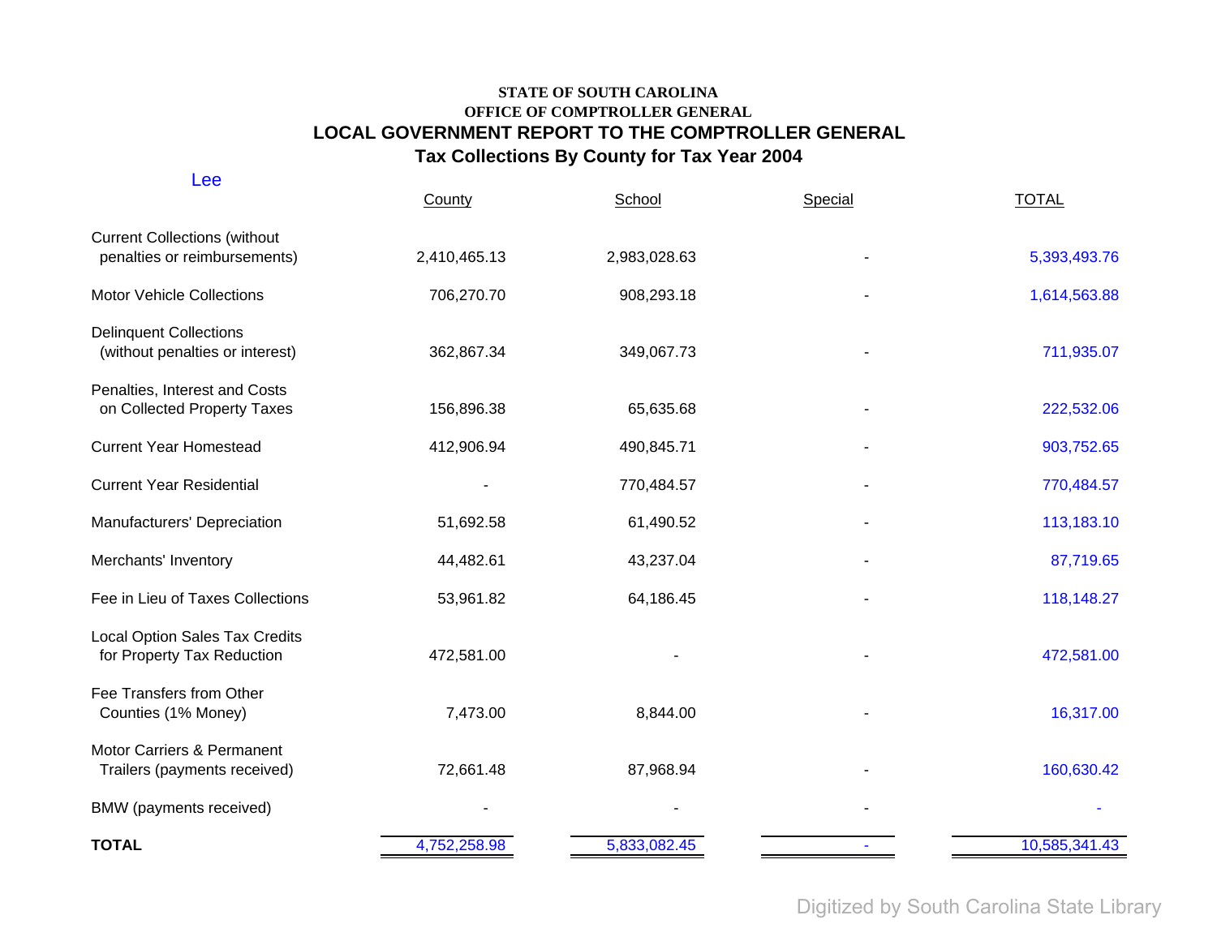**STATE OF SOUTH CAROLINA**
**OFFICE OF COMPTROLLER GENERAL**

# LOCAL GOVERNMENT REPORT TO THE COMPTROLLER GENERAL

## Tax Collections By County for Tax Year 2004

Lee

| | County | School | Special | TOTAL |
|---|---|---|---|---|
| Current Collections (without penalties or reimbursements) | 2,410,465.13 | 2,983,028.63 | - | 5,393,493.76 |
| Motor Vehicle Collections | 706,270.70 | 908,293.18 | - | 1,614,563.88 |
| Delinquent Collections (without penalties or interest) | 362,867.34 | 349,067.73 | - | 711,935.07 |
| Penalties, Interest and Costs on Collected Property Taxes | 156,896.38 | 65,635.68 | - | 222,532.06 |
| Current Year Homestead | 412,906.94 | 490,845.71 | - | 903,752.65 |
| Current Year Residential | - | 770,484.57 | - | 770,484.57 |
| Manufacturers' Depreciation | 51,692.58 | 61,490.52 | - | 113,183.10 |
| Merchants' Inventory | 44,482.61 | 43,237.04 | - | 87,719.65 |
| Fee in Lieu of Taxes Collections | 53,961.82 | 64,186.45 | - | 118,148.27 |
| Local Option Sales Tax Credits for Property Tax Reduction | 472,581.00 | - | - | 472,581.00 |
| Fee Transfers from Other Counties (1% Money) | 7,473.00 | 8,844.00 | - | 16,317.00 |
| Motor Carriers & Permanent Trailers (payments received) | 72,661.48 | 87,968.94 | - | 160,630.42 |
| BMW (payments received) | - | - | - | - |
| **TOTAL** | 4,752,258.98 | 5,833,082.45 | - | 10,585,341.43 |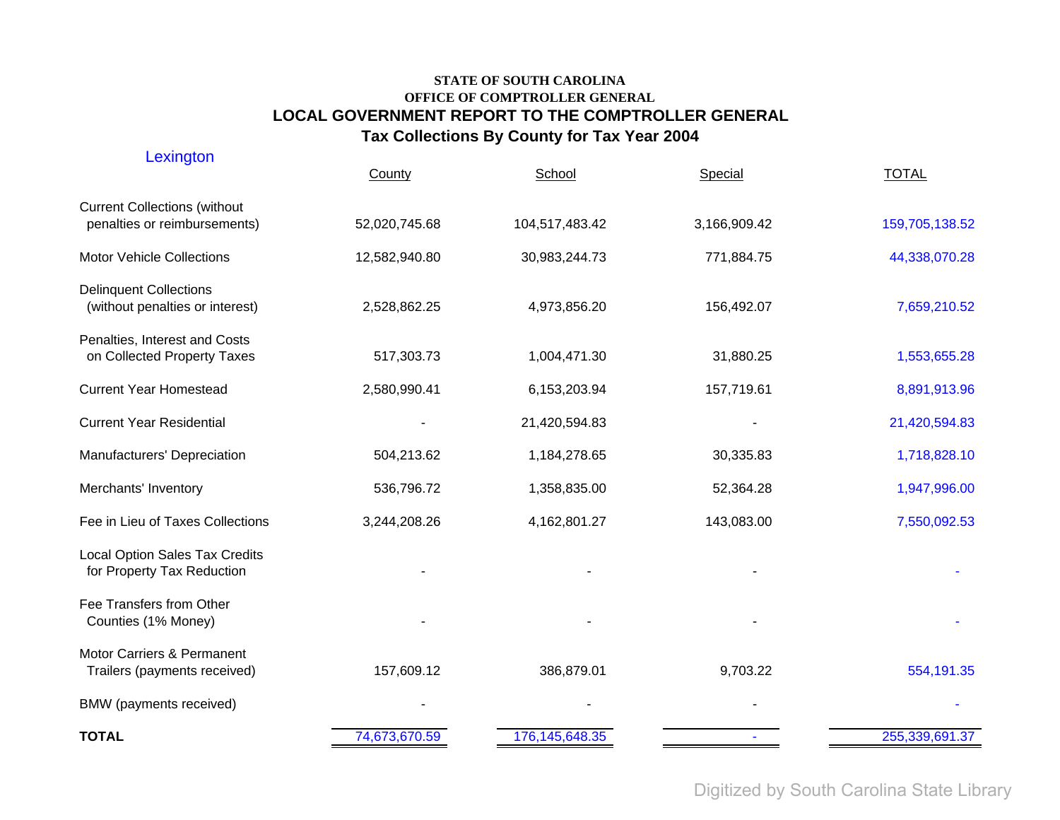STATE OF SOUTH CAROLINA
OFFICE OF COMPTROLLER GENERAL

## LOCAL GOVERNMENT REPORT TO THE COMPTROLLER GENERAL

### Tax Collections By County for Tax Year 2004

Lexington

| | County | School | Special | TOTAL |
|---|---|---|---|---|
| Current Collections (without penalties or reimbursements) | 52,020,745.68 | 104,517,483.42 | 3,166,909.42 | 159,705,138.52 |
| Motor Vehicle Collections | 12,582,940.80 | 30,983,244.73 | 771,884.75 | 44,338,070.28 |
| Delinquent Collections (without penalties or interest) | 2,528,862.25 | 4,973,856.20 | 156,492.07 | 7,659,210.52 |
| Penalties, Interest and Costs on Collected Property Taxes | 517,303.73 | 1,004,471.30 | 31,880.25 | 1,553,655.28 |
| Current Year Homestead | 2,580,990.41 | 6,153,203.94 | 157,719.61 | 8,891,913.96 |
| Current Year Residential | - | 21,420,594.83 | - | 21,420,594.83 |
| Manufacturers' Depreciation | 504,213.62 | 1,184,278.65 | 30,335.83 | 1,718,828.10 |
| Merchants' Inventory | 536,796.72 | 1,358,835.00 | 52,364.28 | 1,947,996.00 |
| Fee in Lieu of Taxes Collections | 3,244,208.26 | 4,162,801.27 | 143,083.00 | 7,550,092.53 |
| Local Option Sales Tax Credits for Property Tax Reduction | - | - | - | - |
| Fee Transfers from Other Counties (1% Money) | - | - | - | - |
| Motor Carriers & Permanent Trailers (payments received) | 157,609.12 | 386,879.01 | 9,703.22 | 554,191.35 |
| BMW (payments received) | - | - | - | - |
| **TOTAL** | 74,673,670.59 | 176,145,648.35 | - | 255,339,691.37 |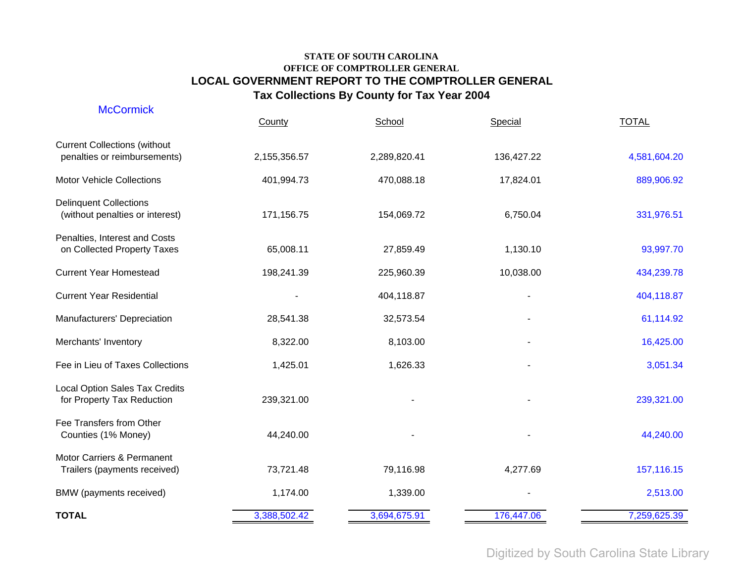**STATE OF SOUTH CAROLINA**
**OFFICE OF COMPTROLLER GENERAL**

# LOCAL GOVERNMENT REPORT TO THE COMPTROLLER GENERAL

## Tax Collections By County for Tax Year 2004

McCormick

| | County | School | Special | TOTAL |
|---|---|---|---|---|
| Current Collections (without penalties or reimbursements) | 2,155,356.57 | 2,289,820.41 | 136,427.22 | 4,581,604.20 |
| Motor Vehicle Collections | 401,994.73 | 470,088.18 | 17,824.01 | 889,906.92 |
| Delinquent Collections (without penalties or interest) | 171,156.75 | 154,069.72 | 6,750.04 | 331,976.51 |
| Penalties, Interest and Costs on Collected Property Taxes | 65,008.11 | 27,859.49 | 1,130.10 | 93,997.70 |
| Current Year Homestead | 198,241.39 | 225,960.39 | 10,038.00 | 434,239.78 |
| Current Year Residential | - | 404,118.87 | - | 404,118.87 |
| Manufacturers' Depreciation | 28,541.38 | 32,573.54 | - | 61,114.92 |
| Merchants' Inventory | 8,322.00 | 8,103.00 | - | 16,425.00 |
| Fee in Lieu of Taxes Collections | 1,425.01 | 1,626.33 | - | 3,051.34 |
| Local Option Sales Tax Credits for Property Tax Reduction | 239,321.00 | - | - | 239,321.00 |
| Fee Transfers from Other Counties (1% Money) | 44,240.00 | - | - | 44,240.00 |
| Motor Carriers & Permanent Trailers (payments received) | 73,721.48 | 79,116.98 | 4,277.69 | 157,116.15 |
| BMW (payments received) | 1,174.00 | 1,339.00 | - | 2,513.00 |
| **TOTAL** | 3,388,502.42 | 3,694,675.91 | 176,447.06 | 7,259,625.39 |

Digitized by South Carolina State Library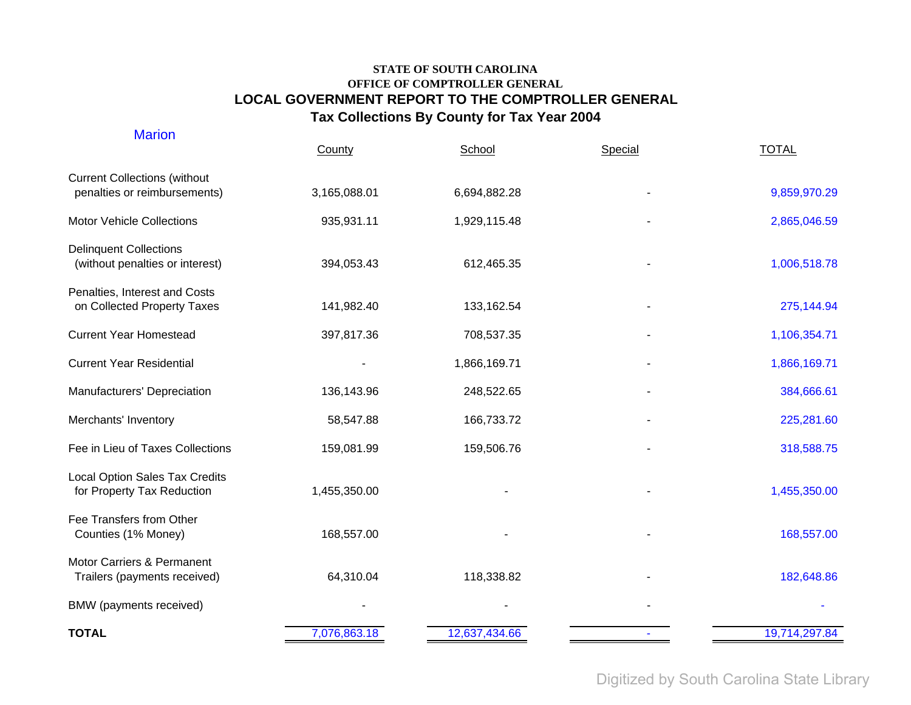**STATE OF SOUTH CAROLINA**
**OFFICE OF COMPTROLLER GENERAL**

## LOCAL GOVERNMENT REPORT TO THE COMPTROLLER GENERAL

### Tax Collections By County for Tax Year 2004

Marion

| | County | School | Special | TOTAL |
|---|---|---|---|---|
| Current Collections (without penalties or reimbursements) | 3,165,088.01 | 6,694,882.28 | - | 9,859,970.29 |
| Motor Vehicle Collections | 935,931.11 | 1,929,115.48 | - | 2,865,046.59 |
| Delinquent Collections (without penalties or interest) | 394,053.43 | 612,465.35 | - | 1,006,518.78 |
| Penalties, Interest and Costs on Collected Property Taxes | 141,982.40 | 133,162.54 | - | 275,144.94 |
| Current Year Homestead | 397,817.36 | 708,537.35 | - | 1,106,354.71 |
| Current Year Residential | - | 1,866,169.71 | - | 1,866,169.71 |
| Manufacturers' Depreciation | 136,143.96 | 248,522.65 | - | 384,666.61 |
| Merchants' Inventory | 58,547.88 | 166,733.72 | - | 225,281.60 |
| Fee in Lieu of Taxes Collections | 159,081.99 | 159,506.76 | - | 318,588.75 |
| Local Option Sales Tax Credits for Property Tax Reduction | 1,455,350.00 | - | - | 1,455,350.00 |
| Fee Transfers from Other Counties (1% Money) | 168,557.00 | - | - | 168,557.00 |
| Motor Carriers & Permanent Trailers (payments received) | 64,310.04 | 118,338.82 | - | 182,648.86 |
| BMW (payments received) | - | - | - | - |
| **TOTAL** | 7,076,863.18 | 12,637,434.66 | - | 19,714,297.84 |

Digitized by South Carolina State Library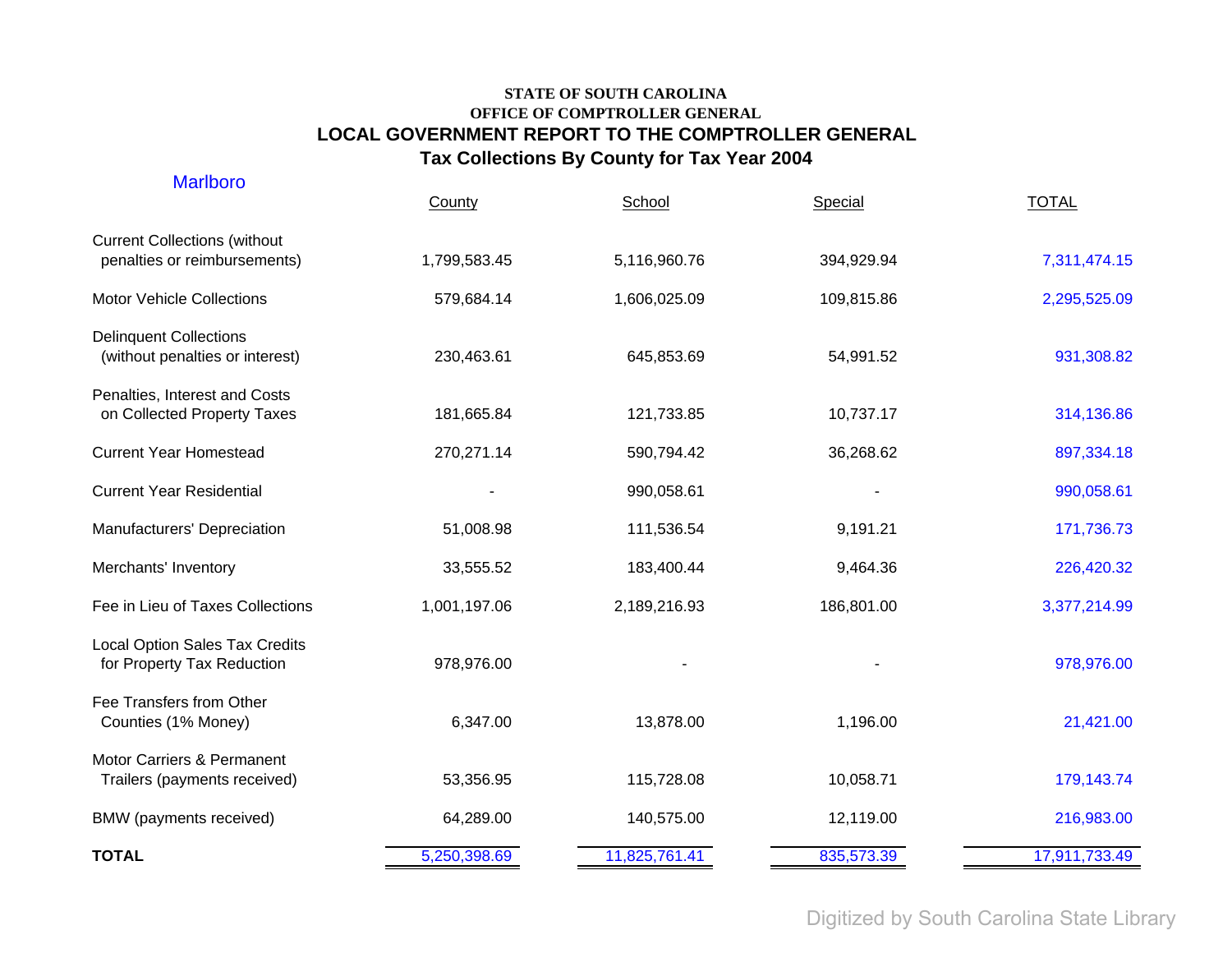**STATE OF SOUTH CAROLINA**
**OFFICE OF COMPTROLLER GENERAL**

# LOCAL GOVERNMENT REPORT TO THE COMPTROLLER GENERAL

## Tax Collections By County for Tax Year 2004

Marlboro

| | County | School | Special | TOTAL |
|---|---|---|---|---|
| Current Collections (without penalties or reimbursements) | 1,799,583.45 | 5,116,960.76 | 394,929.94 | 7,311,474.15 |
| Motor Vehicle Collections | 579,684.14 | 1,606,025.09 | 109,815.86 | 2,295,525.09 |
| Delinquent Collections (without penalties or interest) | 230,463.61 | 645,853.69 | 54,991.52 | 931,308.82 |
| Penalties, Interest and Costs on Collected Property Taxes | 181,665.84 | 121,733.85 | 10,737.17 | 314,136.86 |
| Current Year Homestead | 270,271.14 | 590,794.42 | 36,268.62 | 897,334.18 |
| Current Year Residential | - | 990,058.61 | - | 990,058.61 |
| Manufacturers' Depreciation | 51,008.98 | 111,536.54 | 9,191.21 | 171,736.73 |
| Merchants' Inventory | 33,555.52 | 183,400.44 | 9,464.36 | 226,420.32 |
| Fee in Lieu of Taxes Collections | 1,001,197.06 | 2,189,216.93 | 186,801.00 | 3,377,214.99 |
| Local Option Sales Tax Credits for Property Tax Reduction | 978,976.00 | - | - | 978,976.00 |
| Fee Transfers from Other Counties (1% Money) | 6,347.00 | 13,878.00 | 1,196.00 | 21,421.00 |
| Motor Carriers & Permanent Trailers (payments received) | 53,356.95 | 115,728.08 | 10,058.71 | 179,143.74 |
| BMW (payments received) | 64,289.00 | 140,575.00 | 12,119.00 | 216,983.00 |
| **TOTAL** | 5,250,398.69 | 11,825,761.41 | 835,573.39 | 17,911,733.49 |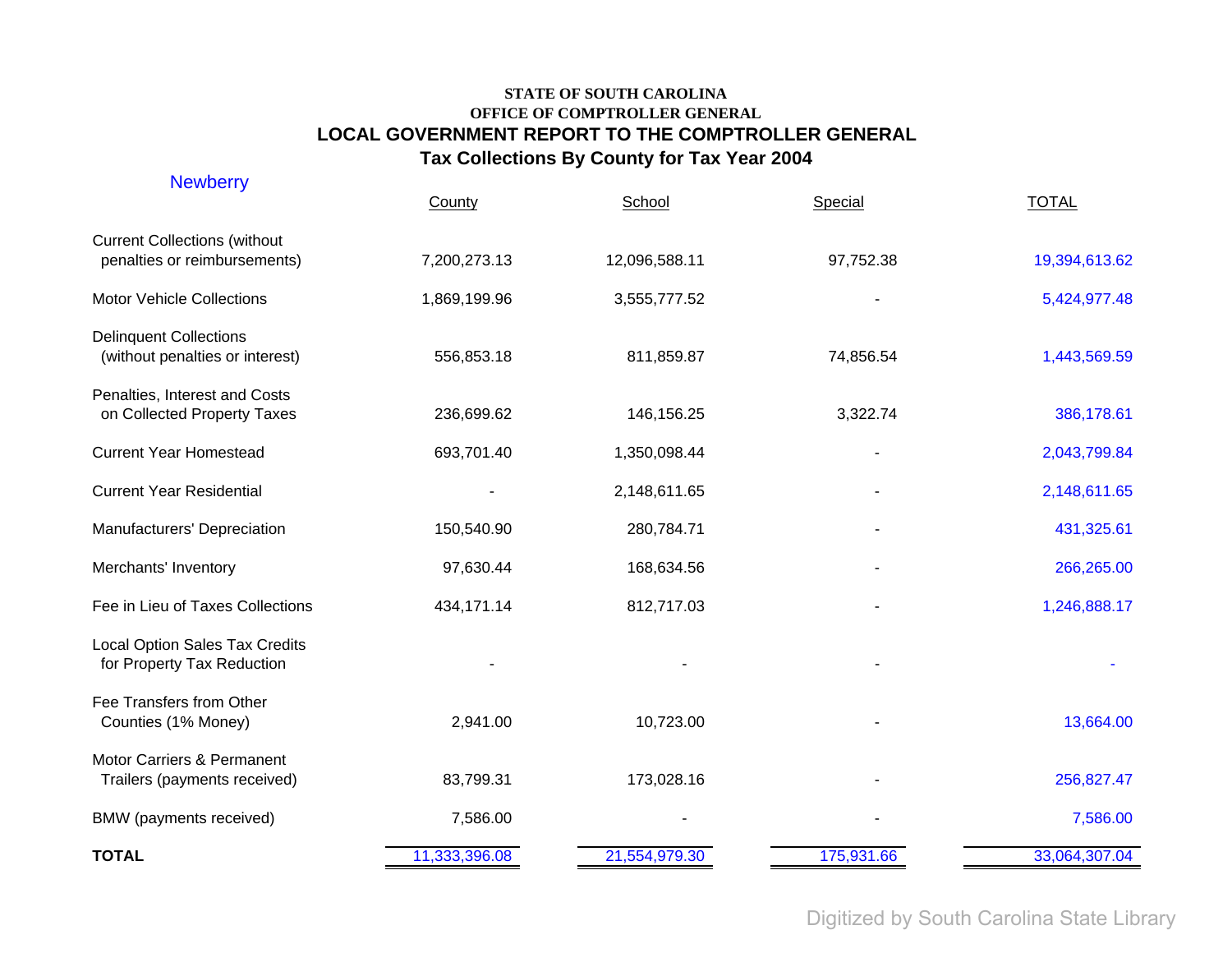STATE OF SOUTH CAROLINA

OFFICE OF COMPTROLLER GENERAL

**LOCAL GOVERNMENT REPORT TO THE COMPTROLLER GENERAL**

**Tax Collections By County for Tax Year 2004**

Newberry

| | County | School | Special | TOTAL |
|---|---|---|---|---|
| Current Collections (without penalties or reimbursements) | 7,200,273.13 | 12,096,588.11 | 97,752.38 | 19,394,613.62 |
| Motor Vehicle Collections | 1,869,199.96 | 3,555,777.52 | - | 5,424,977.48 |
| Delinquent Collections (without penalties or interest) | 556,853.18 | 811,859.87 | 74,856.54 | 1,443,569.59 |
| Penalties, Interest and Costs on Collected Property Taxes | 236,699.62 | 146,156.25 | 3,322.74 | 386,178.61 |
| Current Year Homestead | 693,701.40 | 1,350,098.44 | - | 2,043,799.84 |
| Current Year Residential | - | 2,148,611.65 | - | 2,148,611.65 |
| Manufacturers' Depreciation | 150,540.90 | 280,784.71 | - | 431,325.61 |
| Merchants' Inventory | 97,630.44 | 168,634.56 | - | 266,265.00 |
| Fee in Lieu of Taxes Collections | 434,171.14 | 812,717.03 | - | 1,246,888.17 |
| Local Option Sales Tax Credits for Property Tax Reduction | - | - | - | - |
| Fee Transfers from Other Counties (1% Money) | 2,941.00 | 10,723.00 | - | 13,664.00 |
| Motor Carriers & Permanent Trailers (payments received) | 83,799.31 | 173,028.16 | - | 256,827.47 |
| BMW (payments received) | 7,586.00 | - | - | 7,586.00 |
| **TOTAL** | 11,333,396.08 | 21,554,979.30 | 175,931.66 | 33,064,307.04 |

Digitized by South Carolina State Library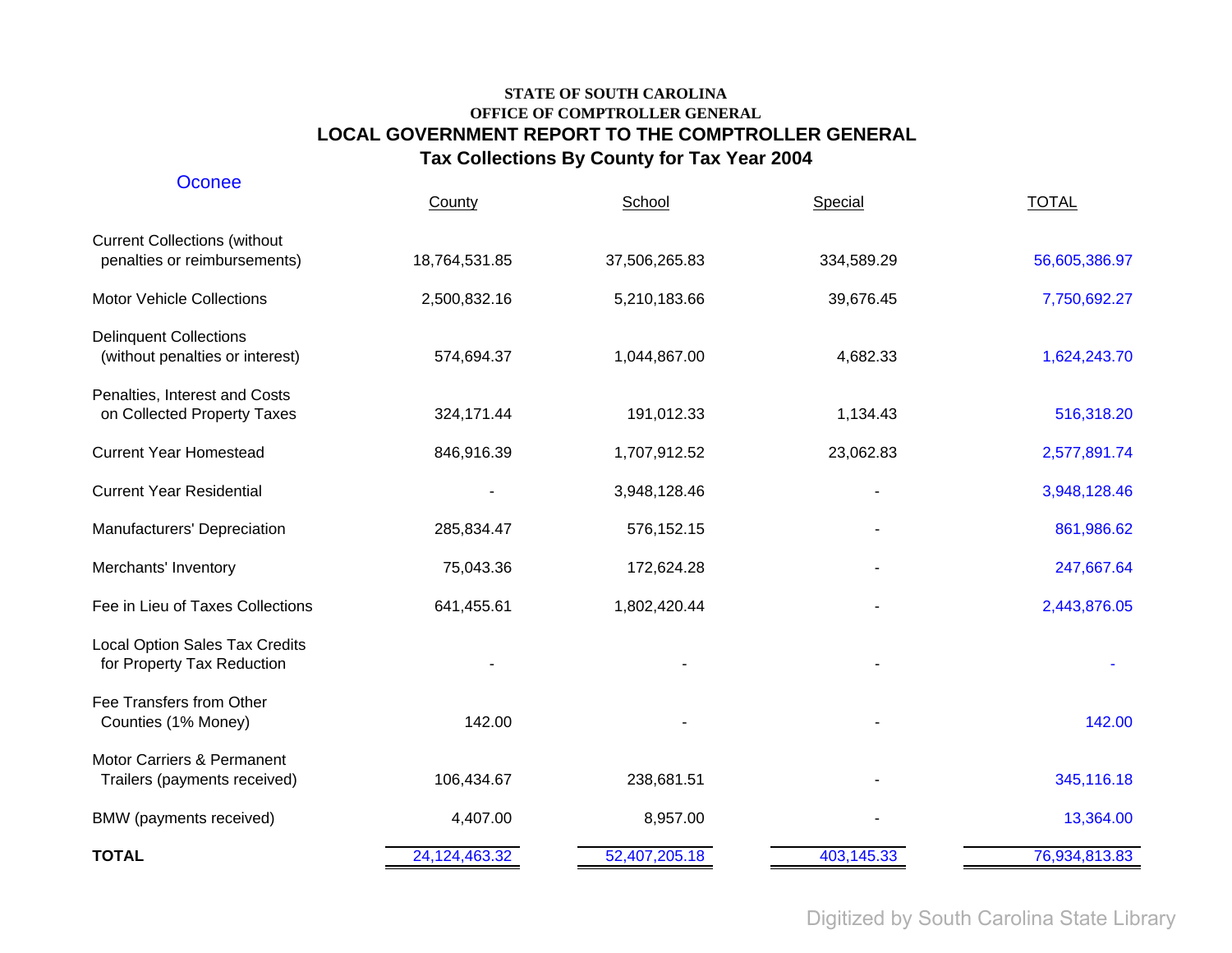**STATE OF SOUTH CAROLINA**
**OFFICE OF COMPTROLLER GENERAL**

# LOCAL GOVERNMENT REPORT TO THE COMPTROLLER GENERAL

## Tax Collections By County for Tax Year 2004

Oconee

| | County | School | Special | TOTAL |
|---|---|---|---|---|
| Current Collections (without penalties or reimbursements) | 18,764,531.85 | 37,506,265.83 | 334,589.29 | 56,605,386.97 |
| Motor Vehicle Collections | 2,500,832.16 | 5,210,183.66 | 39,676.45 | 7,750,692.27 |
| Delinquent Collections (without penalties or interest) | 574,694.37 | 1,044,867.00 | 4,682.33 | 1,624,243.70 |
| Penalties, Interest and Costs on Collected Property Taxes | 324,171.44 | 191,012.33 | 1,134.43 | 516,318.20 |
| Current Year Homestead | 846,916.39 | 1,707,912.52 | 23,062.83 | 2,577,891.74 |
| Current Year Residential | - | 3,948,128.46 | - | 3,948,128.46 |
| Manufacturers' Depreciation | 285,834.47 | 576,152.15 | - | 861,986.62 |
| Merchants' Inventory | 75,043.36 | 172,624.28 | - | 247,667.64 |
| Fee in Lieu of Taxes Collections | 641,455.61 | 1,802,420.44 | - | 2,443,876.05 |
| Local Option Sales Tax Credits for Property Tax Reduction | - | - | - | - |
| Fee Transfers from Other Counties (1% Money) | 142.00 | - | - | 142.00 |
| Motor Carriers & Permanent Trailers (payments received) | 106,434.67 | 238,681.51 | - | 345,116.18 |
| BMW (payments received) | 4,407.00 | 8,957.00 | - | 13,364.00 |
| **TOTAL** | 24,124,463.32 | 52,407,205.18 | 403,145.33 | 76,934,813.83 |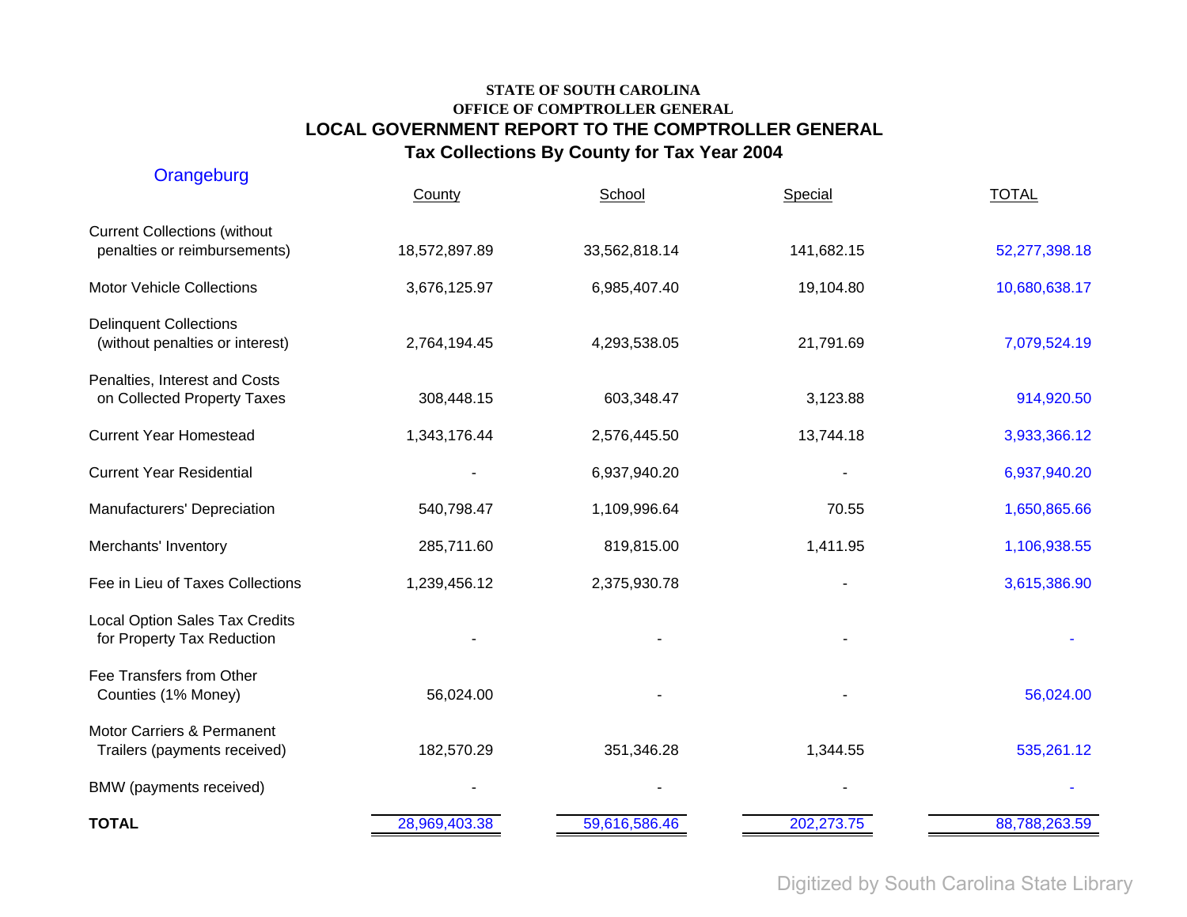**STATE OF SOUTH CAROLINA**
**OFFICE OF COMPTROLLER GENERAL**

# LOCAL GOVERNMENT REPORT TO THE COMPTROLLER GENERAL

## Tax Collections By County for Tax Year 2004

Orangeburg

| | County | School | Special | TOTAL |
|---|---|---|---|---|
| Current Collections (without penalties or reimbursements) | 18,572,897.89 | 33,562,818.14 | 141,682.15 | 52,277,398.18 |
| Motor Vehicle Collections | 3,676,125.97 | 6,985,407.40 | 19,104.80 | 10,680,638.17 |
| Delinquent Collections (without penalties or interest) | 2,764,194.45 | 4,293,538.05 | 21,791.69 | 7,079,524.19 |
| Penalties, Interest and Costs on Collected Property Taxes | 308,448.15 | 603,348.47 | 3,123.88 | 914,920.50 |
| Current Year Homestead | 1,343,176.44 | 2,576,445.50 | 13,744.18 | 3,933,366.12 |
| Current Year Residential | - | 6,937,940.20 | - | 6,937,940.20 |
| Manufacturers' Depreciation | 540,798.47 | 1,109,996.64 | 70.55 | 1,650,865.66 |
| Merchants' Inventory | 285,711.60 | 819,815.00 | 1,411.95 | 1,106,938.55 |
| Fee in Lieu of Taxes Collections | 1,239,456.12 | 2,375,930.78 | - | 3,615,386.90 |
| Local Option Sales Tax Credits for Property Tax Reduction | - | - | - | - |
| Fee Transfers from Other Counties (1% Money) | 56,024.00 | - | - | 56,024.00 |
| Motor Carriers & Permanent Trailers (payments received) | 182,570.29 | 351,346.28 | 1,344.55 | 535,261.12 |
| BMW (payments received) | - | - | - | - |
| **TOTAL** | 28,969,403.38 | 59,616,586.46 | 202,273.75 | 88,788,263.59 |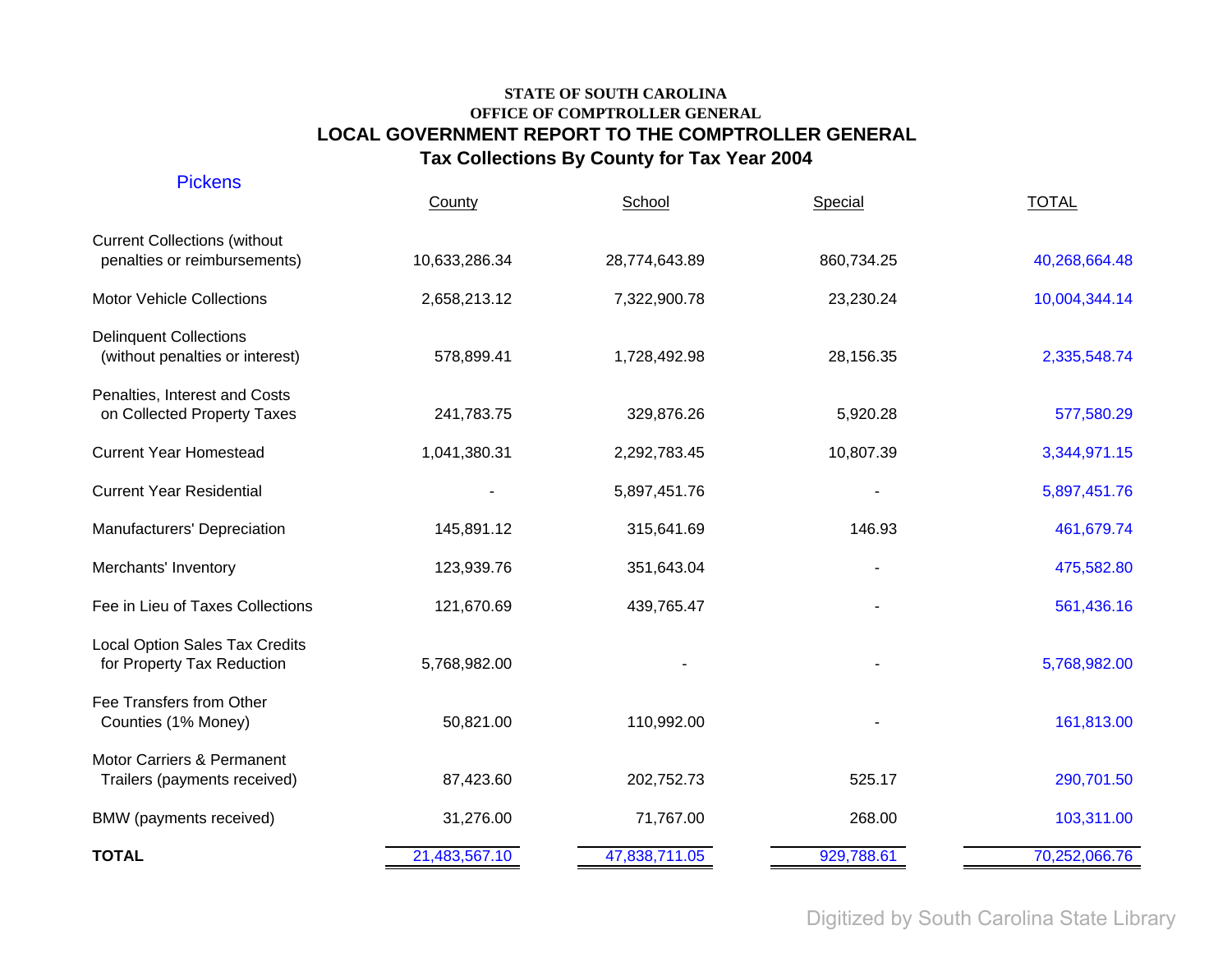**STATE OF SOUTH CAROLINA**
**OFFICE OF COMPTROLLER GENERAL**

## LOCAL GOVERNMENT REPORT TO THE COMPTROLLER GENERAL

## Tax Collections By County for Tax Year 2004

### Pickens

| | County | School | Special | TOTAL |
|---|---|---|---|---|
| Current Collections (without penalties or reimbursements) | 10,633,286.34 | 28,774,643.89 | 860,734.25 | 40,268,664.48 |
| Motor Vehicle Collections | 2,658,213.12 | 7,322,900.78 | 23,230.24 | 10,004,344.14 |
| Delinquent Collections (without penalties or interest) | 578,899.41 | 1,728,492.98 | 28,156.35 | 2,335,548.74 |
| Penalties, Interest and Costs on Collected Property Taxes | 241,783.75 | 329,876.26 | 5,920.28 | 577,580.29 |
| Current Year Homestead | 1,041,380.31 | 2,292,783.45 | 10,807.39 | 3,344,971.15 |
| Current Year Residential | - | 5,897,451.76 | - | 5,897,451.76 |
| Manufacturers' Depreciation | 145,891.12 | 315,641.69 | 146.93 | 461,679.74 |
| Merchants' Inventory | 123,939.76 | 351,643.04 | - | 475,582.80 |
| Fee in Lieu of Taxes Collections | 121,670.69 | 439,765.47 | - | 561,436.16 |
| Local Option Sales Tax Credits for Property Tax Reduction | 5,768,982.00 | - | - | 5,768,982.00 |
| Fee Transfers from Other Counties (1% Money) | 50,821.00 | 110,992.00 | - | 161,813.00 |
| Motor Carriers & Permanent Trailers (payments received) | 87,423.60 | 202,752.73 | 525.17 | 290,701.50 |
| BMW (payments received) | 31,276.00 | 71,767.00 | 268.00 | 103,311.00 |
| **TOTAL** | 21,483,567.10 | 47,838,711.05 | 929,788.61 | 70,252,066.76 |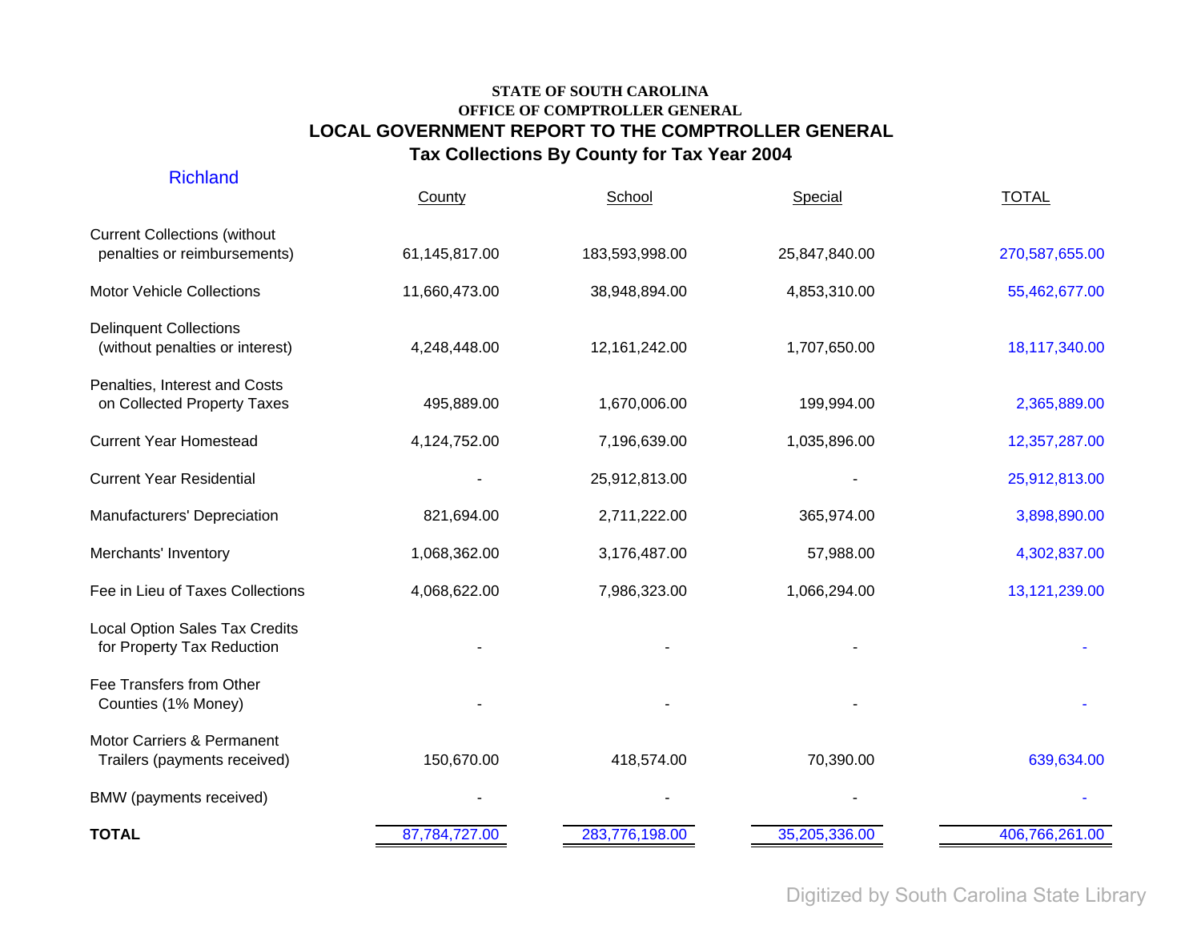**STATE OF SOUTH CAROLINA**
**OFFICE OF COMPTROLLER GENERAL**

## LOCAL GOVERNMENT REPORT TO THE COMPTROLLER GENERAL

### Tax Collections By County for Tax Year 2004

Richland

| | County | School | Special | TOTAL |
|---|---|---|---|---|
| Current Collections (without penalties or reimbursements) | 61,145,817.00 | 183,593,998.00 | 25,847,840.00 | 270,587,655.00 |
| Motor Vehicle Collections | 11,660,473.00 | 38,948,894.00 | 4,853,310.00 | 55,462,677.00 |
| Delinquent Collections (without penalties or interest) | 4,248,448.00 | 12,161,242.00 | 1,707,650.00 | 18,117,340.00 |
| Penalties, Interest and Costs on Collected Property Taxes | 495,889.00 | 1,670,006.00 | 199,994.00 | 2,365,889.00 |
| Current Year Homestead | 4,124,752.00 | 7,196,639.00 | 1,035,896.00 | 12,357,287.00 |
| Current Year Residential | - | 25,912,813.00 | - | 25,912,813.00 |
| Manufacturers' Depreciation | 821,694.00 | 2,711,222.00 | 365,974.00 | 3,898,890.00 |
| Merchants' Inventory | 1,068,362.00 | 3,176,487.00 | 57,988.00 | 4,302,837.00 |
| Fee in Lieu of Taxes Collections | 4,068,622.00 | 7,986,323.00 | 1,066,294.00 | 13,121,239.00 |
| Local Option Sales Tax Credits for Property Tax Reduction | - | - | - | - |
| Fee Transfers from Other Counties (1% Money) | - | - | - | - |
| Motor Carriers & Permanent Trailers (payments received) | 150,670.00 | 418,574.00 | 70,390.00 | 639,634.00 |
| BMW (payments received) | - | - | - | - |
| **TOTAL** | 87,784,727.00 | 283,776,198.00 | 35,205,336.00 | 406,766,261.00 |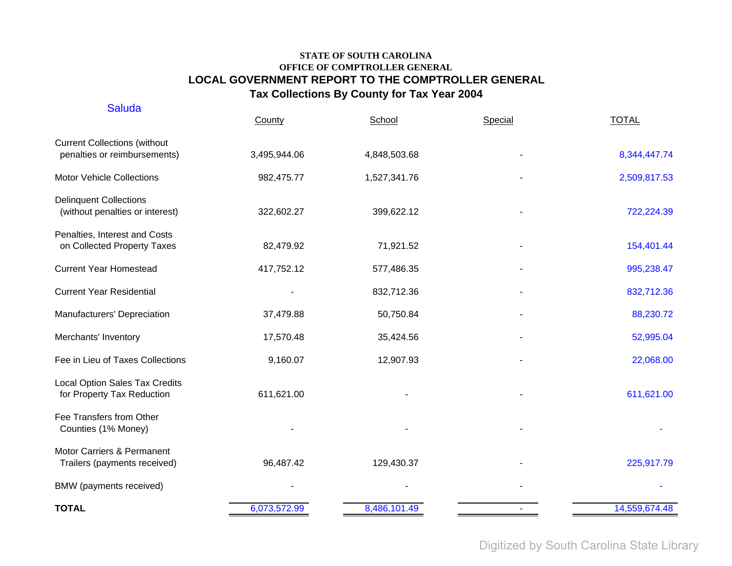**STATE OF SOUTH CAROLINA**
**OFFICE OF COMPTROLLER GENERAL**

# LOCAL GOVERNMENT REPORT TO THE COMPTROLLER GENERAL

## Tax Collections By County for Tax Year 2004

Saluda

| | County | School | Special | TOTAL |
|---|---|---|---|---|
| Current Collections (without penalties or reimbursements) | 3,495,944.06 | 4,848,503.68 | - | 8,344,447.74 |
| Motor Vehicle Collections | 982,475.77 | 1,527,341.76 | - | 2,509,817.53 |
| Delinquent Collections (without penalties or interest) | 322,602.27 | 399,622.12 | - | 722,224.39 |
| Penalties, Interest and Costs on Collected Property Taxes | 82,479.92 | 71,921.52 | - | 154,401.44 |
| Current Year Homestead | 417,752.12 | 577,486.35 | - | 995,238.47 |
| Current Year Residential | - | 832,712.36 | - | 832,712.36 |
| Manufacturers' Depreciation | 37,479.88 | 50,750.84 | - | 88,230.72 |
| Merchants' Inventory | 17,570.48 | 35,424.56 | - | 52,995.04 |
| Fee in Lieu of Taxes Collections | 9,160.07 | 12,907.93 | - | 22,068.00 |
| Local Option Sales Tax Credits for Property Tax Reduction | 611,621.00 | - | - | 611,621.00 |
| Fee Transfers from Other Counties (1% Money) | - | - | - | - |
| Motor Carriers & Permanent Trailers (payments received) | 96,487.42 | 129,430.37 | - | 225,917.79 |
| BMW (payments received) | - | - | - | - |
| **TOTAL** | 6,073,572.99 | 8,486,101.49 | - | 14,559,674.48 |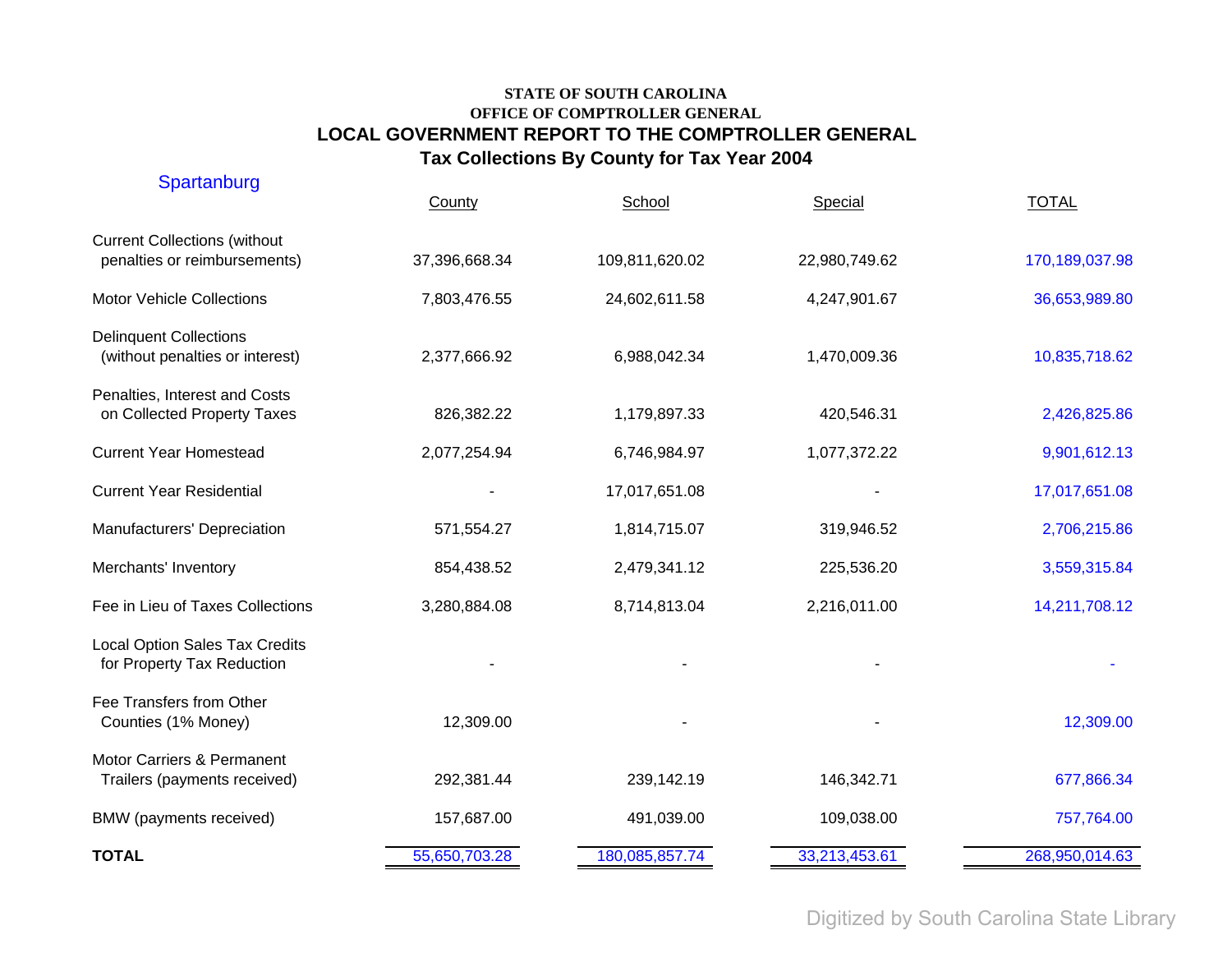**STATE OF SOUTH CAROLINA**
**OFFICE OF COMPTROLLER GENERAL**

## LOCAL GOVERNMENT REPORT TO THE COMPTROLLER GENERAL

## Tax Collections By County for Tax Year 2004

Spartanburg

| | County | School | Special | TOTAL |
|---|---|---|---|---|
| Current Collections (without penalties or reimbursements) | 37,396,668.34 | 109,811,620.02 | 22,980,749.62 | 170,189,037.98 |
| Motor Vehicle Collections | 7,803,476.55 | 24,602,611.58 | 4,247,901.67 | 36,653,989.80 |
| Delinquent Collections (without penalties or interest) | 2,377,666.92 | 6,988,042.34 | 1,470,009.36 | 10,835,718.62 |
| Penalties, Interest and Costs on Collected Property Taxes | 826,382.22 | 1,179,897.33 | 420,546.31 | 2,426,825.86 |
| Current Year Homestead | 2,077,254.94 | 6,746,984.97 | 1,077,372.22 | 9,901,612.13 |
| Current Year Residential | - | 17,017,651.08 | - | 17,017,651.08 |
| Manufacturers' Depreciation | 571,554.27 | 1,814,715.07 | 319,946.52 | 2,706,215.86 |
| Merchants' Inventory | 854,438.52 | 2,479,341.12 | 225,536.20 | 3,559,315.84 |
| Fee in Lieu of Taxes Collections | 3,280,884.08 | 8,714,813.04 | 2,216,011.00 | 14,211,708.12 |
| Local Option Sales Tax Credits for Property Tax Reduction | - | - | - | - |
| Fee Transfers from Other Counties (1% Money) | 12,309.00 | - | - | 12,309.00 |
| Motor Carriers & Permanent Trailers (payments received) | 292,381.44 | 239,142.19 | 146,342.71 | 677,866.34 |
| BMW (payments received) | 157,687.00 | 491,039.00 | 109,038.00 | 757,764.00 |
| **TOTAL** | 55,650,703.28 | 180,085,857.74 | 33,213,453.61 | 268,950,014.63 |

Digitized by South Carolina State Library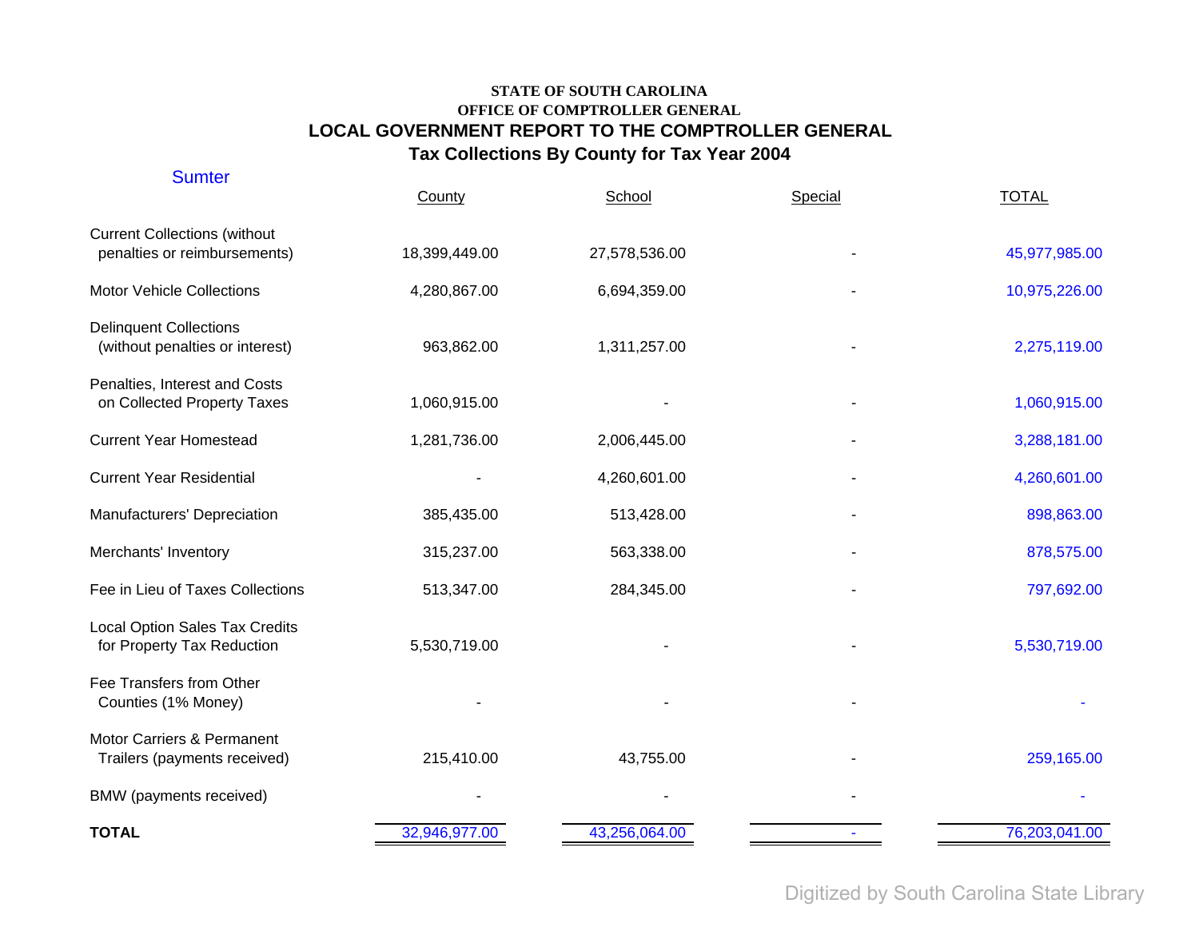**STATE OF SOUTH CAROLINA**
**OFFICE OF COMPTROLLER GENERAL**

# LOCAL GOVERNMENT REPORT TO THE COMPTROLLER GENERAL

## Tax Collections By County for Tax Year 2004

Sumter

| | County | School | Special | TOTAL |
|---|---|---|---|---|
| Current Collections (without penalties or reimbursements) | 18,399,449.00 | 27,578,536.00 | - | 45,977,985.00 |
| Motor Vehicle Collections | 4,280,867.00 | 6,694,359.00 | - | 10,975,226.00 |
| Delinquent Collections (without penalties or interest) | 963,862.00 | 1,311,257.00 | - | 2,275,119.00 |
| Penalties, Interest and Costs on Collected Property Taxes | 1,060,915.00 | - | - | 1,060,915.00 |
| Current Year Homestead | 1,281,736.00 | 2,006,445.00 | - | 3,288,181.00 |
| Current Year Residential | - | 4,260,601.00 | - | 4,260,601.00 |
| Manufacturers' Depreciation | 385,435.00 | 513,428.00 | - | 898,863.00 |
| Merchants' Inventory | 315,237.00 | 563,338.00 | - | 878,575.00 |
| Fee in Lieu of Taxes Collections | 513,347.00 | 284,345.00 | - | 797,692.00 |
| Local Option Sales Tax Credits for Property Tax Reduction | 5,530,719.00 | - | - | 5,530,719.00 |
| Fee Transfers from Other Counties (1% Money) | - | - | - | - |
| Motor Carriers & Permanent Trailers (payments received) | 215,410.00 | 43,755.00 | - | 259,165.00 |
| BMW (payments received) | - | - | - | - |
| **TOTAL** | 32,946,977.00 | 43,256,064.00 | - | 76,203,041.00 |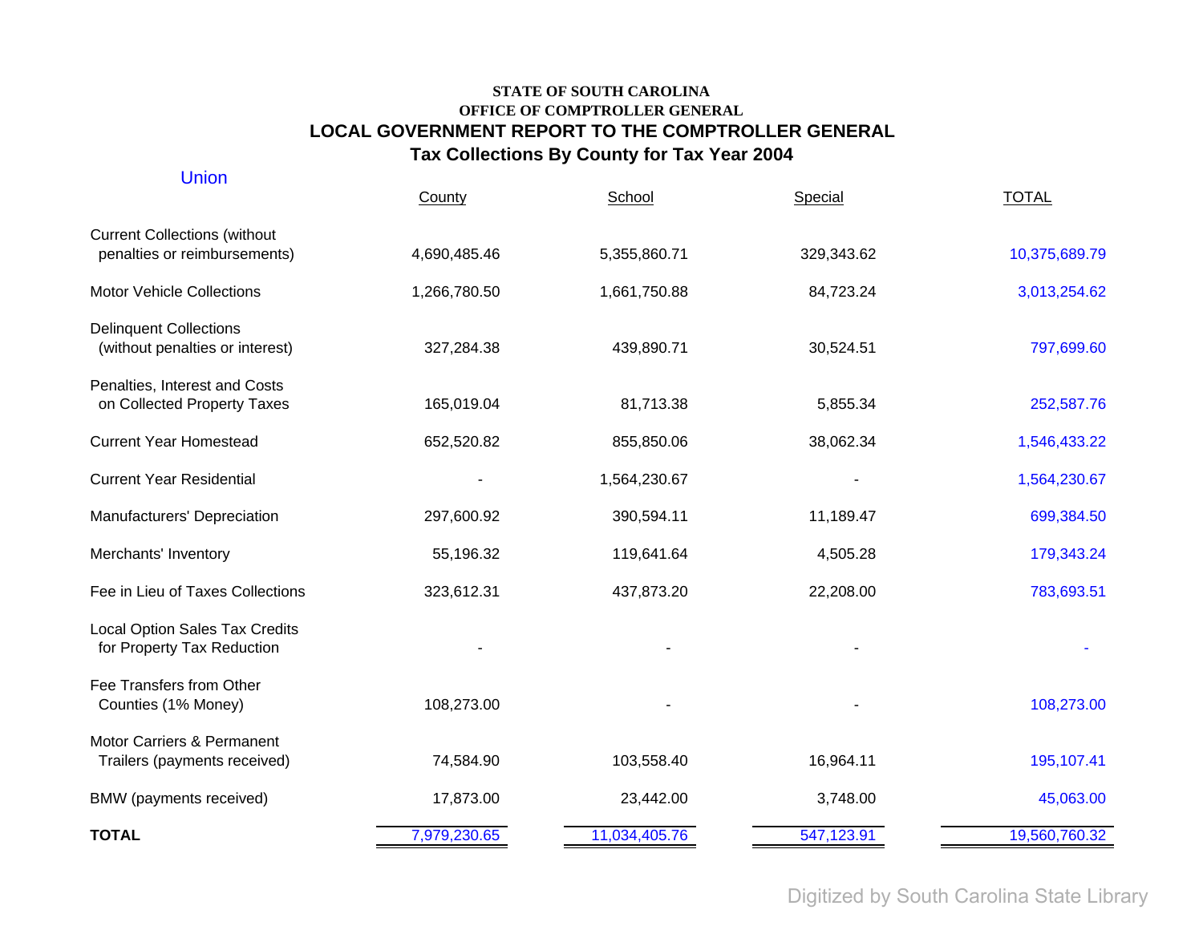**STATE OF SOUTH CAROLINA**
**OFFICE OF COMPTROLLER GENERAL**

# LOCAL GOVERNMENT REPORT TO THE COMPTROLLER GENERAL

## Tax Collections By County for Tax Year 2004

Union

| | County | School | Special | TOTAL |
|---|---|---|---|---|
| Current Collections (without penalties or reimbursements) | 4,690,485.46 | 5,355,860.71 | 329,343.62 | 10,375,689.79 |
| Motor Vehicle Collections | 1,266,780.50 | 1,661,750.88 | 84,723.24 | 3,013,254.62 |
| Delinquent Collections (without penalties or interest) | 327,284.38 | 439,890.71 | 30,524.51 | 797,699.60 |
| Penalties, Interest and Costs on Collected Property Taxes | 165,019.04 | 81,713.38 | 5,855.34 | 252,587.76 |
| Current Year Homestead | 652,520.82 | 855,850.06 | 38,062.34 | 1,546,433.22 |
| Current Year Residential | - | 1,564,230.67 | - | 1,564,230.67 |
| Manufacturers' Depreciation | 297,600.92 | 390,594.11 | 11,189.47 | 699,384.50 |
| Merchants' Inventory | 55,196.32 | 119,641.64 | 4,505.28 | 179,343.24 |
| Fee in Lieu of Taxes Collections | 323,612.31 | 437,873.20 | 22,208.00 | 783,693.51 |
| Local Option Sales Tax Credits for Property Tax Reduction | - | - | - | - |
| Fee Transfers from Other Counties (1% Money) | 108,273.00 | - | - | 108,273.00 |
| Motor Carriers & Permanent Trailers (payments received) | 74,584.90 | 103,558.40 | 16,964.11 | 195,107.41 |
| BMW (payments received) | 17,873.00 | 23,442.00 | 3,748.00 | 45,063.00 |
| **TOTAL** | 7,979,230.65 | 11,034,405.76 | 547,123.91 | 19,560,760.32 |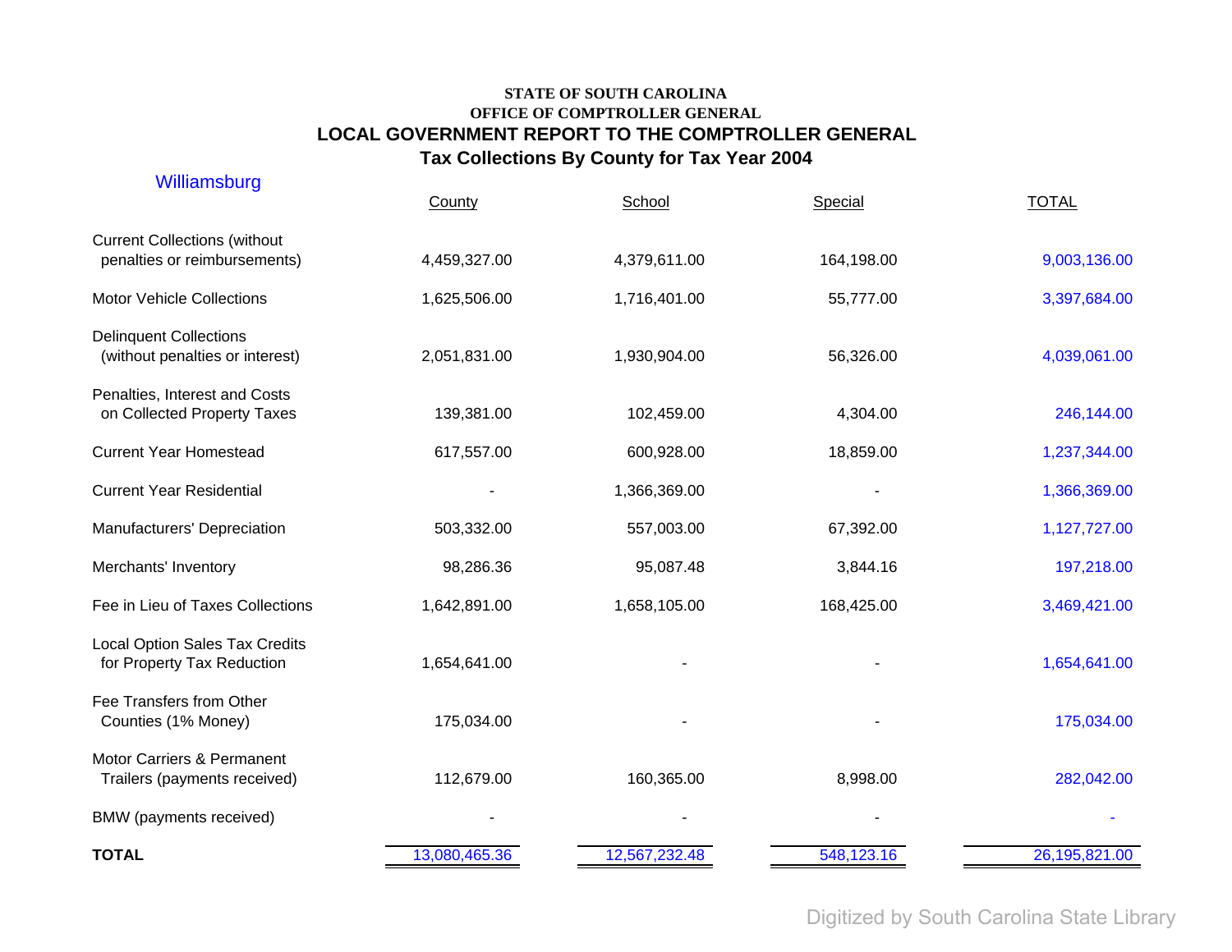**STATE OF SOUTH CAROLINA**
**OFFICE OF COMPTROLLER GENERAL**

## LOCAL GOVERNMENT REPORT TO THE COMPTROLLER GENERAL

### Tax Collections By County for Tax Year 2004

Williamsburg

| | County | School | Special | TOTAL |
|---|---|---|---|---|
| Current Collections (without penalties or reimbursements) | 4,459,327.00 | 4,379,611.00 | 164,198.00 | 9,003,136.00 |
| Motor Vehicle Collections | 1,625,506.00 | 1,716,401.00 | 55,777.00 | 3,397,684.00 |
| Delinquent Collections (without penalties or interest) | 2,051,831.00 | 1,930,904.00 | 56,326.00 | 4,039,061.00 |
| Penalties, Interest and Costs on Collected Property Taxes | 139,381.00 | 102,459.00 | 4,304.00 | 246,144.00 |
| Current Year Homestead | 617,557.00 | 600,928.00 | 18,859.00 | 1,237,344.00 |
| Current Year Residential | - | 1,366,369.00 | - | 1,366,369.00 |
| Manufacturers' Depreciation | 503,332.00 | 557,003.00 | 67,392.00 | 1,127,727.00 |
| Merchants' Inventory | 98,286.36 | 95,087.48 | 3,844.16 | 197,218.00 |
| Fee in Lieu of Taxes Collections | 1,642,891.00 | 1,658,105.00 | 168,425.00 | 3,469,421.00 |
| Local Option Sales Tax Credits for Property Tax Reduction | 1,654,641.00 | - | - | 1,654,641.00 |
| Fee Transfers from Other Counties (1% Money) | 175,034.00 | - | - | 175,034.00 |
| Motor Carriers & Permanent Trailers (payments received) | 112,679.00 | 160,365.00 | 8,998.00 | 282,042.00 |
| BMW (payments received) | - | - | - | - |
| **TOTAL** | 13,080,465.36 | 12,567,232.48 | 548,123.16 | 26,195,821.00 |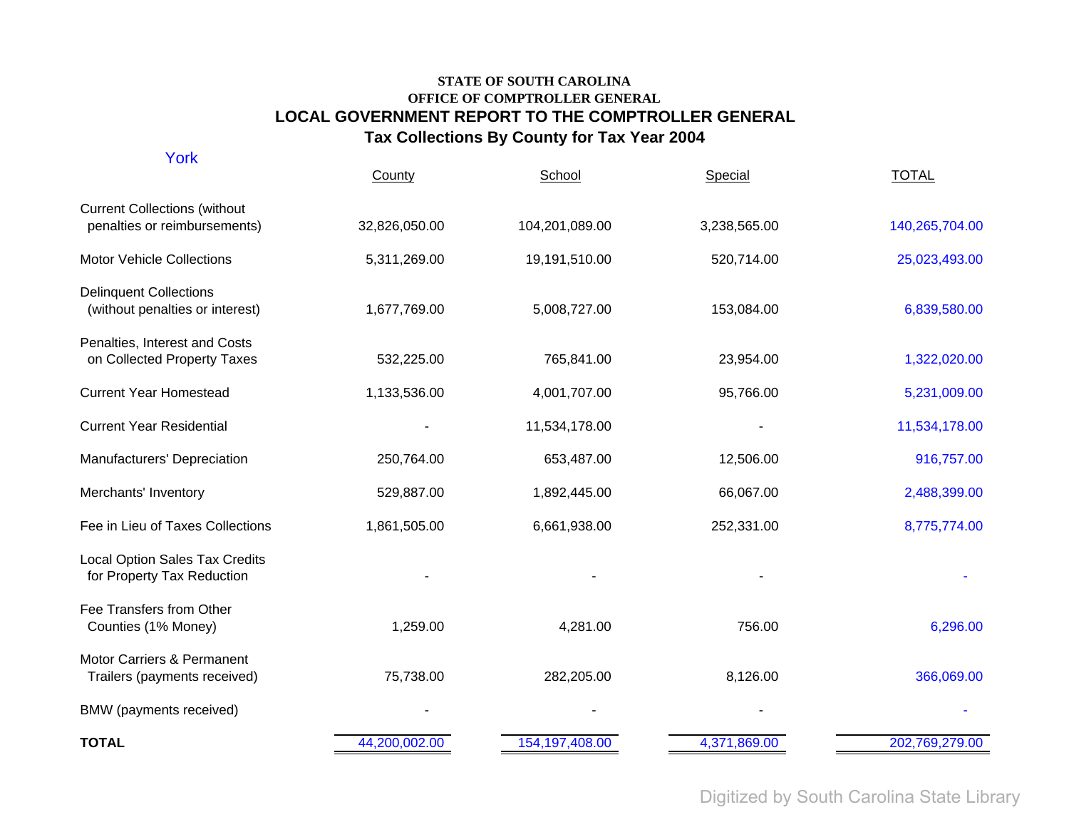**STATE OF SOUTH CAROLINA**
**OFFICE OF COMPTROLLER GENERAL**

## LOCAL GOVERNMENT REPORT TO THE COMPTROLLER GENERAL

### Tax Collections By County for Tax Year 2004

York

| | County | School | Special | TOTAL |
|---|---|---|---|---|
| Current Collections (without penalties or reimbursements) | 32,826,050.00 | 104,201,089.00 | 3,238,565.00 | 140,265,704.00 |
| Motor Vehicle Collections | 5,311,269.00 | 19,191,510.00 | 520,714.00 | 25,023,493.00 |
| Delinquent Collections (without penalties or interest) | 1,677,769.00 | 5,008,727.00 | 153,084.00 | 6,839,580.00 |
| Penalties, Interest and Costs on Collected Property Taxes | 532,225.00 | 765,841.00 | 23,954.00 | 1,322,020.00 |
| Current Year Homestead | 1,133,536.00 | 4,001,707.00 | 95,766.00 | 5,231,009.00 |
| Current Year Residential | - | 11,534,178.00 | - | 11,534,178.00 |
| Manufacturers' Depreciation | 250,764.00 | 653,487.00 | 12,506.00 | 916,757.00 |
| Merchants' Inventory | 529,887.00 | 1,892,445.00 | 66,067.00 | 2,488,399.00 |
| Fee in Lieu of Taxes Collections | 1,861,505.00 | 6,661,938.00 | 252,331.00 | 8,775,774.00 |
| Local Option Sales Tax Credits for Property Tax Reduction | - | - | - | - |
| Fee Transfers from Other Counties (1% Money) | 1,259.00 | 4,281.00 | 756.00 | 6,296.00 |
| Motor Carriers & Permanent Trailers (payments received) | 75,738.00 | 282,205.00 | 8,126.00 | 366,069.00 |
| BMW (payments received) | - | - | - | - |
| **TOTAL** | 44,200,002.00 | 154,197,408.00 | 4,371,869.00 | 202,769,279.00 |